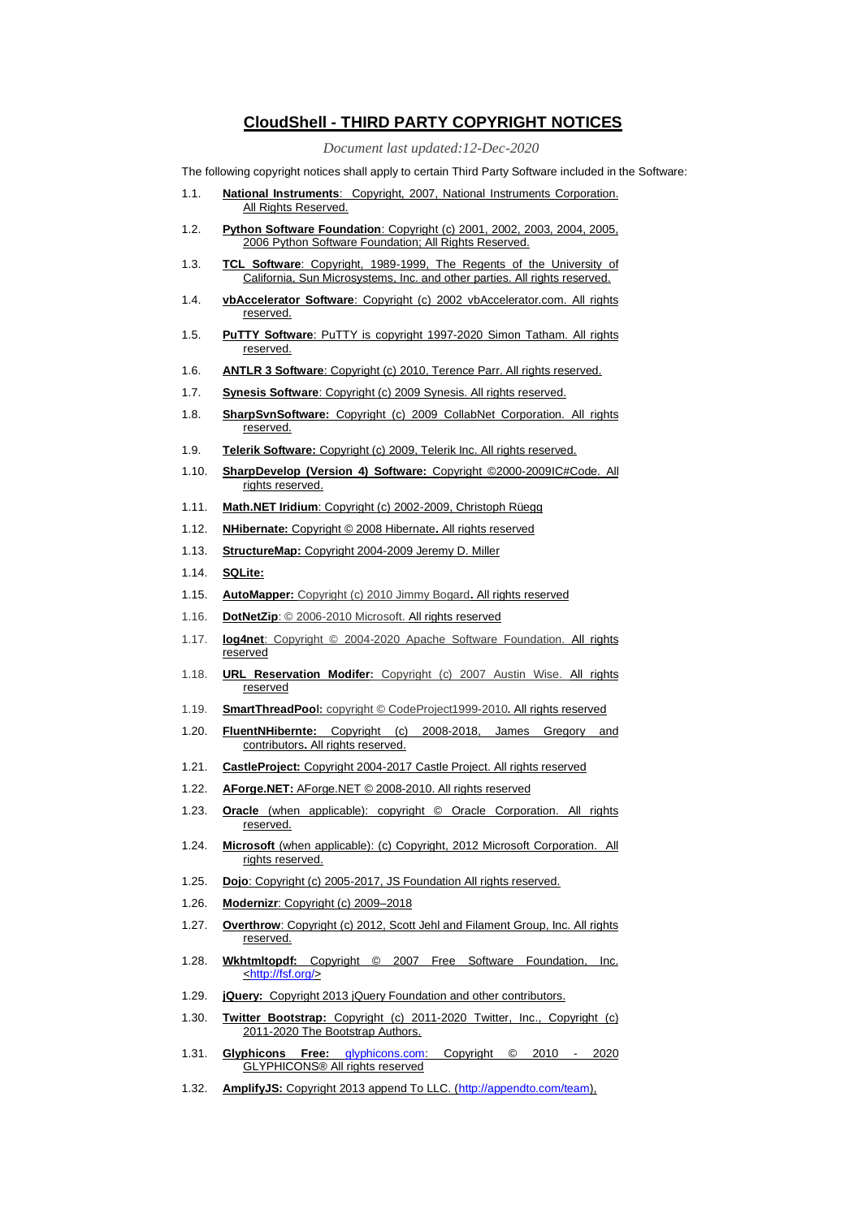# CloudShell - THIRD PARTY COPYRIGHT NOTICES

*Document last updated:12-Dec-2020*

The following copyright notices shall apply to certain Third Party Software included in the Software:

1.1. **National Instruments**: Copyright, 2007, National Instruments Corporation. All Rights Reserved.

1.2. **Python Software Foundation**: Copyright (c) 2001, 2002, 2003, 2004, 2005, 2006 Python Software Foundation; All Rights Reserved.

1.3. **TCL Software**: Copyright, 1989-1999, The Regents of the University of California, Sun Microsystems, Inc. and other parties. All rights reserved.

1.4. **vbAccelerator Software**: Copyright (c) 2002 vbAccelerator.com. All rights reserved.

1.5. **PuTTY Software**: PuTTY is copyright 1997-2020 Simon Tatham. All rights reserved.

1.6. **ANTLR 3 Software**: Copyright (c) 2010, Terence Parr. All rights reserved.

1.7. **Synesis Software**: Copyright (c) 2009 Synesis. All rights reserved.

1.8. **SharpSvnSoftware:** Copyright (c) 2009 CollabNet Corporation. All rights reserved.

1.9. **Telerik Software:** Copyright (c) 2009, Telerik Inc. All rights reserved.

1.10. **SharpDevelop (Version 4) Software:** Copyright ©2000-2009IC#Code. All rights reserved.

1.11. **Math.NET Iridium**: Copyright (c) 2002-2009, Christoph Rüegg

1.12. **NHibernate:** Copyright © 2008 Hibernate**.** All rights reserved

1.13. **StructureMap:** Copyright 2004-2009 Jeremy D. Miller

1.14. **SQLite:**

1.15. **AutoMapper:** Copyright (c) 2010 Jimmy Bogard**.** All rights reserved

1.16. **DotNetZip**: © 2006-2010 Microsoft. All rights reserved

1.17. **log4net**: Copyright © 2004-2020 Apache Software Foundation. All rights reserved

1.18. **URL Reservation Modifer**: Copyright (c) 2007 Austin Wise. All rights reserved

1.19. **SmartThreadPool:** copyright © CodeProject1999-2010**.** All rights reserved

1.20. **FluentNHibernte:** Copyright (c) 2008-2018, James Gregory and contributors**.** All rights reserved.

1.21. **CastleProject:** Copyright 2004-2017 Castle Project. All rights reserved

1.22. **AForge.NET:** AForge.NET © 2008-2010. All rights reserved

1.23. **Oracle** (when applicable): copyright © Oracle Corporation. All rights reserved.

1.24. **Microsoft** (when applicable): (c) Copyright, 2012 Microsoft Corporation. All rights reserved.

1.25. **Dojo**: Copyright (c) 2005-2017, JS Foundation All rights reserved.

1.26. **Modernizr**: Copyright (c) 2009–2018

1.27. **Overthrow**: Copyright (c) 2012, Scott Jehl and Filament Group, Inc. All rights reserved.

1.28. **Wkhtmltopdf:** Copyright © 2007 Free Software Foundation, Inc. <http://fsf.org/>

1.29. **jQuery:** Copyright 2013 jQuery Foundation and other contributors.

1.30. **Twitter Bootstrap:** Copyright (c) 2011-2020 Twitter, Inc., Copyright (c) 2011-2020 The Bootstrap Authors.

1.31. **Glyphicons Free:** glyphicons.com: Copyright © 2010 - 2020 GLYPHICONS® All rights reserved

1.32. **AmplifyJS:** Copyright 2013 append To LLC. (http://appendto.com/team),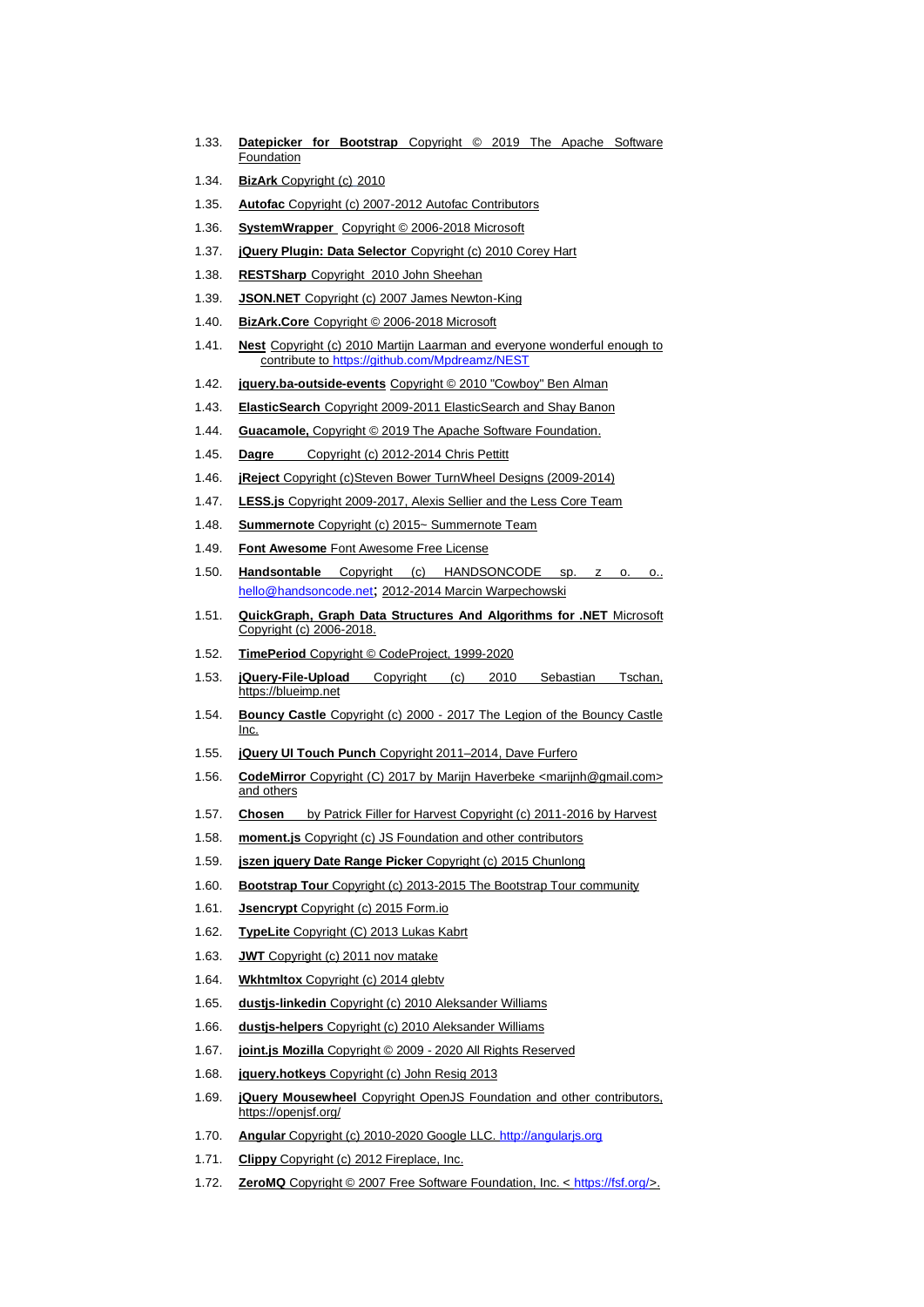1.33. **Datepicker for Bootstrap** Copyright © 2019 The Apache Software Foundation

1.34. **BizArk** Copyright (c) 2010

1.35. **Autofac** Copyright (c) 2007-2012 Autofac Contributors

1.36. **SystemWrapper** Copyright © 2006-2018 Microsoft

1.37. **jQuery Plugin: Data Selector** Copyright (c) 2010 Corey Hart

1.38. **RESTSharp** Copyright 2010 John Sheehan

1.39. **JSON.NET** Copyright (c) 2007 James Newton-King

1.40. **BizArk.Core** Copyright © 2006-2018 Microsoft

1.41. **Nest** Copyright (c) 2010 Martijn Laarman and everyone wonderful enough to contribute to https://github.com/Mpdreamz/NEST

1.42. **jquery.ba-outside-events** Copyright © 2010 "Cowboy" Ben Alman

1.43. **ElasticSearch** Copyright 2009-2011 ElasticSearch and Shay Banon

1.44. **Guacamole,** Copyright © 2019 The Apache Software Foundation.

1.45. **Dagre** Copyright (c) 2012-2014 Chris Pettitt

1.46. **jReject** Copyright (c)Steven Bower TurnWheel Designs (2009-2014)

1.47. **LESS.js** Copyright 2009-2017, Alexis Sellier and the Less Core Team

1.48. **Summernote** Copyright (c) 2015~ Summernote Team

1.49. **Font Awesome** Font Awesome Free License

1.50. **Handsontable** Copyright (c) HANDSONCODE sp. z o. o.. hello@handsoncode.net; 2012-2014 Marcin Warpechowski

1.51. **QuickGraph, Graph Data Structures And Algorithms for .NET** Microsoft Copyright (c) 2006-2018.

1.52. **TimePeriod** Copyright © CodeProject, 1999-2020

1.53. **jQuery-File-Upload** Copyright (c) 2010 Sebastian Tschan, https://blueimp.net

1.54. **Bouncy Castle** Copyright (c) 2000 - 2017 The Legion of the Bouncy Castle Inc.

1.55. **jQuery UI Touch Punch** Copyright 2011–2014, Dave Furfero

1.56. **CodeMirror** Copyright (C) 2017 by Marijn Haverbeke <marijnh@gmail.com> and others

1.57. **Chosen** by Patrick Filler for Harvest Copyright (c) 2011-2016 by Harvest

1.58. **moment.js** Copyright (c) JS Foundation and other contributors

1.59. **jszen jquery Date Range Picker** Copyright (c) 2015 Chunlong

1.60. **Bootstrap Tour** Copyright (c) 2013-2015 The Bootstrap Tour community

1.61. **Jsencrypt** Copyright (c) 2015 Form.io

1.62. **TypeLite** Copyright (C) 2013 Lukas Kabrt

1.63. **JWT** Copyright (c) 2011 nov matake

1.64. **Wkhtmltox** Copyright (c) 2014 glebtv

1.65. **dustjs-linkedin** Copyright (c) 2010 Aleksander Williams

1.66. **dustjs-helpers** Copyright (c) 2010 Aleksander Williams

1.67. **joint.js Mozilla** Copyright © 2009 - 2020 All Rights Reserved

1.68. **jquery.hotkeys** Copyright (c) John Resig 2013

1.69. **jQuery Mousewheel** Copyright OpenJS Foundation and other contributors, https://openjsf.org/

1.70. **Angular** Copyright (c) 2010-2020 Google LLC. http://angularjs.org

1.71. **Clippy** Copyright (c) 2012 Fireplace, Inc.

1.72. **ZeroMQ** Copyright © 2007 Free Software Foundation, Inc. < https://fsf.org/>.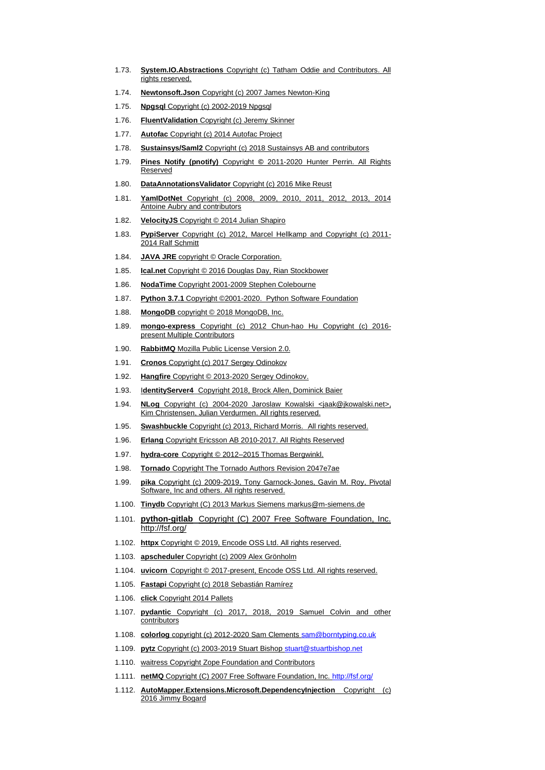1.73. **System.IO.Abstractions** Copyright (c) Tatham Oddie and Contributors. All rights reserved.

1.74. **Newtonsoft.Json** Copyright (c) 2007 James Newton-King

1.75. **Npgsql** Copyright (c) 2002-2019 Npgsql

1.76. **FluentValidation** Copyright (c) Jeremy Skinner

1.77. **Autofac** Copyright (c) 2014 Autofac Project

1.78. **Sustainsys/Saml2** Copyright (c) 2018 Sustainsys AB and contributors

1.79. **Pines Notify (pnotify)** Copyright © 2011-2020 Hunter Perrin. All Rights Reserved

1.80. **DataAnnotationsValidator** Copyright (c) 2016 Mike Reust

1.81. **YamlDotNet** Copyright (c) 2008, 2009, 2010, 2011, 2012, 2013, 2014 Antoine Aubry and contributors

1.82. **VelocityJS** Copyright © 2014 Julian Shapiro

1.83. **PypiServer** Copyright (c) 2012, Marcel Hellkamp and Copyright (c) 2011-2014 Ralf Schmitt

1.84. **JAVA JRE** copyright © Oracle Corporation.

1.85. **Ical.net** Copyright © 2016 Douglas Day, Rian Stockbower

1.86. **NodaTime** Copyright 2001-2009 Stephen Colebourne

1.87. **Python 3.7.1** Copyright ©2001-2020. Python Software Foundation

1.88. **MongoDB** copyright © 2018 MongoDB, Inc.

1.89. **mongo-express** Copyright (c) 2012 Chun-hao Hu Copyright (c) 2016-present Multiple Contributors

1.90. **RabbitMQ** Mozilla Public License Version 2.0.

1.91. **Cronos** Copyright (c) 2017 Sergey Odinokov

1.92. **Hangfire** Copyright © 2013-2020 Sergey Odinokov.

1.93. **IdentityServer4** Copyright 2018, Brock Allen, Dominick Baier

1.94. **NLog** Copyright (c) 2004-2020 Jaroslaw Kowalski <jaak@jkowalski.net>, Kim Christensen, Julian Verdurmen. All rights reserved.

1.95. **Swashbuckle** Copyright (c) 2013, Richard Morris. All rights reserved.

1.96. **Erlang** Copyright Ericsson AB 2010-2017. All Rights Reserved

1.97. **hydra-core** Copyright © 2012–2015 Thomas Bergwinkl.

1.98. **Tornado** Copyright The Tornado Authors Revision 2047e7ae

1.99. **pika** Copyright (c) 2009-2019, Tony Garnock-Jones, Gavin M. Roy, Pivotal Software, Inc and others. All rights reserved.

1.100. **Tinydb** Copyright (C) 2013 Markus Siemens markus@m-siemens.de

1.101. **python-gitlab** Copyright (C) 2007 Free Software Foundation, Inc. http://fsf.org/

1.102. **httpx** Copyright © 2019, Encode OSS Ltd. All rights reserved.

1.103. **apscheduler** Copyright (c) 2009 Alex Grönholm

1.104. **uvicorn** Copyright © 2017-present, Encode OSS Ltd. All rights reserved.

1.105. **Fastapi** Copyright (c) 2018 Sebastián Ramírez

1.106. **click** Copyright 2014 Pallets

1.107. **pydantic** Copyright (c) 2017, 2018, 2019 Samuel Colvin and other contributors

1.108. **colorlog** copyright (c) 2012-2020 Sam Clements sam@borntyping.co.uk

1.109. **pytz** Copyright (c) 2003-2019 Stuart Bishop stuart@stuartbishop.net

1.110. waitress Copyright Zope Foundation and Contributors

1.111. **netMQ** Copyright (C) 2007 Free Software Foundation, Inc. http://fsf.org/

1.112. **AutoMapper.Extensions.Microsoft.DependencyInjection** Copyright (c) 2016 Jimmy Bogard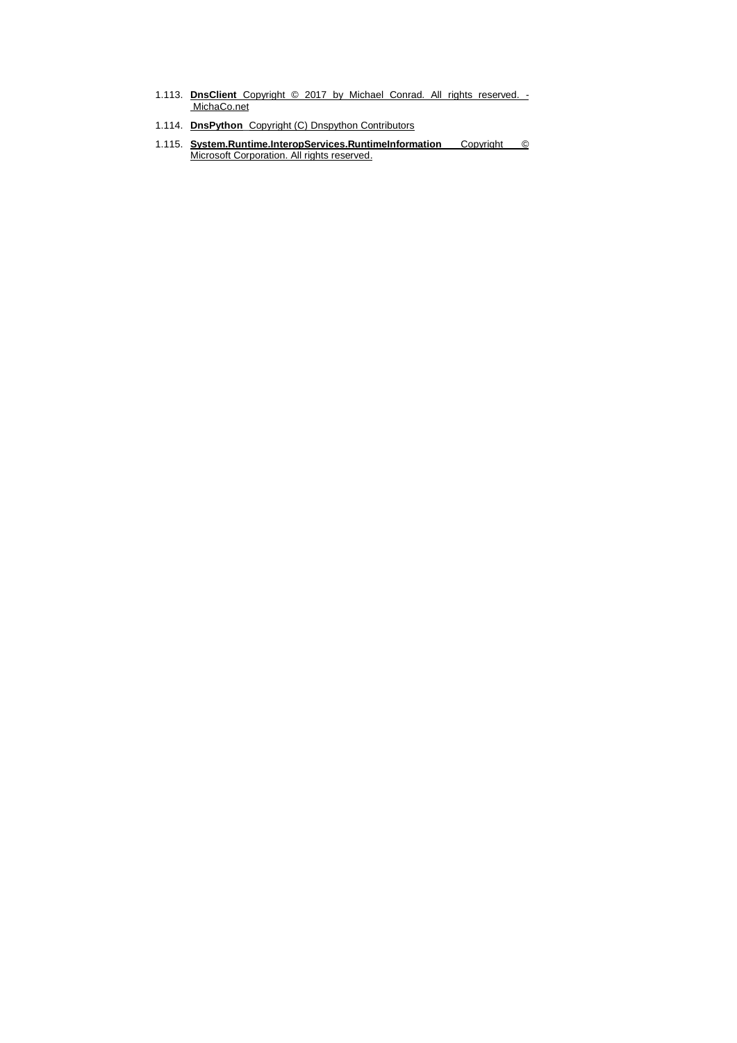1.113. **DnsClient** Copyright © 2017 by Michael Conrad. All rights reserved. - MichaCo.net

1.114. **DnsPython** Copyright (C) Dnspython Contributors

1.115. **System.Runtime.InteropServices.RuntimeInformation** Copyright © Microsoft Corporation. All rights reserved.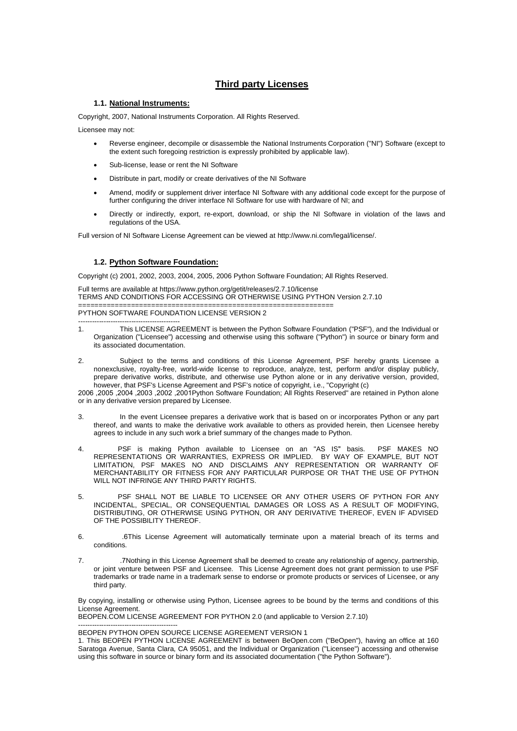# Third party Licenses

## 1.1. National Instruments:

Copyright, 2007, National Instruments Corporation. All Rights Reserved.

Licensee may not:

- Reverse engineer, decompile or disassemble the National Instruments Corporation ("NI") Software (except to the extent such foregoing restriction is expressly prohibited by applicable law).
- Sub-license, lease or rent the NI Software
- Distribute in part, modify or create derivatives of the NI Software
- Amend, modify or supplement driver interface NI Software with any additional code except for the purpose of further configuring the driver interface NI Software for use with hardware of NI; and
- Directly or indirectly, export, re-export, download, or ship the NI Software in violation of the laws and regulations of the USA.

Full version of NI Software License Agreement can be viewed at http://www.ni.com/legal/license/.

## 1.2. Python Software Foundation:

Copyright (c) 2001, 2002, 2003, 2004, 2005, 2006 Python Software Foundation; All Rights Reserved.

Full terms are available at https://www.python.org/getit/releases/2.7.10/license
TERMS AND CONDITIONS FOR ACCESSING OR OTHERWISE USING PYTHON Version 2.7.10
================================================================
PYTHON SOFTWARE FOUNDATION LICENSE VERSION 2
--------------------------------------------

1. This LICENSE AGREEMENT is between the Python Software Foundation ("PSF"), and the Individual or Organization ("Licensee") accessing and otherwise using this software ("Python") in source or binary form and its associated documentation.

2. Subject to the terms and conditions of this License Agreement, PSF hereby grants Licensee a nonexclusive, royalty-free, world-wide license to reproduce, analyze, test, perform and/or display publicly, prepare derivative works, distribute, and otherwise use Python alone or in any derivative version, provided, however, that PSF's License Agreement and PSF's notice of copyright, i.e., "Copyright (c)
2006 ,2005 ,2004 ,2003 ,2002 ,2001Python Software Foundation; All Rights Reserved" are retained in Python alone or in any derivative version prepared by Licensee.

3. In the event Licensee prepares a derivative work that is based on or incorporates Python or any part thereof, and wants to make the derivative work available to others as provided herein, then Licensee hereby agrees to include in any such work a brief summary of the changes made to Python.

4. PSF is making Python available to Licensee on an "AS IS" basis. PSF MAKES NO REPRESENTATIONS OR WARRANTIES, EXPRESS OR IMPLIED. BY WAY OF EXAMPLE, BUT NOT LIMITATION, PSF MAKES NO AND DISCLAIMS ANY REPRESENTATION OR WARRANTY OF MERCHANTABILITY OR FITNESS FOR ANY PARTICULAR PURPOSE OR THAT THE USE OF PYTHON WILL NOT INFRINGE ANY THIRD PARTY RIGHTS.

5. PSF SHALL NOT BE LIABLE TO LICENSEE OR ANY OTHER USERS OF PYTHON FOR ANY INCIDENTAL, SPECIAL, OR CONSEQUENTIAL DAMAGES OR LOSS AS A RESULT OF MODIFYING, DISTRIBUTING, OR OTHERWISE USING PYTHON, OR ANY DERIVATIVE THEREOF, EVEN IF ADVISED OF THE POSSIBILITY THEREOF.

6. .6This License Agreement will automatically terminate upon a material breach of its terms and conditions.

7. .7Nothing in this License Agreement shall be deemed to create any relationship of agency, partnership, or joint venture between PSF and Licensee. This License Agreement does not grant permission to use PSF trademarks or trade name in a trademark sense to endorse or promote products or services of Licensee, or any third party.

By copying, installing or otherwise using Python, Licensee agrees to be bound by the terms and conditions of this License Agreement.
BEOPEN.COM LICENSE AGREEMENT FOR PYTHON 2.0 (and applicable to Version 2.7.10)
-------------------------------------------
BEOPEN PYTHON OPEN SOURCE LICENSE AGREEMENT VERSION 1
1. This BEOPEN PYTHON LICENSE AGREEMENT is between BeOpen.com ("BeOpen"), having an office at 160 Saratoga Avenue, Santa Clara, CA 95051, and the Individual or Organization ("Licensee") accessing and otherwise using this software in source or binary form and its associated documentation ("the Python Software").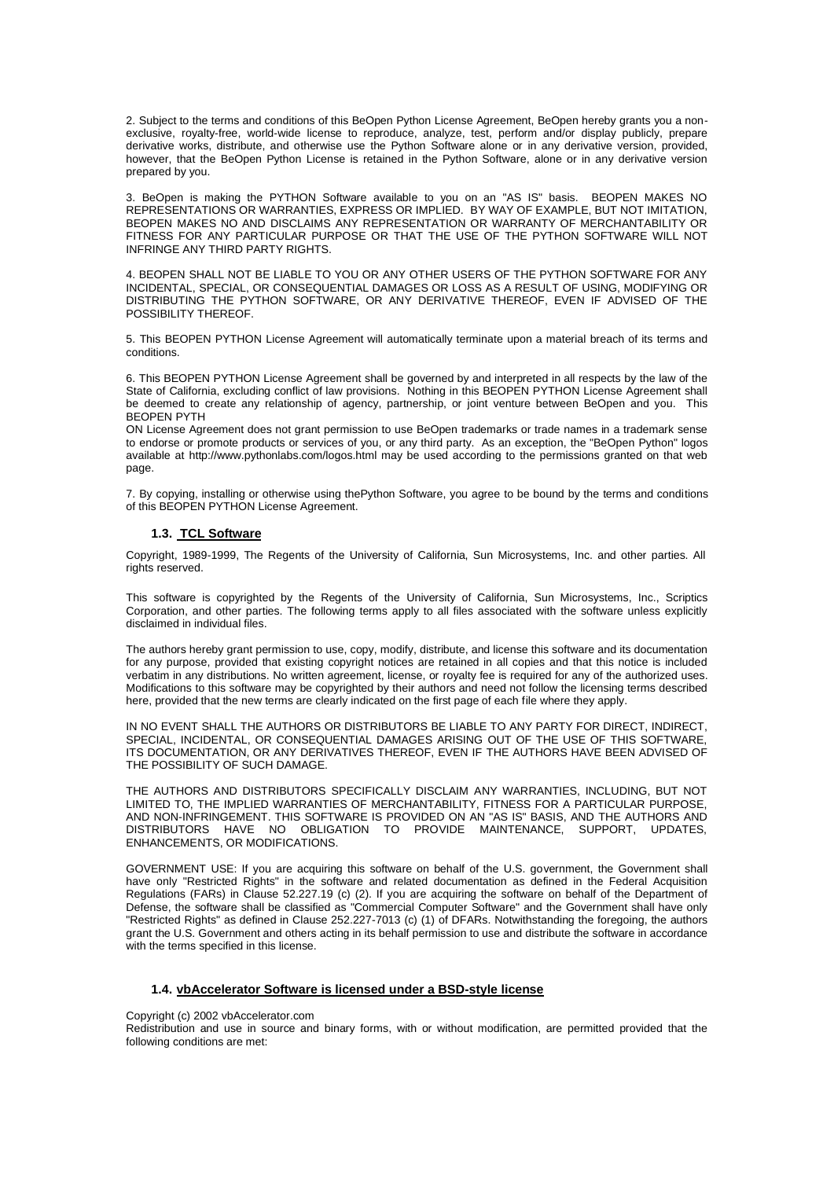2. Subject to the terms and conditions of this BeOpen Python License Agreement, BeOpen hereby grants you a non-exclusive, royalty-free, world-wide license to reproduce, analyze, test, perform and/or display publicly, prepare derivative works, distribute, and otherwise use the Python Software alone or in any derivative version, provided, however, that the BeOpen Python License is retained in the Python Software, alone or in any derivative version prepared by you.

3. BeOpen is making the PYTHON Software available to you on an "AS IS" basis. BEOPEN MAKES NO REPRESENTATIONS OR WARRANTIES, EXPRESS OR IMPLIED. BY WAY OF EXAMPLE, BUT NOT IMITATION, BEOPEN MAKES NO AND DISCLAIMS ANY REPRESENTATION OR WARRANTY OF MERCHANTABILITY OR FITNESS FOR ANY PARTICULAR PURPOSE OR THAT THE USE OF THE PYTHON SOFTWARE WILL NOT INFRINGE ANY THIRD PARTY RIGHTS.

4. BEOPEN SHALL NOT BE LIABLE TO YOU OR ANY OTHER USERS OF THE PYTHON SOFTWARE FOR ANY INCIDENTAL, SPECIAL, OR CONSEQUENTIAL DAMAGES OR LOSS AS A RESULT OF USING, MODIFYING OR DISTRIBUTING THE PYTHON SOFTWARE, OR ANY DERIVATIVE THEREOF, EVEN IF ADVISED OF THE POSSIBILITY THEREOF.

5. This BEOPEN PYTHON License Agreement will automatically terminate upon a material breach of its terms and conditions.

6. This BEOPEN PYTHON License Agreement shall be governed by and interpreted in all respects by the law of the State of California, excluding conflict of law provisions. Nothing in this BEOPEN PYTHON License Agreement shall be deemed to create any relationship of agency, partnership, or joint venture between BeOpen and you. This BEOPEN PYTH
ON License Agreement does not grant permission to use BeOpen trademarks or trade names in a trademark sense to endorse or promote products or services of you, or any third party. As an exception, the "BeOpen Python" logos available at http://www.pythonlabs.com/logos.html may be used according to the permissions granted on that web page.

7. By copying, installing or otherwise using thePython Software, you agree to be bound by the terms and conditions of this BEOPEN PYTHON License Agreement.

### 1.3. TCL Software

Copyright, 1989-1999, The Regents of the University of California, Sun Microsystems, Inc. and other parties. All rights reserved.

This software is copyrighted by the Regents of the University of California, Sun Microsystems, Inc., Scriptics Corporation, and other parties. The following terms apply to all files associated with the software unless explicitly disclaimed in individual files.

The authors hereby grant permission to use, copy, modify, distribute, and license this software and its documentation for any purpose, provided that existing copyright notices are retained in all copies and that this notice is included verbatim in any distributions. No written agreement, license, or royalty fee is required for any of the authorized uses. Modifications to this software may be copyrighted by their authors and need not follow the licensing terms described here, provided that the new terms are clearly indicated on the first page of each file where they apply.

IN NO EVENT SHALL THE AUTHORS OR DISTRIBUTORS BE LIABLE TO ANY PARTY FOR DIRECT, INDIRECT, SPECIAL, INCIDENTAL, OR CONSEQUENTIAL DAMAGES ARISING OUT OF THE USE OF THIS SOFTWARE, ITS DOCUMENTATION, OR ANY DERIVATIVES THEREOF, EVEN IF THE AUTHORS HAVE BEEN ADVISED OF THE POSSIBILITY OF SUCH DAMAGE.

THE AUTHORS AND DISTRIBUTORS SPECIFICALLY DISCLAIM ANY WARRANTIES, INCLUDING, BUT NOT LIMITED TO, THE IMPLIED WARRANTIES OF MERCHANTABILITY, FITNESS FOR A PARTICULAR PURPOSE, AND NON-INFRINGEMENT. THIS SOFTWARE IS PROVIDED ON AN "AS IS" BASIS, AND THE AUTHORS AND DISTRIBUTORS HAVE NO OBLIGATION TO PROVIDE MAINTENANCE, SUPPORT, UPDATES, ENHANCEMENTS, OR MODIFICATIONS.

GOVERNMENT USE: If you are acquiring this software on behalf of the U.S. government, the Government shall have only "Restricted Rights" in the software and related documentation as defined in the Federal Acquisition Regulations (FARs) in Clause 52.227.19 (c) (2). If you are acquiring the software on behalf of the Department of Defense, the software shall be classified as "Commercial Computer Software" and the Government shall have only "Restricted Rights" as defined in Clause 252.227-7013 (c) (1) of DFARs. Notwithstanding the foregoing, the authors grant the U.S. Government and others acting in its behalf permission to use and distribute the software in accordance with the terms specified in this license.

### 1.4. vbAccelerator Software is licensed under a BSD-style license

Copyright (c) 2002 vbAccelerator.com
Redistribution and use in source and binary forms, with or without modification, are permitted provided that the following conditions are met: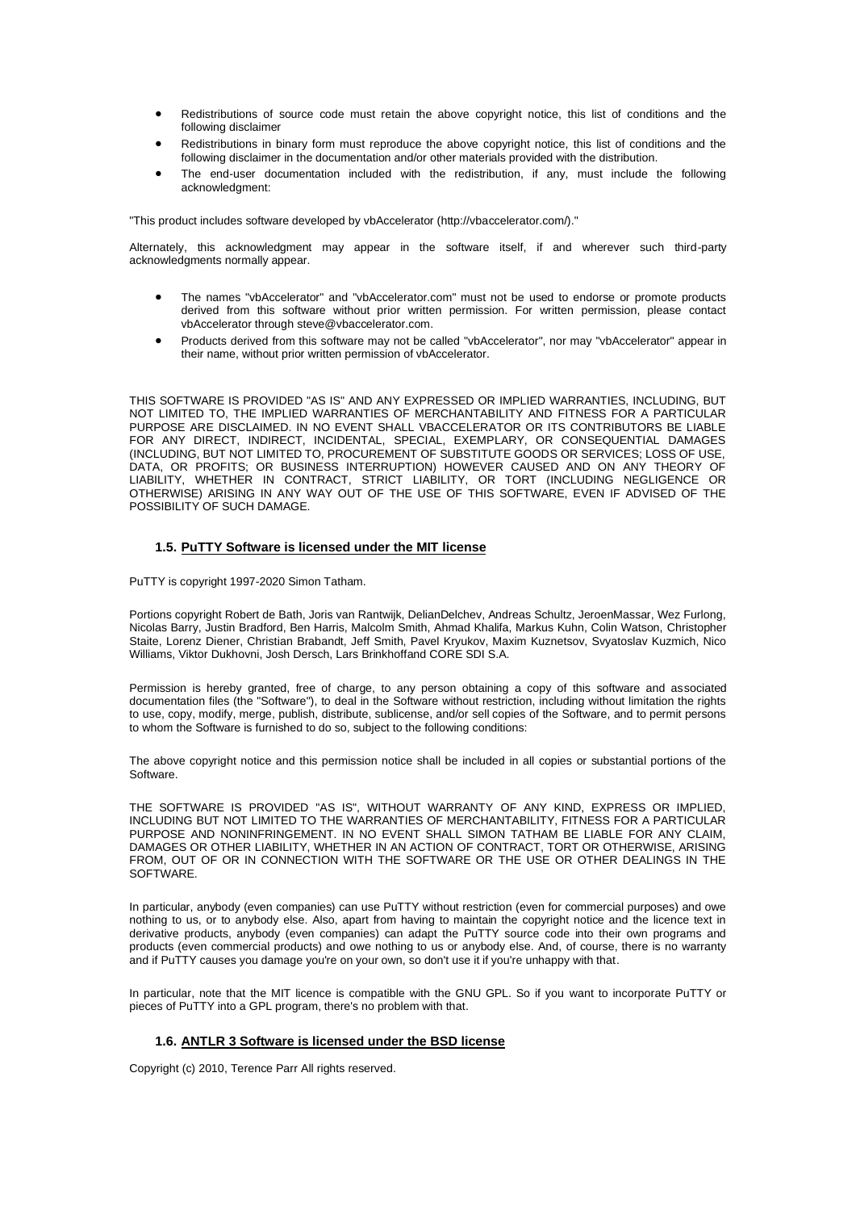- Redistributions of source code must retain the above copyright notice, this list of conditions and the following disclaimer
- Redistributions in binary form must reproduce the above copyright notice, this list of conditions and the following disclaimer in the documentation and/or other materials provided with the distribution.
- The end-user documentation included with the redistribution, if any, must include the following acknowledgment:

"This product includes software developed by vbAccelerator (http://vbaccelerator.com/)."

Alternately, this acknowledgment may appear in the software itself, if and wherever such third-party acknowledgments normally appear.

- The names "vbAccelerator" and "vbAccelerator.com" must not be used to endorse or promote products derived from this software without prior written permission. For written permission, please contact vbAccelerator through steve@vbaccelerator.com.
- Products derived from this software may not be called "vbAccelerator", nor may "vbAccelerator" appear in their name, without prior written permission of vbAccelerator.

THIS SOFTWARE IS PROVIDED "AS IS" AND ANY EXPRESSED OR IMPLIED WARRANTIES, INCLUDING, BUT NOT LIMITED TO, THE IMPLIED WARRANTIES OF MERCHANTABILITY AND FITNESS FOR A PARTICULAR PURPOSE ARE DISCLAIMED. IN NO EVENT SHALL VBACCELERATOR OR ITS CONTRIBUTORS BE LIABLE FOR ANY DIRECT, INDIRECT, INCIDENTAL, SPECIAL, EXEMPLARY, OR CONSEQUENTIAL DAMAGES (INCLUDING, BUT NOT LIMITED TO, PROCUREMENT OF SUBSTITUTE GOODS OR SERVICES; LOSS OF USE, DATA, OR PROFITS; OR BUSINESS INTERRUPTION) HOWEVER CAUSED AND ON ANY THEORY OF LIABILITY, WHETHER IN CONTRACT, STRICT LIABILITY, OR TORT (INCLUDING NEGLIGENCE OR OTHERWISE) ARISING IN ANY WAY OUT OF THE USE OF THIS SOFTWARE, EVEN IF ADVISED OF THE POSSIBILITY OF SUCH DAMAGE.

### 1.5. PuTTY Software is licensed under the MIT license

PuTTY is copyright 1997-2020 Simon Tatham.

Portions copyright Robert de Bath, Joris van Rantwijk, DelianDelchev, Andreas Schultz, JeroenMassar, Wez Furlong, Nicolas Barry, Justin Bradford, Ben Harris, Malcolm Smith, Ahmad Khalifa, Markus Kuhn, Colin Watson, Christopher Staite, Lorenz Diener, Christian Brabandt, Jeff Smith, Pavel Kryukov, Maxim Kuznetsov, Svyatoslav Kuzmich, Nico Williams, Viktor Dukhovni, Josh Dersch, Lars Brinkhoffand CORE SDI S.A.

Permission is hereby granted, free of charge, to any person obtaining a copy of this software and associated documentation files (the "Software"), to deal in the Software without restriction, including without limitation the rights to use, copy, modify, merge, publish, distribute, sublicense, and/or sell copies of the Software, and to permit persons to whom the Software is furnished to do so, subject to the following conditions:

The above copyright notice and this permission notice shall be included in all copies or substantial portions of the Software.

THE SOFTWARE IS PROVIDED "AS IS", WITHOUT WARRANTY OF ANY KIND, EXPRESS OR IMPLIED, INCLUDING BUT NOT LIMITED TO THE WARRANTIES OF MERCHANTABILITY, FITNESS FOR A PARTICULAR PURPOSE AND NONINFRINGEMENT. IN NO EVENT SHALL SIMON TATHAM BE LIABLE FOR ANY CLAIM, DAMAGES OR OTHER LIABILITY, WHETHER IN AN ACTION OF CONTRACT, TORT OR OTHERWISE, ARISING FROM, OUT OF OR IN CONNECTION WITH THE SOFTWARE OR THE USE OR OTHER DEALINGS IN THE SOFTWARE.

In particular, anybody (even companies) can use PuTTY without restriction (even for commercial purposes) and owe nothing to us, or to anybody else. Also, apart from having to maintain the copyright notice and the licence text in derivative products, anybody (even companies) can adapt the PuTTY source code into their own programs and products (even commercial products) and owe nothing to us or anybody else. And, of course, there is no warranty and if PuTTY causes you damage you're on your own, so don't use it if you're unhappy with that.

In particular, note that the MIT licence is compatible with the GNU GPL. So if you want to incorporate PuTTY or pieces of PuTTY into a GPL program, there's no problem with that.

### 1.6. ANTLR 3 Software is licensed under the BSD license

Copyright (c) 2010, Terence Parr All rights reserved.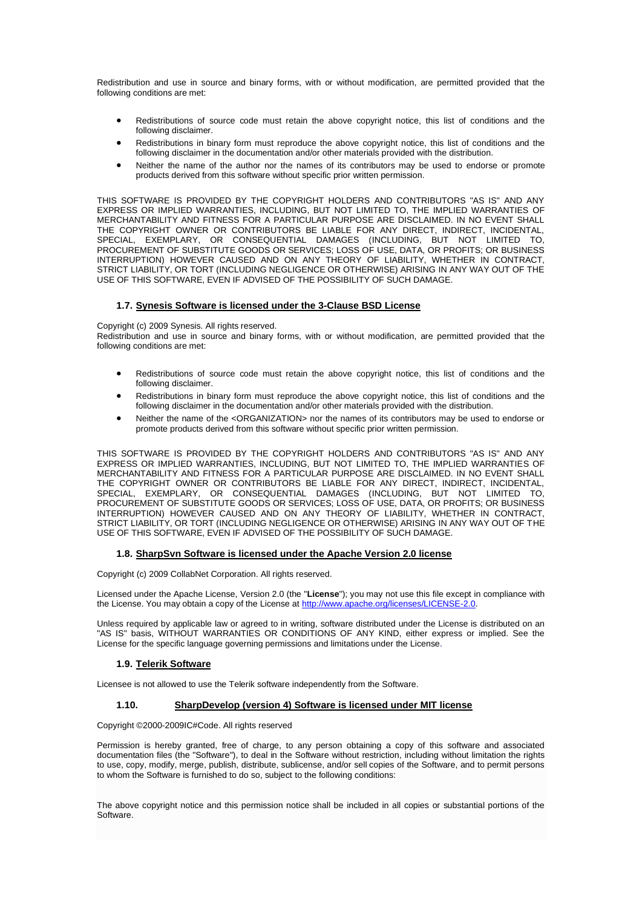Redistribution and use in source and binary forms, with or without modification, are permitted provided that the following conditions are met:

- Redistributions of source code must retain the above copyright notice, this list of conditions and the following disclaimer.
- Redistributions in binary form must reproduce the above copyright notice, this list of conditions and the following disclaimer in the documentation and/or other materials provided with the distribution.
- Neither the name of the author nor the names of its contributors may be used to endorse or promote products derived from this software without specific prior written permission.

THIS SOFTWARE IS PROVIDED BY THE COPYRIGHT HOLDERS AND CONTRIBUTORS "AS IS" AND ANY EXPRESS OR IMPLIED WARRANTIES, INCLUDING, BUT NOT LIMITED TO, THE IMPLIED WARRANTIES OF MERCHANTABILITY AND FITNESS FOR A PARTICULAR PURPOSE ARE DISCLAIMED. IN NO EVENT SHALL THE COPYRIGHT OWNER OR CONTRIBUTORS BE LIABLE FOR ANY DIRECT, INDIRECT, INCIDENTAL, SPECIAL, EXEMPLARY, OR CONSEQUENTIAL DAMAGES (INCLUDING, BUT NOT LIMITED TO, PROCUREMENT OF SUBSTITUTE GOODS OR SERVICES; LOSS OF USE, DATA, OR PROFITS; OR BUSINESS INTERRUPTION) HOWEVER CAUSED AND ON ANY THEORY OF LIABILITY, WHETHER IN CONTRACT, STRICT LIABILITY, OR TORT (INCLUDING NEGLIGENCE OR OTHERWISE) ARISING IN ANY WAY OUT OF THE USE OF THIS SOFTWARE, EVEN IF ADVISED OF THE POSSIBILITY OF SUCH DAMAGE.

### 1.7. Synesis Software is licensed under the 3-Clause BSD License

Copyright (c) 2009 Synesis. All rights reserved.
Redistribution and use in source and binary forms, with or without modification, are permitted provided that the following conditions are met:

- Redistributions of source code must retain the above copyright notice, this list of conditions and the following disclaimer.
- Redistributions in binary form must reproduce the above copyright notice, this list of conditions and the following disclaimer in the documentation and/or other materials provided with the distribution.
- Neither the name of the <ORGANIZATION> nor the names of its contributors may be used to endorse or promote products derived from this software without specific prior written permission.

THIS SOFTWARE IS PROVIDED BY THE COPYRIGHT HOLDERS AND CONTRIBUTORS "AS IS" AND ANY EXPRESS OR IMPLIED WARRANTIES, INCLUDING, BUT NOT LIMITED TO, THE IMPLIED WARRANTIES OF MERCHANTABILITY AND FITNESS FOR A PARTICULAR PURPOSE ARE DISCLAIMED. IN NO EVENT SHALL THE COPYRIGHT OWNER OR CONTRIBUTORS BE LIABLE FOR ANY DIRECT, INDIRECT, INCIDENTAL, SPECIAL, EXEMPLARY, OR CONSEQUENTIAL DAMAGES (INCLUDING, BUT NOT LIMITED TO, PROCUREMENT OF SUBSTITUTE GOODS OR SERVICES; LOSS OF USE, DATA, OR PROFITS; OR BUSINESS INTERRUPTION) HOWEVER CAUSED AND ON ANY THEORY OF LIABILITY, WHETHER IN CONTRACT, STRICT LIABILITY, OR TORT (INCLUDING NEGLIGENCE OR OTHERWISE) ARISING IN ANY WAY OUT OF THE USE OF THIS SOFTWARE, EVEN IF ADVISED OF THE POSSIBILITY OF SUCH DAMAGE.

### 1.8. SharpSvn Software is licensed under the Apache Version 2.0 license

Copyright (c) 2009 CollabNet Corporation. All rights reserved.

Licensed under the Apache License, Version 2.0 (the "**License**"); you may not use this file except in compliance with the License. You may obtain a copy of the License at http://www.apache.org/licenses/LICENSE-2.0.

Unless required by applicable law or agreed to in writing, software distributed under the License is distributed on an "AS IS" basis, WITHOUT WARRANTIES OR CONDITIONS OF ANY KIND, either express or implied. See the License for the specific language governing permissions and limitations under the License.

### 1.9. Telerik Software

Licensee is not allowed to use the Telerik software independently from the Software.

### 1.10. SharpDevelop (version 4) Software is licensed under MIT license

Copyright ©2000-2009IC#Code. All rights reserved

Permission is hereby granted, free of charge, to any person obtaining a copy of this software and associated documentation files (the "Software"), to deal in the Software without restriction, including without limitation the rights to use, copy, modify, merge, publish, distribute, sublicense, and/or sell copies of the Software, and to permit persons to whom the Software is furnished to do so, subject to the following conditions:

The above copyright notice and this permission notice shall be included in all copies or substantial portions of the Software.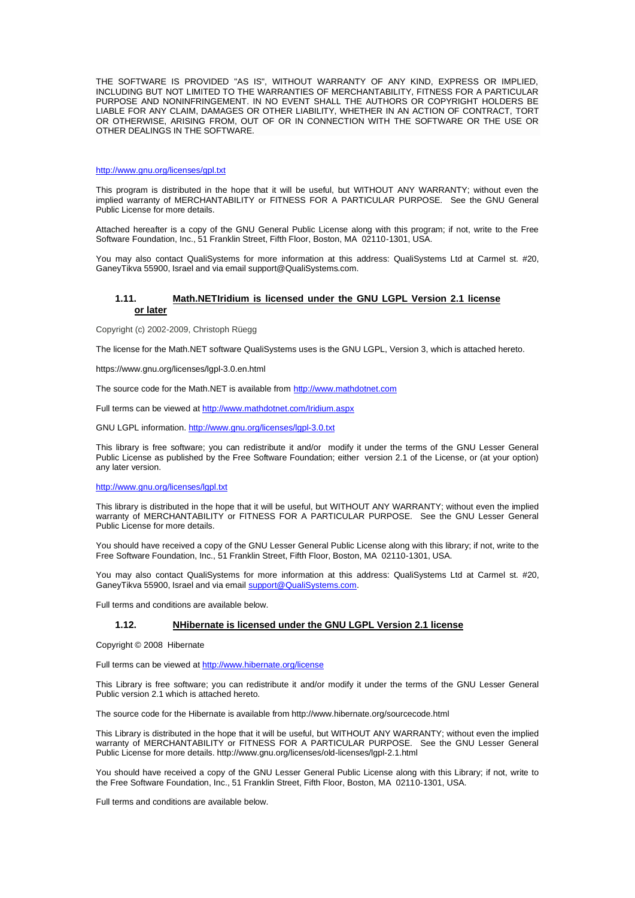THE SOFTWARE IS PROVIDED "AS IS", WITHOUT WARRANTY OF ANY KIND, EXPRESS OR IMPLIED, INCLUDING BUT NOT LIMITED TO THE WARRANTIES OF MERCHANTABILITY, FITNESS FOR A PARTICULAR PURPOSE AND NONINFRINGEMENT. IN NO EVENT SHALL THE AUTHORS OR COPYRIGHT HOLDERS BE LIABLE FOR ANY CLAIM, DAMAGES OR OTHER LIABILITY, WHETHER IN AN ACTION OF CONTRACT, TORT OR OTHERWISE, ARISING FROM, OUT OF OR IN CONNECTION WITH THE SOFTWARE OR THE USE OR OTHER DEALINGS IN THE SOFTWARE.

http://www.gnu.org/licenses/gpl.txt

This program is distributed in the hope that it will be useful, but WITHOUT ANY WARRANTY; without even the implied warranty of MERCHANTABILITY or FITNESS FOR A PARTICULAR PURPOSE. See the GNU General Public License for more details.

Attached hereafter is a copy of the GNU General Public License along with this program; if not, write to the Free Software Foundation, Inc., 51 Franklin Street, Fifth Floor, Boston, MA 02110-1301, USA.

You may also contact QualiSystems for more information at this address: QualiSystems Ltd at Carmel st. #20, GaneyTikva 55900, Israel and via email support@QualiSystems.com.

### 1.11. Math.NETIridium is licensed under the GNU LGPL Version 2.1 license or later

Copyright (c) 2002-2009, Christoph Rüegg

The license for the Math.NET software QualiSystems uses is the GNU LGPL, Version 3, which is attached hereto.

https://www.gnu.org/licenses/lgpl-3.0.en.html

The source code for the Math.NET is available from http://www.mathdotnet.com

Full terms can be viewed at http://www.mathdotnet.com/Iridium.aspx

GNU LGPL information. http://www.gnu.org/licenses/lgpl-3.0.txt

This library is free software; you can redistribute it and/or modify it under the terms of the GNU Lesser General Public License as published by the Free Software Foundation; either version 2.1 of the License, or (at your option) any later version.

http://www.gnu.org/licenses/lgpl.txt

This library is distributed in the hope that it will be useful, but WITHOUT ANY WARRANTY; without even the implied warranty of MERCHANTABILITY or FITNESS FOR A PARTICULAR PURPOSE. See the GNU Lesser General Public License for more details.

You should have received a copy of the GNU Lesser General Public License along with this library; if not, write to the Free Software Foundation, Inc., 51 Franklin Street, Fifth Floor, Boston, MA 02110-1301, USA.

You may also contact QualiSystems for more information at this address: QualiSystems Ltd at Carmel st. #20, GaneyTikva 55900, Israel and via email support@QualiSystems.com.

Full terms and conditions are available below.

### 1.12. NHibernate is licensed under the GNU LGPL Version 2.1 license

Copyright © 2008 Hibernate

Full terms can be viewed at http://www.hibernate.org/license

This Library is free software; you can redistribute it and/or modify it under the terms of the GNU Lesser General Public version 2.1 which is attached hereto.

The source code for the Hibernate is available from http://www.hibernate.org/sourcecode.html

This Library is distributed in the hope that it will be useful, but WITHOUT ANY WARRANTY; without even the implied warranty of MERCHANTABILITY or FITNESS FOR A PARTICULAR PURPOSE. See the GNU Lesser General Public License for more details. http://www.gnu.org/licenses/old-licenses/lgpl-2.1.html

You should have received a copy of the GNU Lesser General Public License along with this Library; if not, write to the Free Software Foundation, Inc., 51 Franklin Street, Fifth Floor, Boston, MA 02110-1301, USA.

Full terms and conditions are available below.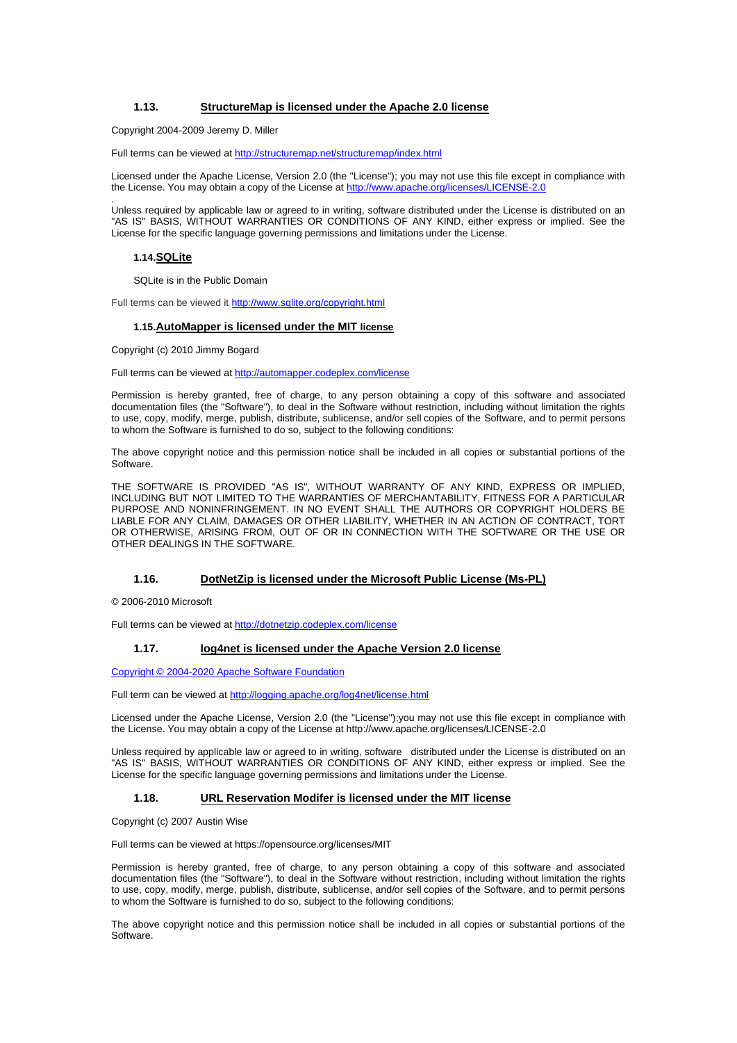### 1.13. StructureMap is licensed under the Apache 2.0 license

Copyright 2004-2009 Jeremy D. Miller

Full terms can be viewed at http://structuremap.net/structuremap/index.html

Licensed under the Apache License, Version 2.0 (the "License"); you may not use this file except in compliance with the License. You may obtain a copy of the License at http://www.apache.org/licenses/LICENSE-2.0

.

Unless required by applicable law or agreed to in writing, software distributed under the License is distributed on an "AS IS" BASIS, WITHOUT WARRANTIES OR CONDITIONS OF ANY KIND, either express or implied. See the License for the specific language governing permissions and limitations under the License.

### 1.14. SQLite

SQLite is in the Public Domain

Full terms can be viewed it http://www.sqlite.org/copyright.html

### 1.15. AutoMapper is licensed under the MIT license

Copyright (c) 2010 Jimmy Bogard

Full terms can be viewed at http://automapper.codeplex.com/license

Permission is hereby granted, free of charge, to any person obtaining a copy of this software and associated documentation files (the "Software"), to deal in the Software without restriction, including without limitation the rights to use, copy, modify, merge, publish, distribute, sublicense, and/or sell copies of the Software, and to permit persons to whom the Software is furnished to do so, subject to the following conditions:

The above copyright notice and this permission notice shall be included in all copies or substantial portions of the Software.

THE SOFTWARE IS PROVIDED "AS IS", WITHOUT WARRANTY OF ANY KIND, EXPRESS OR IMPLIED, INCLUDING BUT NOT LIMITED TO THE WARRANTIES OF MERCHANTABILITY, FITNESS FOR A PARTICULAR PURPOSE AND NONINFRINGEMENT. IN NO EVENT SHALL THE AUTHORS OR COPYRIGHT HOLDERS BE LIABLE FOR ANY CLAIM, DAMAGES OR OTHER LIABILITY, WHETHER IN AN ACTION OF CONTRACT, TORT OR OTHERWISE, ARISING FROM, OUT OF OR IN CONNECTION WITH THE SOFTWARE OR THE USE OR OTHER DEALINGS IN THE SOFTWARE.

### 1.16. DotNetZip is licensed under the Microsoft Public License (Ms-PL)

© 2006-2010 Microsoft

Full terms can be viewed at http://dotnetzip.codeplex.com/license

### 1.17. log4net is licensed under the Apache Version 2.0 license

Copyright © 2004-2020 Apache Software Foundation

Full term can be viewed at http://logging.apache.org/log4net/license.html

Licensed under the Apache License, Version 2.0 (the "License");you may not use this file except in compliance with the License. You may obtain a copy of the License at http://www.apache.org/licenses/LICENSE-2.0

Unless required by applicable law or agreed to in writing, software distributed under the License is distributed on an "AS IS" BASIS, WITHOUT WARRANTIES OR CONDITIONS OF ANY KIND, either express or implied. See the License for the specific language governing permissions and limitations under the License.

### 1.18. URL Reservation Modifer is licensed under the MIT license

Copyright (c) 2007 Austin Wise

Full terms can be viewed at https://opensource.org/licenses/MIT

Permission is hereby granted, free of charge, to any person obtaining a copy of this software and associated documentation files (the "Software"), to deal in the Software without restriction, including without limitation the rights to use, copy, modify, merge, publish, distribute, sublicense, and/or sell copies of the Software, and to permit persons to whom the Software is furnished to do so, subject to the following conditions:

The above copyright notice and this permission notice shall be included in all copies or substantial portions of the Software.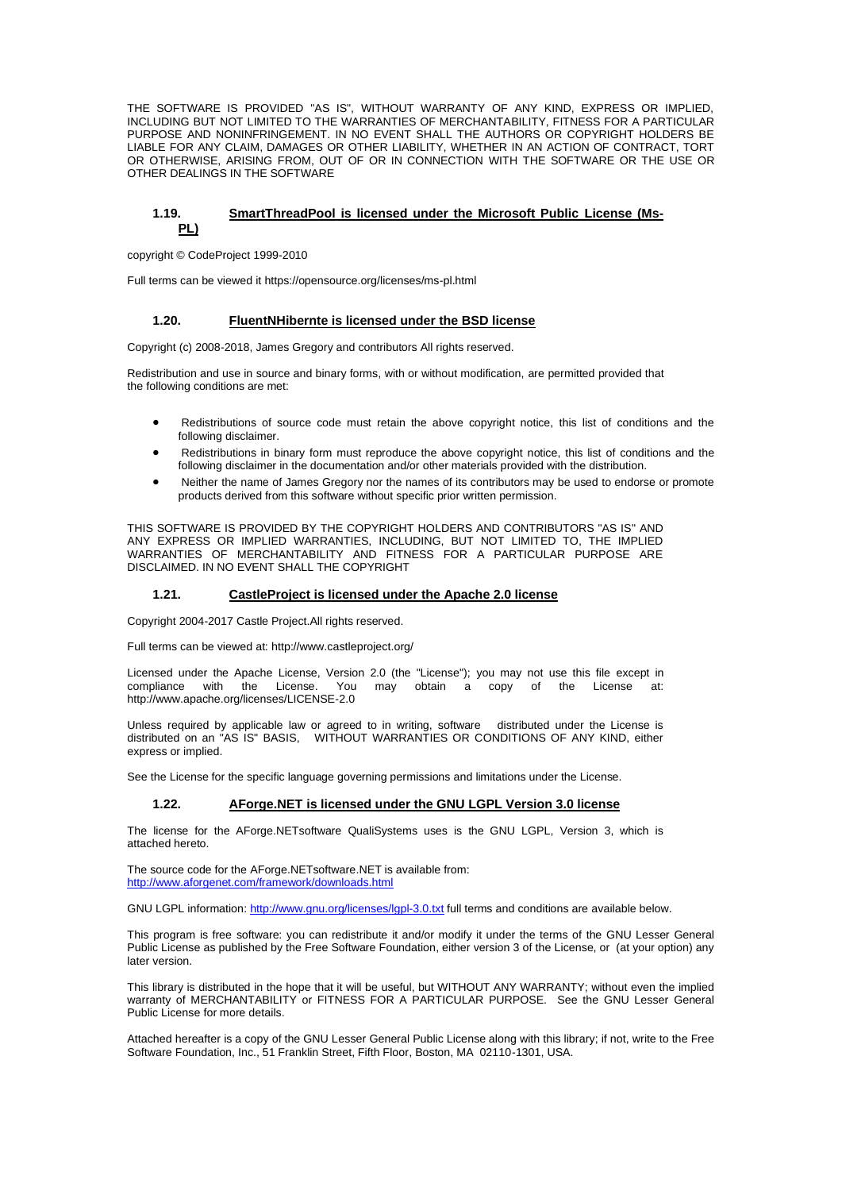THE SOFTWARE IS PROVIDED "AS IS", WITHOUT WARRANTY OF ANY KIND, EXPRESS OR IMPLIED, INCLUDING BUT NOT LIMITED TO THE WARRANTIES OF MERCHANTABILITY, FITNESS FOR A PARTICULAR PURPOSE AND NONINFRINGEMENT. IN NO EVENT SHALL THE AUTHORS OR COPYRIGHT HOLDERS BE LIABLE FOR ANY CLAIM, DAMAGES OR OTHER LIABILITY, WHETHER IN AN ACTION OF CONTRACT, TORT OR OTHERWISE, ARISING FROM, OUT OF OR IN CONNECTION WITH THE SOFTWARE OR THE USE OR OTHER DEALINGS IN THE SOFTWARE

### 1.19. SmartThreadPool is licensed under the Microsoft Public License (Ms-PL)

copyright © CodeProject 1999-2010

Full terms can be viewed it https://opensource.org/licenses/ms-pl.html

### 1.20. FluentNHibernte is licensed under the BSD license

Copyright (c) 2008-2018, James Gregory and contributors All rights reserved.

Redistribution and use in source and binary forms, with or without modification, are permitted provided that the following conditions are met:

- Redistributions of source code must retain the above copyright notice, this list of conditions and the following disclaimer.
- Redistributions in binary form must reproduce the above copyright notice, this list of conditions and the following disclaimer in the documentation and/or other materials provided with the distribution.
- Neither the name of James Gregory nor the names of its contributors may be used to endorse or promote products derived from this software without specific prior written permission.

THIS SOFTWARE IS PROVIDED BY THE COPYRIGHT HOLDERS AND CONTRIBUTORS "AS IS" AND ANY EXPRESS OR IMPLIED WARRANTIES, INCLUDING, BUT NOT LIMITED TO, THE IMPLIED WARRANTIES OF MERCHANTABILITY AND FITNESS FOR A PARTICULAR PURPOSE ARE DISCLAIMED. IN NO EVENT SHALL THE COPYRIGHT

### 1.21. CastleProject is licensed under the Apache 2.0 license

Copyright 2004-2017 Castle Project.All rights reserved.

Full terms can be viewed at: http://www.castleproject.org/

Licensed under the Apache License, Version 2.0 (the "License"); you may not use this file except in compliance with the License. You may obtain a copy of the License at: http://www.apache.org/licenses/LICENSE-2.0

Unless required by applicable law or agreed to in writing, software distributed under the License is distributed on an "AS IS" BASIS, WITHOUT WARRANTIES OR CONDITIONS OF ANY KIND, either express or implied.

See the License for the specific language governing permissions and limitations under the License.

### 1.22. AForge.NET is licensed under the GNU LGPL Version 3.0 license

The license for the AForge.NETsoftware QualiSystems uses is the GNU LGPL, Version 3, which is attached hereto.

The source code for the AForge.NETsoftware.NET is available from: http://www.aforgenet.com/framework/downloads.html

GNU LGPL information: http://www.gnu.org/licenses/lgpl-3.0.txt full terms and conditions are available below.

This program is free software: you can redistribute it and/or modify it under the terms of the GNU Lesser General Public License as published by the Free Software Foundation, either version 3 of the License, or (at your option) any later version.

This library is distributed in the hope that it will be useful, but WITHOUT ANY WARRANTY; without even the implied warranty of MERCHANTABILITY or FITNESS FOR A PARTICULAR PURPOSE. See the GNU Lesser General Public License for more details.

Attached hereafter is a copy of the GNU Lesser General Public License along with this library; if not, write to the Free Software Foundation, Inc., 51 Franklin Street, Fifth Floor, Boston, MA 02110-1301, USA.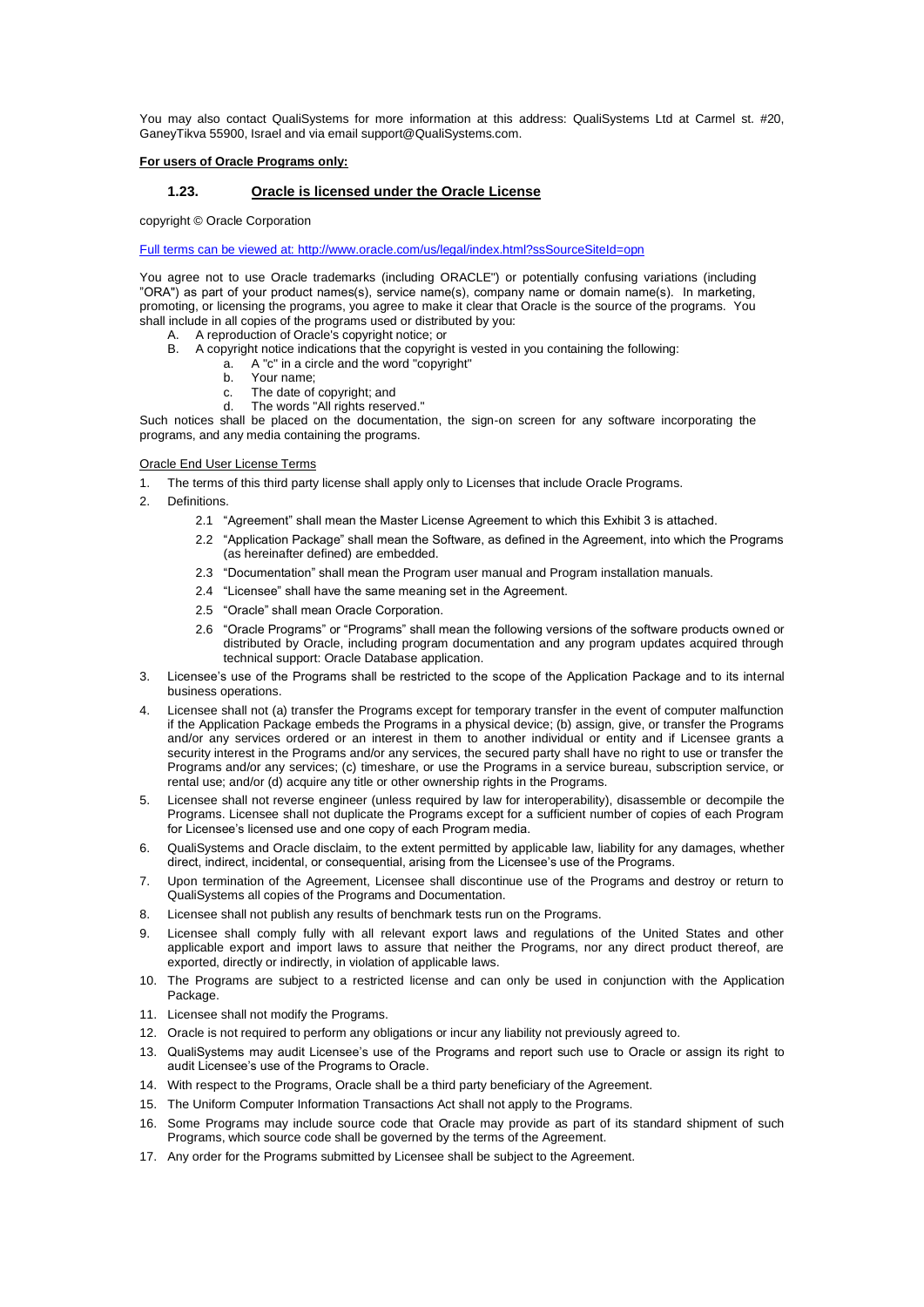You may also contact QualiSystems for more information at this address: QualiSystems Ltd at Carmel st. #20, GaneyTikva 55900, Israel and via email support@QualiSystems.com.

**For users of Oracle Programs only:**

### 1.23. Oracle is licensed under the Oracle License

copyright © Oracle Corporation

Full terms can be viewed at: http://www.oracle.com/us/legal/index.html?ssSourceSiteId=opn

You agree not to use Oracle trademarks (including ORACLE") or potentially confusing variations (including "ORA") as part of your product names(s), service name(s), company name or domain name(s). In marketing, promoting, or licensing the programs, you agree to make it clear that Oracle is the source of the programs. You shall include in all copies of the programs used or distributed by you:

A. A reproduction of Oracle's copyright notice; or
B. A copyright notice indications that the copyright is vested in you containing the following:
   a. A "c" in a circle and the word "copyright"
   b. Your name;
   c. The date of copyright; and
   d. The words "All rights reserved."

Such notices shall be placed on the documentation, the sign-on screen for any software incorporating the programs, and any media containing the programs.

Oracle End User License Terms

1. The terms of this third party license shall apply only to Licenses that include Oracle Programs.
2. Definitions.
   2.1 "Agreement" shall mean the Master License Agreement to which this Exhibit 3 is attached.
   2.2 "Application Package" shall mean the Software, as defined in the Agreement, into which the Programs (as hereinafter defined) are embedded.
   2.3 "Documentation" shall mean the Program user manual and Program installation manuals.
   2.4 "Licensee" shall have the same meaning set in the Agreement.
   2.5 "Oracle" shall mean Oracle Corporation.
   2.6 "Oracle Programs" or "Programs" shall mean the following versions of the software products owned or distributed by Oracle, including program documentation and any program updates acquired through technical support: Oracle Database application.
3. Licensee's use of the Programs shall be restricted to the scope of the Application Package and to its internal business operations.
4. Licensee shall not (a) transfer the Programs except for temporary transfer in the event of computer malfunction if the Application Package embeds the Programs in a physical device; (b) assign, give, or transfer the Programs and/or any services ordered or an interest in them to another individual or entity and if Licensee grants a security interest in the Programs and/or any services, the secured party shall have no right to use or transfer the Programs and/or any services; (c) timeshare, or use the Programs in a service bureau, subscription service, or rental use; and/or (d) acquire any title or other ownership rights in the Programs.
5. Licensee shall not reverse engineer (unless required by law for interoperability), disassemble or decompile the Programs. Licensee shall not duplicate the Programs except for a sufficient number of copies of each Program for Licensee's licensed use and one copy of each Program media.
6. QualiSystems and Oracle disclaim, to the extent permitted by applicable law, liability for any damages, whether direct, indirect, incidental, or consequential, arising from the Licensee's use of the Programs.
7. Upon termination of the Agreement, Licensee shall discontinue use of the Programs and destroy or return to QualiSystems all copies of the Programs and Documentation.
8. Licensee shall not publish any results of benchmark tests run on the Programs.
9. Licensee shall comply fully with all relevant export laws and regulations of the United States and other applicable export and import laws to assure that neither the Programs, nor any direct product thereof, are exported, directly or indirectly, in violation of applicable laws.
10. The Programs are subject to a restricted license and can only be used in conjunction with the Application Package.
11. Licensee shall not modify the Programs.
12. Oracle is not required to perform any obligations or incur any liability not previously agreed to.
13. QualiSystems may audit Licensee's use of the Programs and report such use to Oracle or assign its right to audit Licensee's use of the Programs to Oracle.
14. With respect to the Programs, Oracle shall be a third party beneficiary of the Agreement.
15. The Uniform Computer Information Transactions Act shall not apply to the Programs.
16. Some Programs may include source code that Oracle may provide as part of its standard shipment of such Programs, which source code shall be governed by the terms of the Agreement.
17. Any order for the Programs submitted by Licensee shall be subject to the Agreement.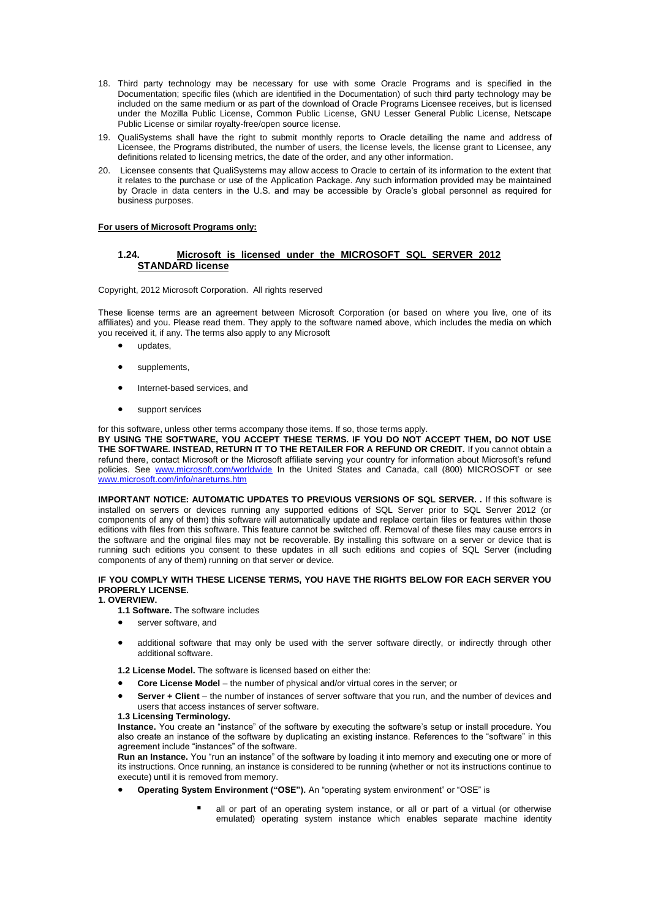18. Third party technology may be necessary for use with some Oracle Programs and is specified in the Documentation; specific files (which are identified in the Documentation) of such third party technology may be included on the same medium or as part of the download of Oracle Programs Licensee receives, but is licensed under the Mozilla Public License, Common Public License, GNU Lesser General Public License, Netscape Public License or similar royalty-free/open source license.
19. QualiSystems shall have the right to submit monthly reports to Oracle detailing the name and address of Licensee, the Programs distributed, the number of users, the license levels, the license grant to Licensee, any definitions related to licensing metrics, the date of the order, and any other information.
20. Licensee consents that QualiSystems may allow access to Oracle to certain of its information to the extent that it relates to the purchase or use of the Application Package. Any such information provided may be maintained by Oracle in data centers in the U.S. and may be accessible by Oracle's global personnel as required for business purposes.

**For users of Microsoft Programs only:**

### 1.24. Microsoft is licensed under the MICROSOFT SQL SERVER 2012 STANDARD license

Copyright, 2012 Microsoft Corporation. All rights reserved

These license terms are an agreement between Microsoft Corporation (or based on where you live, one of its affiliates) and you. Please read them. They apply to the software named above, which includes the media on which you received it, if any. The terms also apply to any Microsoft

- updates,
- supplements,
- Internet-based services, and
- support services

for this software, unless other terms accompany those items. If so, those terms apply.

**BY USING THE SOFTWARE, YOU ACCEPT THESE TERMS. IF YOU DO NOT ACCEPT THEM, DO NOT USE THE SOFTWARE. INSTEAD, RETURN IT TO THE RETAILER FOR A REFUND OR CREDIT.** If you cannot obtain a refund there, contact Microsoft or the Microsoft affiliate serving your country for information about Microsoft's refund policies. See www.microsoft.com/worldwide In the United States and Canada, call (800) MICROSOFT or see www.microsoft.com/info/nareturns.htm

**IMPORTANT NOTICE: AUTOMATIC UPDATES TO PREVIOUS VERSIONS OF SQL SERVER. .** If this software is installed on servers or devices running any supported editions of SQL Server prior to SQL Server 2012 (or components of any of them) this software will automatically update and replace certain files or features within those editions with files from this software. This feature cannot be switched off. Removal of these files may cause errors in the software and the original files may not be recoverable. By installing this software on a server or device that is running such editions you consent to these updates in all such editions and copies of SQL Server (including components of any of them) running on that server or device.

**IF YOU COMPLY WITH THESE LICENSE TERMS, YOU HAVE THE RIGHTS BELOW FOR EACH SERVER YOU PROPERLY LICENSE.**

**1. OVERVIEW.**

**1.1 Software.** The software includes

- server software, and
- additional software that may only be used with the server software directly, or indirectly through other additional software.

**1.2 License Model.** The software is licensed based on either the:

- **Core License Model** – the number of physical and/or virtual cores in the server; or
- **Server + Client** – the number of instances of server software that you run, and the number of devices and users that access instances of server software.

**1.3 Licensing Terminology.**

**Instance.** You create an "instance" of the software by executing the software's setup or install procedure. You also create an instance of the software by duplicating an existing instance. References to the "software" in this agreement include "instances" of the software.

**Run an Instance.** You "run an instance" of the software by loading it into memory and executing one or more of its instructions. Once running, an instance is considered to be running (whether or not its instructions continue to execute) until it is removed from memory.

- **Operating System Environment ("OSE").** An "operating system environment" or "OSE" is
  - all or part of an operating system instance, or all or part of a virtual (or otherwise emulated) operating system instance which enables separate machine identity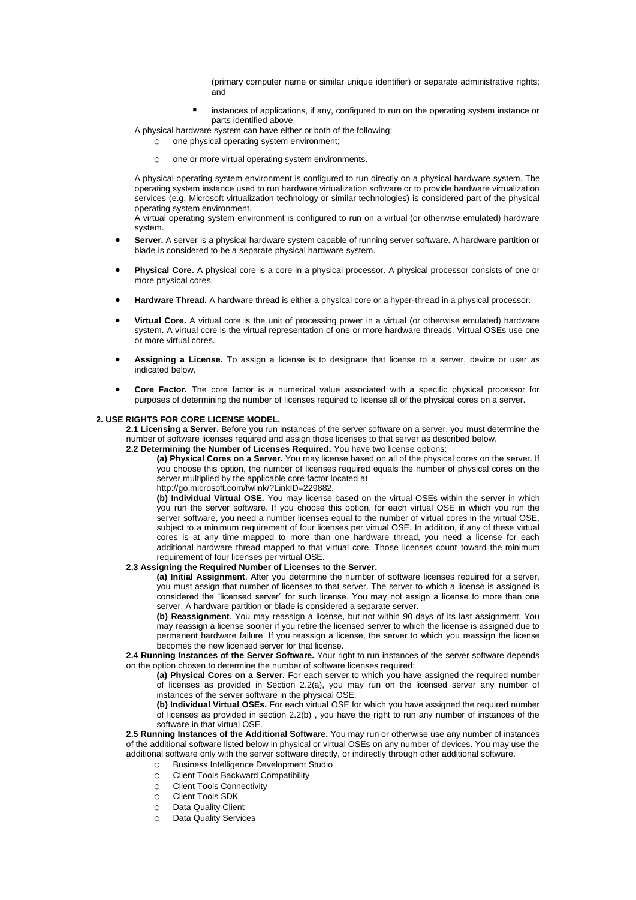(primary computer name or similar unique identifier) or separate administrative rights; and

- instances of applications, if any, configured to run on the operating system instance or parts identified above.

A physical hardware system can have either or both of the following:

- one physical operating system environment;
- one or more virtual operating system environments.

A physical operating system environment is configured to run directly on a physical hardware system. The operating system instance used to run hardware virtualization software or to provide hardware virtualization services (e.g. Microsoft virtualization technology or similar technologies) is considered part of the physical operating system environment.

A virtual operating system environment is configured to run on a virtual (or otherwise emulated) hardware system.

- **Server.** A server is a physical hardware system capable of running server software. A hardware partition or blade is considered to be a separate physical hardware system.
- **Physical Core.** A physical core is a core in a physical processor. A physical processor consists of one or more physical cores.
- **Hardware Thread.** A hardware thread is either a physical core or a hyper-thread in a physical processor.
- **Virtual Core.** A virtual core is the unit of processing power in a virtual (or otherwise emulated) hardware system. A virtual core is the virtual representation of one or more hardware threads. Virtual OSEs use one or more virtual cores.
- **Assigning a License.** To assign a license is to designate that license to a server, device or user as indicated below.
- **Core Factor.** The core factor is a numerical value associated with a specific physical processor for purposes of determining the number of licenses required to license all of the physical cores on a server.

**2. USE RIGHTS FOR CORE LICENSE MODEL.**

**2.1 Licensing a Server.** Before you run instances of the server software on a server, you must determine the number of software licenses required and assign those licenses to that server as described below.

**2.2 Determining the Number of Licenses Required.** You have two license options:

**(a) Physical Cores on a Server.** You may license based on all of the physical cores on the server. If you choose this option, the number of licenses required equals the number of physical cores on the server multiplied by the applicable core factor located at http://go.microsoft.com/fwlink/?LinkID=229882.

**(b) Individual Virtual OSE.** You may license based on the virtual OSEs within the server in which you run the server software. If you choose this option, for each virtual OSE in which you run the server software, you need a number licenses equal to the number of virtual cores in the virtual OSE, subject to a minimum requirement of four licenses per virtual OSE. In addition, if any of these virtual cores is at any time mapped to more than one hardware thread, you need a license for each additional hardware thread mapped to that virtual core. Those licenses count toward the minimum requirement of four licenses per virtual OSE.

**2.3 Assigning the Required Number of Licenses to the Server.**

**(a) Initial Assignment**. After you determine the number of software licenses required for a server, you must assign that number of licenses to that server. The server to which a license is assigned is considered the "licensed server" for such license. You may not assign a license to more than one server. A hardware partition or blade is considered a separate server.

**(b) Reassignment**. You may reassign a license, but not within 90 days of its last assignment. You may reassign a license sooner if you retire the licensed server to which the license is assigned due to permanent hardware failure. If you reassign a license, the server to which you reassign the license becomes the new licensed server for that license.

**2.4 Running Instances of the Server Software.** Your right to run instances of the server software depends on the option chosen to determine the number of software licenses required:

**(a) Physical Cores on a Server.** For each server to which you have assigned the required number of licenses as provided in Section 2.2(a), you may run on the licensed server any number of instances of the server software in the physical OSE.

**(b) Individual Virtual OSEs.** For each virtual OSE for which you have assigned the required number of licenses as provided in section 2.2(b) , you have the right to run any number of instances of the software in that virtual OSE.

**2.5 Running Instances of the Additional Software.** You may run or otherwise use any number of instances of the additional software listed below in physical or virtual OSEs on any number of devices. You may use the additional software only with the server software directly, or indirectly through other additional software.

- Business Intelligence Development Studio
- Client Tools Backward Compatibility
- Client Tools Connectivity
- Client Tools SDK
- Data Quality Client
- Data Quality Services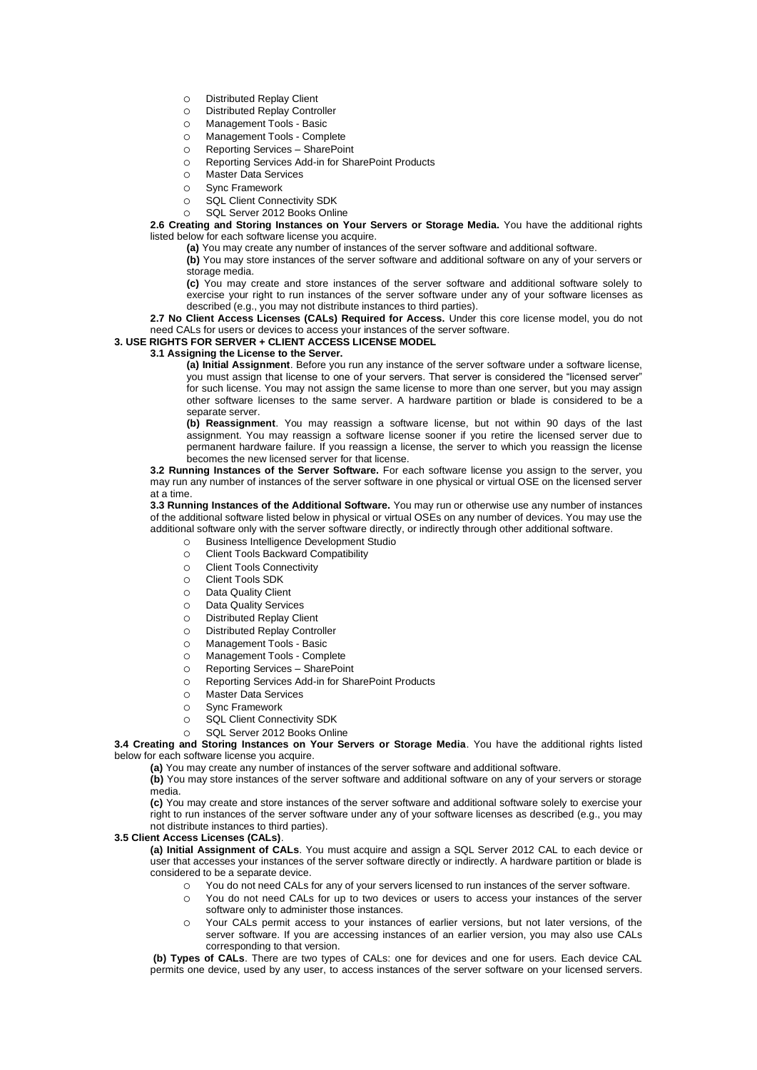- Distributed Replay Client
- Distributed Replay Controller
- Management Tools - Basic
- Management Tools - Complete
- Reporting Services – SharePoint
- Reporting Services Add-in for SharePoint Products
- Master Data Services
- Sync Framework
- SQL Client Connectivity SDK
- SQL Server 2012 Books Online

**2.6 Creating and Storing Instances on Your Servers or Storage Media.** You have the additional rights listed below for each software license you acquire.

**(a)** You may create any number of instances of the server software and additional software.

**(b)** You may store instances of the server software and additional software on any of your servers or storage media.

**(c)** You may create and store instances of the server software and additional software solely to exercise your right to run instances of the server software under any of your software licenses as described (e.g., you may not distribute instances to third parties).

**2.7 No Client Access Licenses (CALs) Required for Access.** Under this core license model, you do not need CALs for users or devices to access your instances of the server software.

**3. USE RIGHTS FOR SERVER + CLIENT ACCESS LICENSE MODEL**

**3.1 Assigning the License to the Server.**

**(a) Initial Assignment**. Before you run any instance of the server software under a software license, you must assign that license to one of your servers. That server is considered the "licensed server" for such license. You may not assign the same license to more than one server, but you may assign other software licenses to the same server. A hardware partition or blade is considered to be a separate server.

**(b) Reassignment**. You may reassign a software license, but not within 90 days of the last assignment. You may reassign a software license sooner if you retire the licensed server due to permanent hardware failure. If you reassign a license, the server to which you reassign the license becomes the new licensed server for that license.

**3.2 Running Instances of the Server Software.** For each software license you assign to the server, you may run any number of instances of the server software in one physical or virtual OSE on the licensed server at a time.

**3.3 Running Instances of the Additional Software.** You may run or otherwise use any number of instances of the additional software listed below in physical or virtual OSEs on any number of devices. You may use the additional software only with the server software directly, or indirectly through other additional software.

- Business Intelligence Development Studio
- Client Tools Backward Compatibility
- Client Tools Connectivity
- Client Tools SDK
- Data Quality Client
- Data Quality Services
- Distributed Replay Client
- Distributed Replay Controller
- Management Tools - Basic
- Management Tools - Complete
- Reporting Services – SharePoint
- Reporting Services Add-in for SharePoint Products
- Master Data Services
- Sync Framework
- SQL Client Connectivity SDK
- SQL Server 2012 Books Online

**3.4 Creating and Storing Instances on Your Servers or Storage Media**. You have the additional rights listed below for each software license you acquire.

**(a)** You may create any number of instances of the server software and additional software.

**(b)** You may store instances of the server software and additional software on any of your servers or storage media.

**(c)** You may create and store instances of the server software and additional software solely to exercise your right to run instances of the server software under any of your software licenses as described (e.g., you may not distribute instances to third parties).

**3.5 Client Access Licenses (CALs)**.

**(a) Initial Assignment of CALs**. You must acquire and assign a SQL Server 2012 CAL to each device or user that accesses your instances of the server software directly or indirectly. A hardware partition or blade is considered to be a separate device.

- You do not need CALs for any of your servers licensed to run instances of the server software.
- You do not need CALs for up to two devices or users to access your instances of the server software only to administer those instances.
- Your CALs permit access to your instances of earlier versions, but not later versions, of the server software. If you are accessing instances of an earlier version, you may also use CALs corresponding to that version.

**(b) Types of CALs**. There are two types of CALs: one for devices and one for users. Each device CAL permits one device, used by any user, to access instances of the server software on your licensed servers.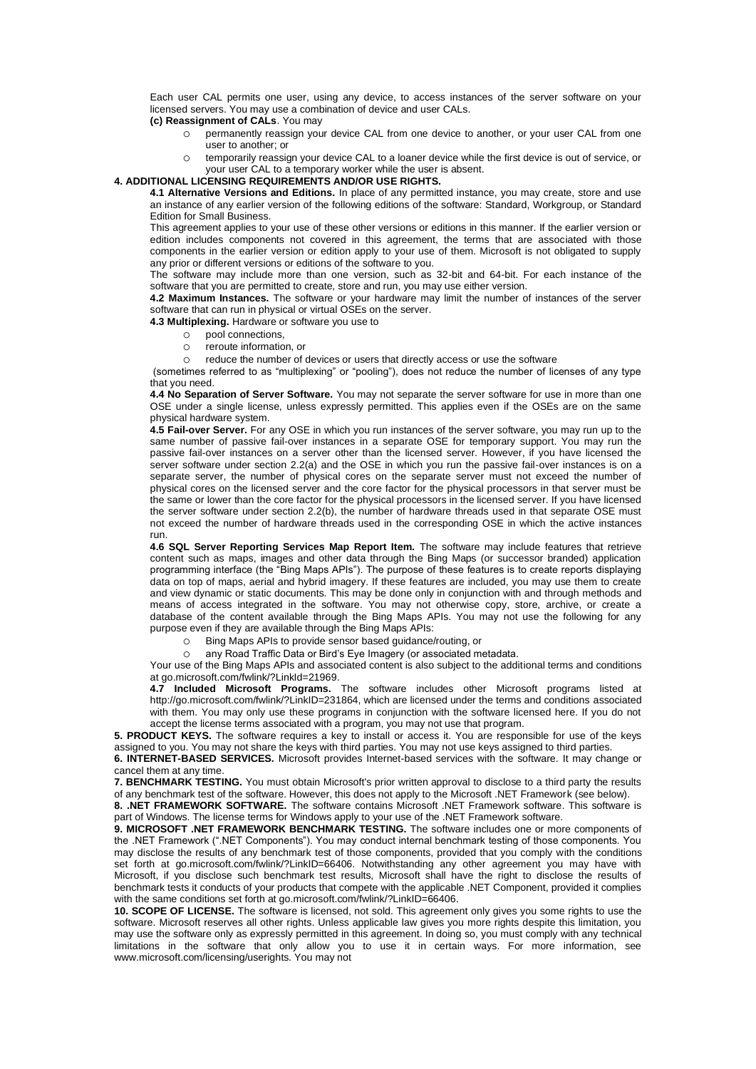Each user CAL permits one user, using any device, to access instances of the server software on your licensed servers. You may use a combination of device and user CALs.

**(c) Reassignment of CALs**. You may

- permanently reassign your device CAL from one device to another, or your user CAL from one user to another; or
- temporarily reassign your device CAL to a loaner device while the first device is out of service, or your user CAL to a temporary worker while the user is absent.

**4. ADDITIONAL LICENSING REQUIREMENTS AND/OR USE RIGHTS.**

**4.1 Alternative Versions and Editions.** In place of any permitted instance, you may create, store and use an instance of any earlier version of the following editions of the software: Standard, Workgroup, or Standard Edition for Small Business.

This agreement applies to your use of these other versions or editions in this manner. If the earlier version or edition includes components not covered in this agreement, the terms that are associated with those components in the earlier version or edition apply to your use of them. Microsoft is not obligated to supply any prior or different versions or editions of the software to you.

The software may include more than one version, such as 32-bit and 64-bit. For each instance of the software that you are permitted to create, store and run, you may use either version.

**4.2 Maximum Instances.** The software or your hardware may limit the number of instances of the server software that can run in physical or virtual OSEs on the server.

**4.3 Multiplexing.** Hardware or software you use to

- pool connections,
- reroute information, or
- reduce the number of devices or users that directly access or use the software

(sometimes referred to as "multiplexing" or "pooling"), does not reduce the number of licenses of any type that you need.

**4.4 No Separation of Server Software.** You may not separate the server software for use in more than one OSE under a single license, unless expressly permitted. This applies even if the OSEs are on the same physical hardware system.

**4.5 Fail-over Server.** For any OSE in which you run instances of the server software, you may run up to the same number of passive fail-over instances in a separate OSE for temporary support. You may run the passive fail-over instances on a server other than the licensed server. However, if you have licensed the server software under section 2.2(a) and the OSE in which you run the passive fail-over instances is on a separate server, the number of physical cores on the separate server must not exceed the number of physical cores on the licensed server and the core factor for the physical processors in that server must be the same or lower than the core factor for the physical processors in the licensed server. If you have licensed the server software under section 2.2(b), the number of hardware threads used in that separate OSE must not exceed the number of hardware threads used in the corresponding OSE in which the active instances run.

**4.6 SQL Server Reporting Services Map Report Item.** The software may include features that retrieve content such as maps, images and other data through the Bing Maps (or successor branded) application programming interface (the "Bing Maps APIs"). The purpose of these features is to create reports displaying data on top of maps, aerial and hybrid imagery. If these features are included, you may use them to create and view dynamic or static documents. This may be done only in conjunction with and through methods and means of access integrated in the software. You may not otherwise copy, store, archive, or create a database of the content available through the Bing Maps APIs. You may not use the following for any purpose even if they are available through the Bing Maps APIs:

- Bing Maps APIs to provide sensor based guidance/routing, or
- any Road Traffic Data or Bird's Eye Imagery (or associated metadata.

Your use of the Bing Maps APIs and associated content is also subject to the additional terms and conditions at go.microsoft.com/fwlink/?LinkId=21969.

**4.7 Included Microsoft Programs.** The software includes other Microsoft programs listed at http://go.microsoft.com/fwlink/?LinkID=231864, which are licensed under the terms and conditions associated with them. You may only use these programs in conjunction with the software licensed here. If you do not accept the license terms associated with a program, you may not use that program.

**5. PRODUCT KEYS.** The software requires a key to install or access it. You are responsible for use of the keys assigned to you. You may not share the keys with third parties. You may not use keys assigned to third parties.

**6. INTERNET-BASED SERVICES.** Microsoft provides Internet-based services with the software. It may change or cancel them at any time.

**7. BENCHMARK TESTING.** You must obtain Microsoft's prior written approval to disclose to a third party the results of any benchmark test of the software. However, this does not apply to the Microsoft .NET Framework (see below).

**8. .NET FRAMEWORK SOFTWARE.** The software contains Microsoft .NET Framework software. This software is part of Windows. The license terms for Windows apply to your use of the .NET Framework software.

**9. MICROSOFT .NET FRAMEWORK BENCHMARK TESTING.** The software includes one or more components of the .NET Framework (".NET Components"). You may conduct internal benchmark testing of those components. You may disclose the results of any benchmark test of those components, provided that you comply with the conditions set forth at go.microsoft.com/fwlink/?LinkID=66406. Notwithstanding any other agreement you may have with Microsoft, if you disclose such benchmark test results, Microsoft shall have the right to disclose the results of benchmark tests it conducts of your products that compete with the applicable .NET Component, provided it complies with the same conditions set forth at go.microsoft.com/fwlink/?LinkID=66406.

**10. SCOPE OF LICENSE.** The software is licensed, not sold. This agreement only gives you some rights to use the software. Microsoft reserves all other rights. Unless applicable law gives you more rights despite this limitation, you may use the software only as expressly permitted in this agreement. In doing so, you must comply with any technical limitations in the software that only allow you to use it in certain ways. For more information, see www.microsoft.com/licensing/userights. You may not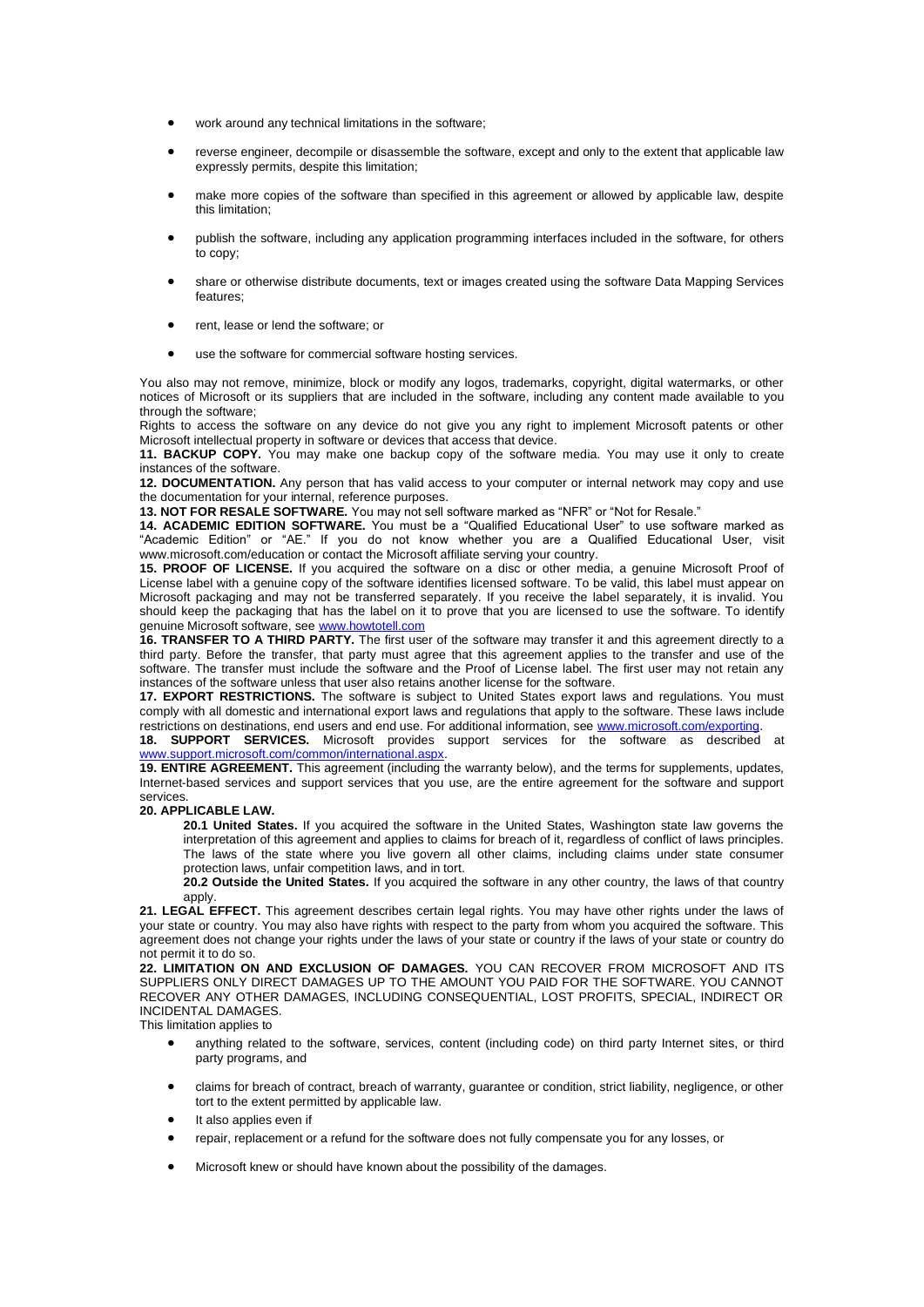- work around any technical limitations in the software;
- reverse engineer, decompile or disassemble the software, except and only to the extent that applicable law expressly permits, despite this limitation;
- make more copies of the software than specified in this agreement or allowed by applicable law, despite this limitation;
- publish the software, including any application programming interfaces included in the software, for others to copy;
- share or otherwise distribute documents, text or images created using the software Data Mapping Services features;
- rent, lease or lend the software; or
- use the software for commercial software hosting services.

You also may not remove, minimize, block or modify any logos, trademarks, copyright, digital watermarks, or other notices of Microsoft or its suppliers that are included in the software, including any content made available to you through the software;

Rights to access the software on any device do not give you any right to implement Microsoft patents or other Microsoft intellectual property in software or devices that access that device.

**11. BACKUP COPY.** You may make one backup copy of the software media. You may use it only to create instances of the software.

**12. DOCUMENTATION.** Any person that has valid access to your computer or internal network may copy and use the documentation for your internal, reference purposes.

**13. NOT FOR RESALE SOFTWARE.** You may not sell software marked as "NFR" or "Not for Resale."

**14. ACADEMIC EDITION SOFTWARE.** You must be a "Qualified Educational User" to use software marked as "Academic Edition" or "AE." If you do not know whether you are a Qualified Educational User, visit www.microsoft.com/education or contact the Microsoft affiliate serving your country.

**15. PROOF OF LICENSE.** If you acquired the software on a disc or other media, a genuine Microsoft Proof of License label with a genuine copy of the software identifies licensed software. To be valid, this label must appear on Microsoft packaging and may not be transferred separately. If you receive the label separately, it is invalid. You should keep the packaging that has the label on it to prove that you are licensed to use the software. To identify genuine Microsoft software, see www.howtotell.com

**16. TRANSFER TO A THIRD PARTY.** The first user of the software may transfer it and this agreement directly to a third party. Before the transfer, that party must agree that this agreement applies to the transfer and use of the software. The transfer must include the software and the Proof of License label. The first user may not retain any instances of the software unless that user also retains another license for the software.

**17. EXPORT RESTRICTIONS.** The software is subject to United States export laws and regulations. You must comply with all domestic and international export laws and regulations that apply to the software. These laws include restrictions on destinations, end users and end use. For additional information, see www.microsoft.com/exporting.

**18. SUPPORT SERVICES.** Microsoft provides support services for the software as described at www.support.microsoft.com/common/international.aspx.

**19. ENTIRE AGREEMENT.** This agreement (including the warranty below), and the terms for supplements, updates, Internet-based services and support services that you use, are the entire agreement for the software and support services.

**20. APPLICABLE LAW.**

**20.1 United States.** If you acquired the software in the United States, Washington state law governs the interpretation of this agreement and applies to claims for breach of it, regardless of conflict of laws principles. The laws of the state where you live govern all other claims, including claims under state consumer protection laws, unfair competition laws, and in tort.

**20.2 Outside the United States.** If you acquired the software in any other country, the laws of that country apply.

**21. LEGAL EFFECT.** This agreement describes certain legal rights. You may have other rights under the laws of your state or country. You may also have rights with respect to the party from whom you acquired the software. This agreement does not change your rights under the laws of your state or country if the laws of your state or country do not permit it to do so.

**22. LIMITATION ON AND EXCLUSION OF DAMAGES.** YOU CAN RECOVER FROM MICROSOFT AND ITS SUPPLIERS ONLY DIRECT DAMAGES UP TO THE AMOUNT YOU PAID FOR THE SOFTWARE. YOU CANNOT RECOVER ANY OTHER DAMAGES, INCLUDING CONSEQUENTIAL, LOST PROFITS, SPECIAL, INDIRECT OR INCIDENTAL DAMAGES.

This limitation applies to

- anything related to the software, services, content (including code) on third party Internet sites, or third party programs, and
- claims for breach of contract, breach of warranty, guarantee or condition, strict liability, negligence, or other tort to the extent permitted by applicable law.
- It also applies even if
- repair, replacement or a refund for the software does not fully compensate you for any losses, or
- Microsoft knew or should have known about the possibility of the damages.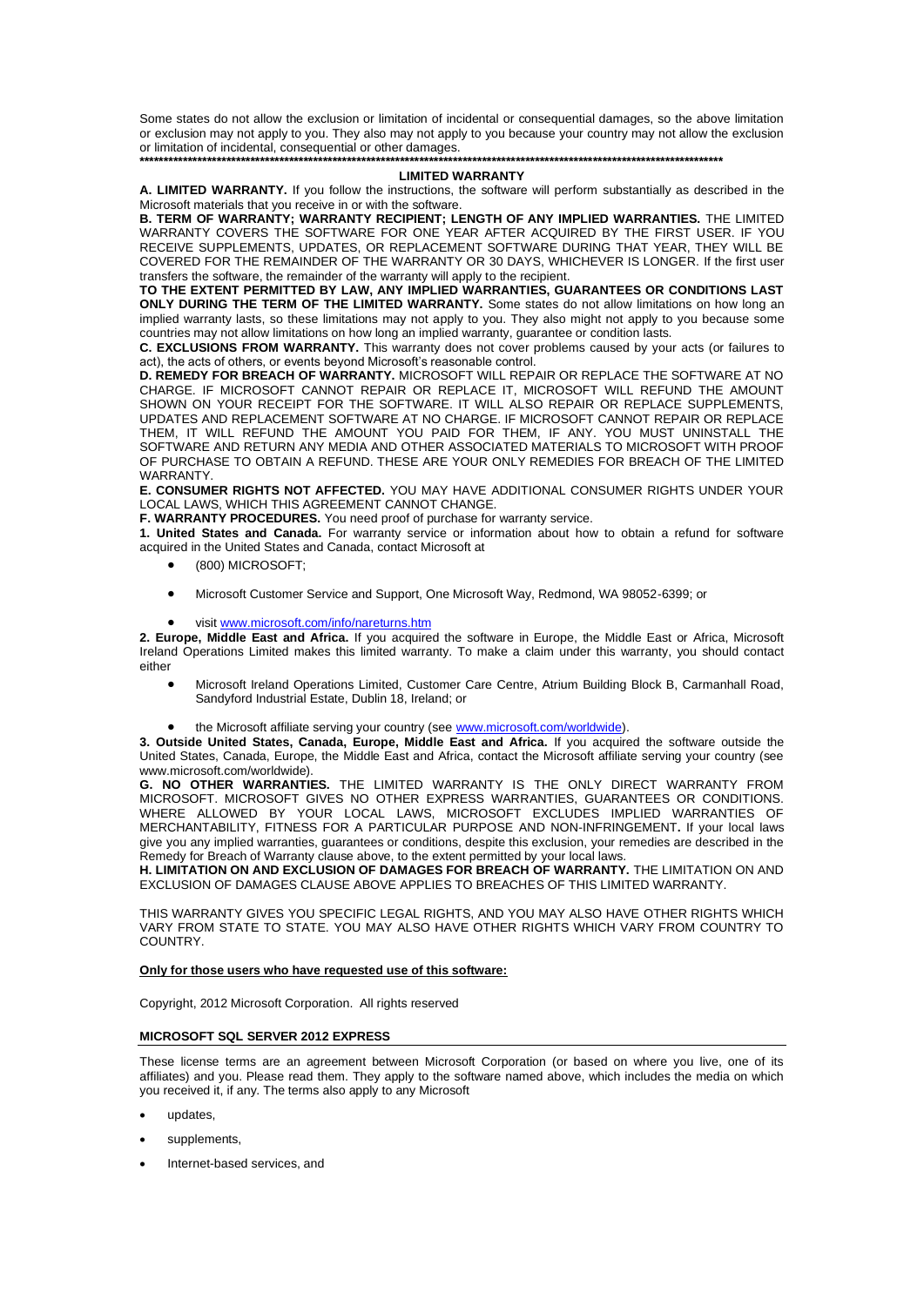Some states do not allow the exclusion or limitation of incidental or consequential damages, so the above limitation or exclusion may not apply to you. They also may not apply to you because your country may not allow the exclusion or limitation of incidental, consequential or other damages.

***************************************************************************************************************************

**LIMITED WARRANTY**

**A. LIMITED WARRANTY.** If you follow the instructions, the software will perform substantially as described in the Microsoft materials that you receive in or with the software.

**B. TERM OF WARRANTY; WARRANTY RECIPIENT; LENGTH OF ANY IMPLIED WARRANTIES.** THE LIMITED WARRANTY COVERS THE SOFTWARE FOR ONE YEAR AFTER ACQUIRED BY THE FIRST USER. IF YOU RECEIVE SUPPLEMENTS, UPDATES, OR REPLACEMENT SOFTWARE DURING THAT YEAR, THEY WILL BE COVERED FOR THE REMAINDER OF THE WARRANTY OR 30 DAYS, WHICHEVER IS LONGER. If the first user transfers the software, the remainder of the warranty will apply to the recipient.

**TO THE EXTENT PERMITTED BY LAW, ANY IMPLIED WARRANTIES, GUARANTEES OR CONDITIONS LAST ONLY DURING THE TERM OF THE LIMITED WARRANTY.** Some states do not allow limitations on how long an implied warranty lasts, so these limitations may not apply to you. They also might not apply to you because some countries may not allow limitations on how long an implied warranty, guarantee or condition lasts.

**C. EXCLUSIONS FROM WARRANTY.** This warranty does not cover problems caused by your acts (or failures to act), the acts of others, or events beyond Microsoft's reasonable control.

**D. REMEDY FOR BREACH OF WARRANTY.** MICROSOFT WILL REPAIR OR REPLACE THE SOFTWARE AT NO CHARGE. IF MICROSOFT CANNOT REPAIR OR REPLACE IT, MICROSOFT WILL REFUND THE AMOUNT SHOWN ON YOUR RECEIPT FOR THE SOFTWARE. IT WILL ALSO REPAIR OR REPLACE SUPPLEMENTS, UPDATES AND REPLACEMENT SOFTWARE AT NO CHARGE. IF MICROSOFT CANNOT REPAIR OR REPLACE THEM, IT WILL REFUND THE AMOUNT YOU PAID FOR THEM, IF ANY. YOU MUST UNINSTALL THE SOFTWARE AND RETURN ANY MEDIA AND OTHER ASSOCIATED MATERIALS TO MICROSOFT WITH PROOF OF PURCHASE TO OBTAIN A REFUND. THESE ARE YOUR ONLY REMEDIES FOR BREACH OF THE LIMITED WARRANTY.

**E. CONSUMER RIGHTS NOT AFFECTED.** YOU MAY HAVE ADDITIONAL CONSUMER RIGHTS UNDER YOUR LOCAL LAWS, WHICH THIS AGREEMENT CANNOT CHANGE.

**F. WARRANTY PROCEDURES.** You need proof of purchase for warranty service.

**1. United States and Canada.** For warranty service or information about how to obtain a refund for software acquired in the United States and Canada, contact Microsoft at

- (800) MICROSOFT;
- Microsoft Customer Service and Support, One Microsoft Way, Redmond, WA 98052-6399; or
- visit www.microsoft.com/info/nareturns.htm

**2. Europe, Middle East and Africa.** If you acquired the software in Europe, the Middle East or Africa, Microsoft Ireland Operations Limited makes this limited warranty. To make a claim under this warranty, you should contact either

- Microsoft Ireland Operations Limited, Customer Care Centre, Atrium Building Block B, Carmanhall Road, Sandyford Industrial Estate, Dublin 18, Ireland; or
- the Microsoft affiliate serving your country (see www.microsoft.com/worldwide).

**3. Outside United States, Canada, Europe, Middle East and Africa.** If you acquired the software outside the United States, Canada, Europe, the Middle East and Africa, contact the Microsoft affiliate serving your country (see www.microsoft.com/worldwide).

**G. NO OTHER WARRANTIES.** THE LIMITED WARRANTY IS THE ONLY DIRECT WARRANTY FROM MICROSOFT. MICROSOFT GIVES NO OTHER EXPRESS WARRANTIES, GUARANTEES OR CONDITIONS. WHERE ALLOWED BY YOUR LOCAL LAWS, MICROSOFT EXCLUDES IMPLIED WARRANTIES OF MERCHANTABILITY, FITNESS FOR A PARTICULAR PURPOSE AND NON-INFRINGEMENT**.** If your local laws give you any implied warranties, guarantees or conditions, despite this exclusion, your remedies are described in the Remedy for Breach of Warranty clause above, to the extent permitted by your local laws.

**H. LIMITATION ON AND EXCLUSION OF DAMAGES FOR BREACH OF WARRANTY.** THE LIMITATION ON AND EXCLUSION OF DAMAGES CLAUSE ABOVE APPLIES TO BREACHES OF THIS LIMITED WARRANTY.

THIS WARRANTY GIVES YOU SPECIFIC LEGAL RIGHTS, AND YOU MAY ALSO HAVE OTHER RIGHTS WHICH VARY FROM STATE TO STATE. YOU MAY ALSO HAVE OTHER RIGHTS WHICH VARY FROM COUNTRY TO COUNTRY.

**Only for those users who have requested use of this software:**

Copyright, 2012 Microsoft Corporation. All rights reserved

## MICROSOFT SQL SERVER 2012 EXPRESS

These license terms are an agreement between Microsoft Corporation (or based on where you live, one of its affiliates) and you. Please read them. They apply to the software named above, which includes the media on which you received it, if any. The terms also apply to any Microsoft

- updates,
- supplements,
- Internet-based services, and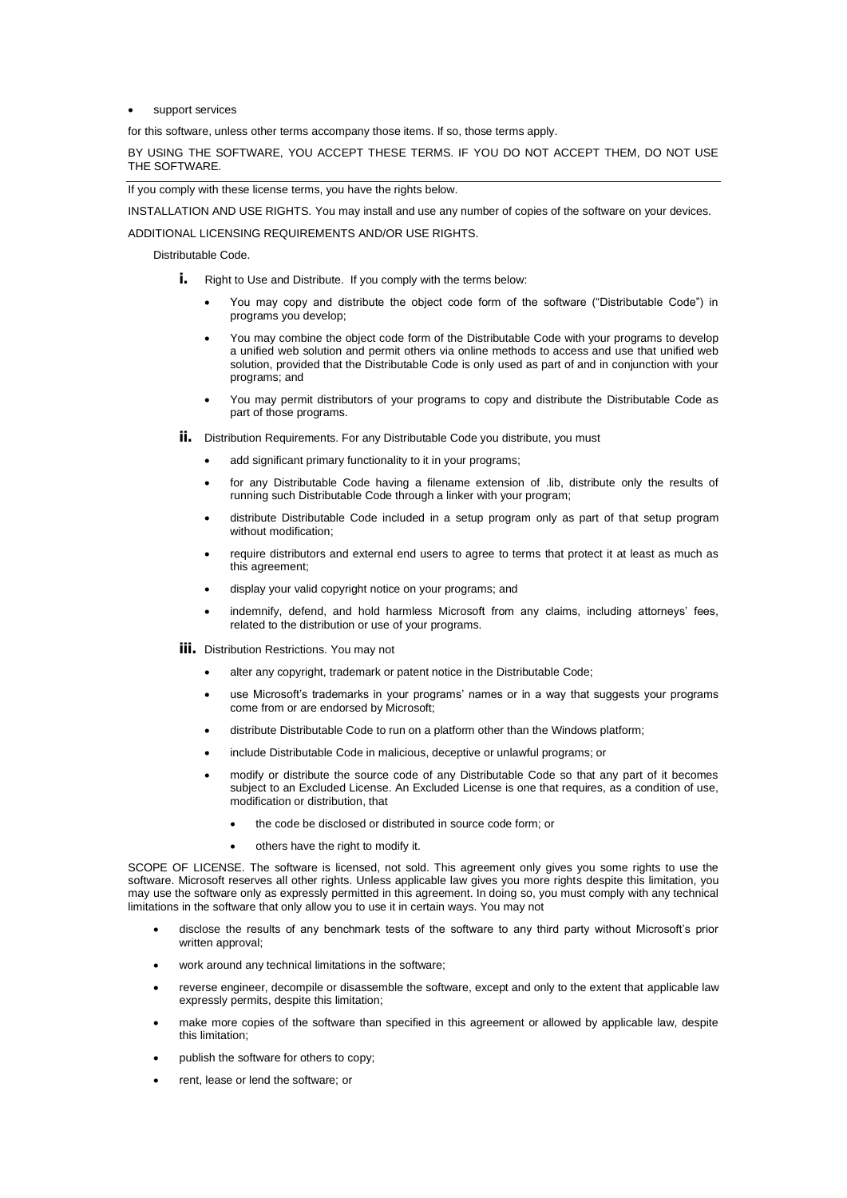- support services

for this software, unless other terms accompany those items. If so, those terms apply.

BY USING THE SOFTWARE, YOU ACCEPT THESE TERMS. IF YOU DO NOT ACCEPT THEM, DO NOT USE THE SOFTWARE.

---

If you comply with these license terms, you have the rights below.

INSTALLATION AND USE RIGHTS. You may install and use any number of copies of the software on your devices.

ADDITIONAL LICENSING REQUIREMENTS AND/OR USE RIGHTS.

Distributable Code.

**i.** Right to Use and Distribute. If you comply with the terms below:

- You may copy and distribute the object code form of the software ("Distributable Code") in programs you develop;
- You may combine the object code form of the Distributable Code with your programs to develop a unified web solution and permit others via online methods to access and use that unified web solution, provided that the Distributable Code is only used as part of and in conjunction with your programs; and
- You may permit distributors of your programs to copy and distribute the Distributable Code as part of those programs.

**ii.** Distribution Requirements. For any Distributable Code you distribute, you must

- add significant primary functionality to it in your programs;
- for any Distributable Code having a filename extension of .lib, distribute only the results of running such Distributable Code through a linker with your program;
- distribute Distributable Code included in a setup program only as part of that setup program without modification;
- require distributors and external end users to agree to terms that protect it at least as much as this agreement;
- display your valid copyright notice on your programs; and
- indemnify, defend, and hold harmless Microsoft from any claims, including attorneys' fees, related to the distribution or use of your programs.

**iii.** Distribution Restrictions. You may not

- alter any copyright, trademark or patent notice in the Distributable Code;
- use Microsoft's trademarks in your programs' names or in a way that suggests your programs come from or are endorsed by Microsoft;
- distribute Distributable Code to run on a platform other than the Windows platform;
- include Distributable Code in malicious, deceptive or unlawful programs; or
- modify or distribute the source code of any Distributable Code so that any part of it becomes subject to an Excluded License. An Excluded License is one that requires, as a condition of use, modification or distribution, that
  - the code be disclosed or distributed in source code form; or
  - others have the right to modify it.

SCOPE OF LICENSE. The software is licensed, not sold. This agreement only gives you some rights to use the software. Microsoft reserves all other rights. Unless applicable law gives you more rights despite this limitation, you may use the software only as expressly permitted in this agreement. In doing so, you must comply with any technical limitations in the software that only allow you to use it in certain ways. You may not

- disclose the results of any benchmark tests of the software to any third party without Microsoft's prior written approval;
- work around any technical limitations in the software;
- reverse engineer, decompile or disassemble the software, except and only to the extent that applicable law expressly permits, despite this limitation;
- make more copies of the software than specified in this agreement or allowed by applicable law, despite this limitation;
- publish the software for others to copy;
- rent, lease or lend the software; or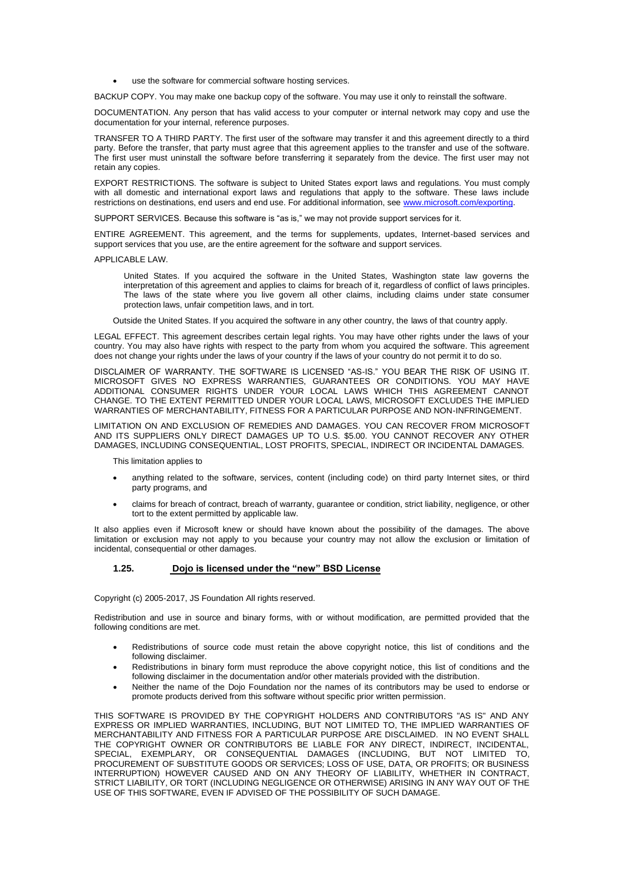- use the software for commercial software hosting services.

BACKUP COPY. You may make one backup copy of the software. You may use it only to reinstall the software.

DOCUMENTATION. Any person that has valid access to your computer or internal network may copy and use the documentation for your internal, reference purposes.

TRANSFER TO A THIRD PARTY. The first user of the software may transfer it and this agreement directly to a third party. Before the transfer, that party must agree that this agreement applies to the transfer and use of the software. The first user must uninstall the software before transferring it separately from the device. The first user may not retain any copies.

EXPORT RESTRICTIONS. The software is subject to United States export laws and regulations. You must comply with all domestic and international export laws and regulations that apply to the software. These laws include restrictions on destinations, end users and end use. For additional information, see [www.microsoft.com/exporting](www.microsoft.com/exporting).

SUPPORT SERVICES. Because this software is "as is," we may not provide support services for it.

ENTIRE AGREEMENT. This agreement, and the terms for supplements, updates, Internet-based services and support services that you use, are the entire agreement for the software and support services.

APPLICABLE LAW.

United States. If you acquired the software in the United States, Washington state law governs the interpretation of this agreement and applies to claims for breach of it, regardless of conflict of laws principles. The laws of the state where you live govern all other claims, including claims under state consumer protection laws, unfair competition laws, and in tort.

Outside the United States. If you acquired the software in any other country, the laws of that country apply.

LEGAL EFFECT. This agreement describes certain legal rights. You may have other rights under the laws of your country. You may also have rights with respect to the party from whom you acquired the software. This agreement does not change your rights under the laws of your country if the laws of your country do not permit it to do so.

DISCLAIMER OF WARRANTY. THE SOFTWARE IS LICENSED "AS-IS." YOU BEAR THE RISK OF USING IT. MICROSOFT GIVES NO EXPRESS WARRANTIES, GUARANTEES OR CONDITIONS. YOU MAY HAVE ADDITIONAL CONSUMER RIGHTS UNDER YOUR LOCAL LAWS WHICH THIS AGREEMENT CANNOT CHANGE. TO THE EXTENT PERMITTED UNDER YOUR LOCAL LAWS, MICROSOFT EXCLUDES THE IMPLIED WARRANTIES OF MERCHANTABILITY, FITNESS FOR A PARTICULAR PURPOSE AND NON-INFRINGEMENT.

LIMITATION ON AND EXCLUSION OF REMEDIES AND DAMAGES. YOU CAN RECOVER FROM MICROSOFT AND ITS SUPPLIERS ONLY DIRECT DAMAGES UP TO U.S. $5.00. YOU CANNOT RECOVER ANY OTHER DAMAGES, INCLUDING CONSEQUENTIAL, LOST PROFITS, SPECIAL, INDIRECT OR INCIDENTAL DAMAGES.

This limitation applies to

- anything related to the software, services, content (including code) on third party Internet sites, or third party programs, and
- claims for breach of contract, breach of warranty, guarantee or condition, strict liability, negligence, or other tort to the extent permitted by applicable law.

It also applies even if Microsoft knew or should have known about the possibility of the damages. The above limitation or exclusion may not apply to you because your country may not allow the exclusion or limitation of incidental, consequential or other damages.

## 1.25. Dojo is licensed under the "new" BSD License

Copyright (c) 2005-2017, JS Foundation All rights reserved.

Redistribution and use in source and binary forms, with or without modification, are permitted provided that the following conditions are met.

- Redistributions of source code must retain the above copyright notice, this list of conditions and the following disclaimer.
- Redistributions in binary form must reproduce the above copyright notice, this list of conditions and the following disclaimer in the documentation and/or other materials provided with the distribution.
- Neither the name of the Dojo Foundation nor the names of its contributors may be used to endorse or promote products derived from this software without specific prior written permission.

THIS SOFTWARE IS PROVIDED BY THE COPYRIGHT HOLDERS AND CONTRIBUTORS "AS IS" AND ANY EXPRESS OR IMPLIED WARRANTIES, INCLUDING, BUT NOT LIMITED TO, THE IMPLIED WARRANTIES OF MERCHANTABILITY AND FITNESS FOR A PARTICULAR PURPOSE ARE DISCLAIMED. IN NO EVENT SHALL THE COPYRIGHT OWNER OR CONTRIBUTORS BE LIABLE FOR ANY DIRECT, INDIRECT, INCIDENTAL, SPECIAL, EXEMPLARY, OR CONSEQUENTIAL DAMAGES (INCLUDING, BUT NOT LIMITED TO, PROCUREMENT OF SUBSTITUTE GOODS OR SERVICES; LOSS OF USE, DATA, OR PROFITS; OR BUSINESS INTERRUPTION) HOWEVER CAUSED AND ON ANY THEORY OF LIABILITY, WHETHER IN CONTRACT, STRICT LIABILITY, OR TORT (INCLUDING NEGLIGENCE OR OTHERWISE) ARISING IN ANY WAY OUT OF THE USE OF THIS SOFTWARE, EVEN IF ADVISED OF THE POSSIBILITY OF SUCH DAMAGE.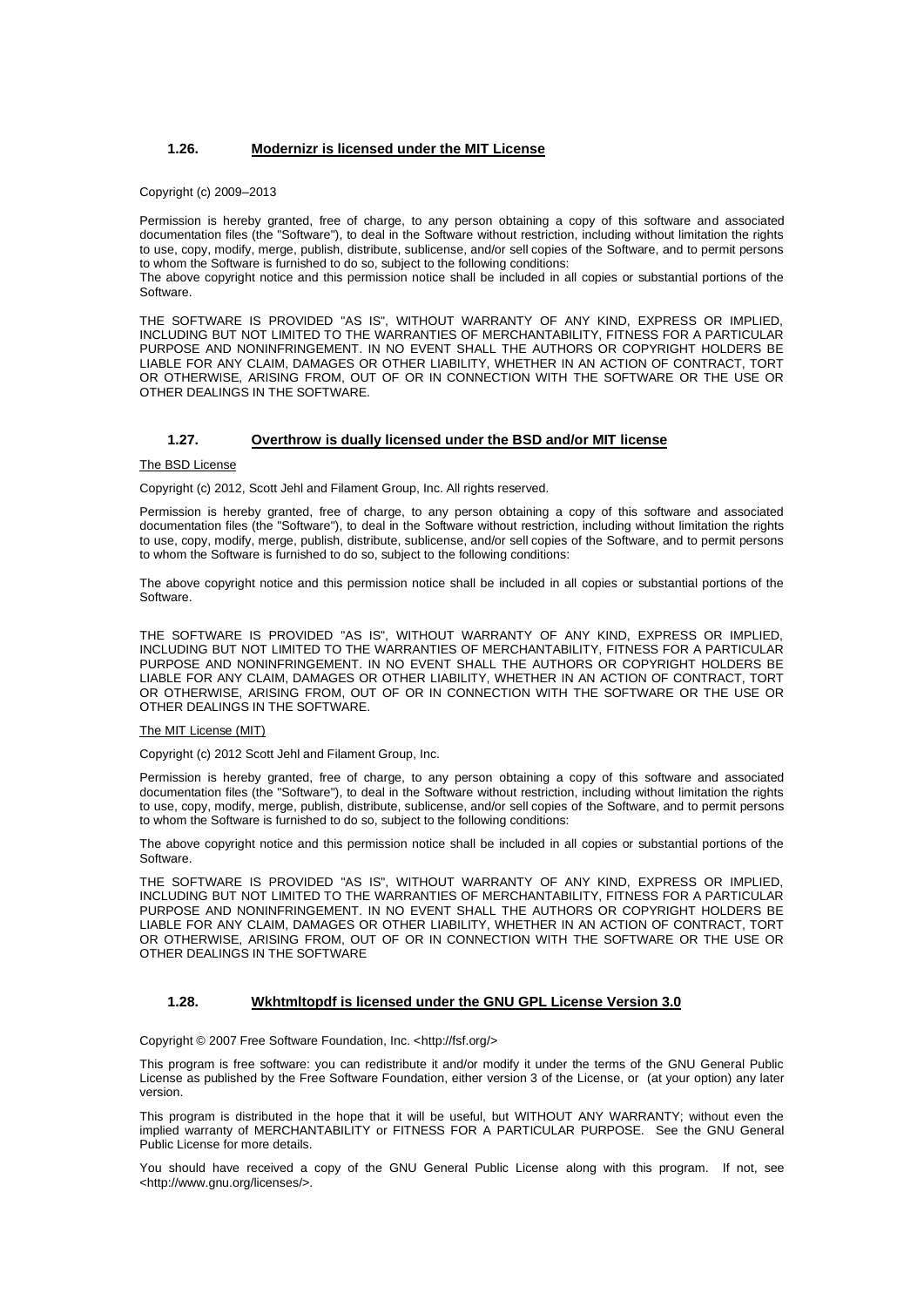### 1.26. Modernizr is licensed under the MIT License

Copyright (c) 2009–2013

Permission is hereby granted, free of charge, to any person obtaining a copy of this software and associated documentation files (the "Software"), to deal in the Software without restriction, including without limitation the rights to use, copy, modify, merge, publish, distribute, sublicense, and/or sell copies of the Software, and to permit persons to whom the Software is furnished to do so, subject to the following conditions:
The above copyright notice and this permission notice shall be included in all copies or substantial portions of the Software.

THE SOFTWARE IS PROVIDED "AS IS", WITHOUT WARRANTY OF ANY KIND, EXPRESS OR IMPLIED, INCLUDING BUT NOT LIMITED TO THE WARRANTIES OF MERCHANTABILITY, FITNESS FOR A PARTICULAR PURPOSE AND NONINFRINGEMENT. IN NO EVENT SHALL THE AUTHORS OR COPYRIGHT HOLDERS BE LIABLE FOR ANY CLAIM, DAMAGES OR OTHER LIABILITY, WHETHER IN AN ACTION OF CONTRACT, TORT OR OTHERWISE, ARISING FROM, OUT OF OR IN CONNECTION WITH THE SOFTWARE OR THE USE OR OTHER DEALINGS IN THE SOFTWARE.

### 1.27. Overthrow is dually licensed under the BSD and/or MIT license

The BSD License

Copyright (c) 2012, Scott Jehl and Filament Group, Inc. All rights reserved.

Permission is hereby granted, free of charge, to any person obtaining a copy of this software and associated documentation files (the "Software"), to deal in the Software without restriction, including without limitation the rights to use, copy, modify, merge, publish, distribute, sublicense, and/or sell copies of the Software, and to permit persons to whom the Software is furnished to do so, subject to the following conditions:

The above copyright notice and this permission notice shall be included in all copies or substantial portions of the Software.

THE SOFTWARE IS PROVIDED "AS IS", WITHOUT WARRANTY OF ANY KIND, EXPRESS OR IMPLIED, INCLUDING BUT NOT LIMITED TO THE WARRANTIES OF MERCHANTABILITY, FITNESS FOR A PARTICULAR PURPOSE AND NONINFRINGEMENT. IN NO EVENT SHALL THE AUTHORS OR COPYRIGHT HOLDERS BE LIABLE FOR ANY CLAIM, DAMAGES OR OTHER LIABILITY, WHETHER IN AN ACTION OF CONTRACT, TORT OR OTHERWISE, ARISING FROM, OUT OF OR IN CONNECTION WITH THE SOFTWARE OR THE USE OR OTHER DEALINGS IN THE SOFTWARE.

The MIT License (MIT)

Copyright (c) 2012 Scott Jehl and Filament Group, Inc.

Permission is hereby granted, free of charge, to any person obtaining a copy of this software and associated documentation files (the "Software"), to deal in the Software without restriction, including without limitation the rights to use, copy, modify, merge, publish, distribute, sublicense, and/or sell copies of the Software, and to permit persons to whom the Software is furnished to do so, subject to the following conditions:

The above copyright notice and this permission notice shall be included in all copies or substantial portions of the Software.

THE SOFTWARE IS PROVIDED "AS IS", WITHOUT WARRANTY OF ANY KIND, EXPRESS OR IMPLIED, INCLUDING BUT NOT LIMITED TO THE WARRANTIES OF MERCHANTABILITY, FITNESS FOR A PARTICULAR PURPOSE AND NONINFRINGEMENT. IN NO EVENT SHALL THE AUTHORS OR COPYRIGHT HOLDERS BE LIABLE FOR ANY CLAIM, DAMAGES OR OTHER LIABILITY, WHETHER IN AN ACTION OF CONTRACT, TORT OR OTHERWISE, ARISING FROM, OUT OF OR IN CONNECTION WITH THE SOFTWARE OR THE USE OR OTHER DEALINGS IN THE SOFTWARE

### 1.28. Wkhtmltopdf is licensed under the GNU GPL License Version 3.0

Copyright © 2007 Free Software Foundation, Inc. <http://fsf.org/>

This program is free software: you can redistribute it and/or modify it under the terms of the GNU General Public License as published by the Free Software Foundation, either version 3 of the License, or (at your option) any later version.

This program is distributed in the hope that it will be useful, but WITHOUT ANY WARRANTY; without even the implied warranty of MERCHANTABILITY or FITNESS FOR A PARTICULAR PURPOSE. See the GNU General Public License for more details.

You should have received a copy of the GNU General Public License along with this program. If not, see <http://www.gnu.org/licenses/>.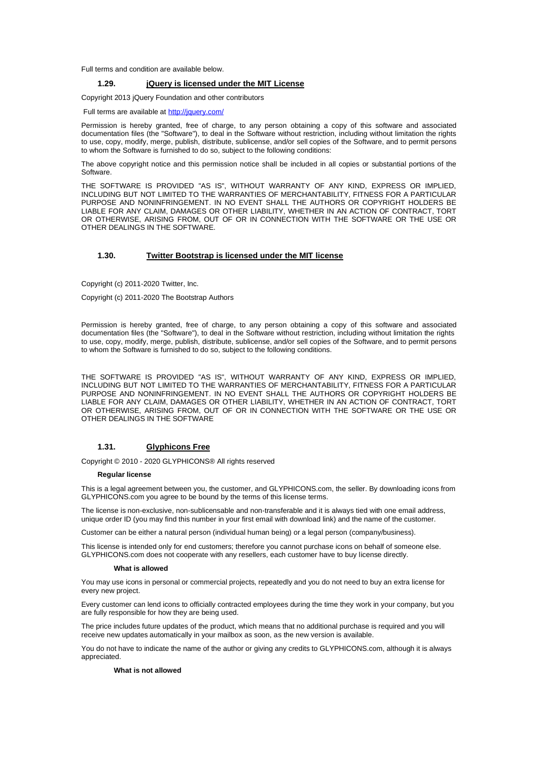Full terms and condition are available below.

### 1.29. jQuery is licensed under the MIT License

Copyright 2013 jQuery Foundation and other contributors

Full terms are available at http://jquery.com/

Permission is hereby granted, free of charge, to any person obtaining a copy of this software and associated documentation files (the "Software"), to deal in the Software without restriction, including without limitation the rights to use, copy, modify, merge, publish, distribute, sublicense, and/or sell copies of the Software, and to permit persons to whom the Software is furnished to do so, subject to the following conditions:

The above copyright notice and this permission notice shall be included in all copies or substantial portions of the Software.

THE SOFTWARE IS PROVIDED "AS IS", WITHOUT WARRANTY OF ANY KIND, EXPRESS OR IMPLIED, INCLUDING BUT NOT LIMITED TO THE WARRANTIES OF MERCHANTABILITY, FITNESS FOR A PARTICULAR PURPOSE AND NONINFRINGEMENT. IN NO EVENT SHALL THE AUTHORS OR COPYRIGHT HOLDERS BE LIABLE FOR ANY CLAIM, DAMAGES OR OTHER LIABILITY, WHETHER IN AN ACTION OF CONTRACT, TORT OR OTHERWISE, ARISING FROM, OUT OF OR IN CONNECTION WITH THE SOFTWARE OR THE USE OR OTHER DEALINGS IN THE SOFTWARE.

### 1.30. Twitter Bootstrap is licensed under the MIT license

Copyright (c) 2011-2020 Twitter, Inc.

Copyright (c) 2011-2020 The Bootstrap Authors

Permission is hereby granted, free of charge, to any person obtaining a copy of this software and associated documentation files (the "Software"), to deal in the Software without restriction, including without limitation the rights to use, copy, modify, merge, publish, distribute, sublicense, and/or sell copies of the Software, and to permit persons to whom the Software is furnished to do so, subject to the following conditions.

THE SOFTWARE IS PROVIDED "AS IS", WITHOUT WARRANTY OF ANY KIND, EXPRESS OR IMPLIED, INCLUDING BUT NOT LIMITED TO THE WARRANTIES OF MERCHANTABILITY, FITNESS FOR A PARTICULAR PURPOSE AND NONINFRINGEMENT. IN NO EVENT SHALL THE AUTHORS OR COPYRIGHT HOLDERS BE LIABLE FOR ANY CLAIM, DAMAGES OR OTHER LIABILITY, WHETHER IN AN ACTION OF CONTRACT, TORT OR OTHERWISE, ARISING FROM, OUT OF OR IN CONNECTION WITH THE SOFTWARE OR THE USE OR OTHER DEALINGS IN THE SOFTWARE

### 1.31. Glyphicons Free

Copyright © 2010 - 2020 GLYPHICONS® All rights reserved

#### Regular license

This is a legal agreement between you, the customer, and GLYPHICONS.com, the seller. By downloading icons from GLYPHICONS.com you agree to be bound by the terms of this license terms.

The license is non-exclusive, non-sublicensable and non-transferable and it is always tied with one email address, unique order ID (you may find this number in your first email with download link) and the name of the customer.

Customer can be either a natural person (individual human being) or a legal person (company/business).

This license is intended only for end customers; therefore you cannot purchase icons on behalf of someone else. GLYPHICONS.com does not cooperate with any resellers, each customer have to buy license directly.

##### What is allowed

You may use icons in personal or commercial projects, repeatedly and you do not need to buy an extra license for every new project.

Every customer can lend icons to officially contracted employees during the time they work in your company, but you are fully responsible for how they are being used.

The price includes future updates of the product, which means that no additional purchase is required and you will receive new updates automatically in your mailbox as soon, as the new version is available.

You do not have to indicate the name of the author or giving any credits to GLYPHICONS.com, although it is always appreciated.

##### What is not allowed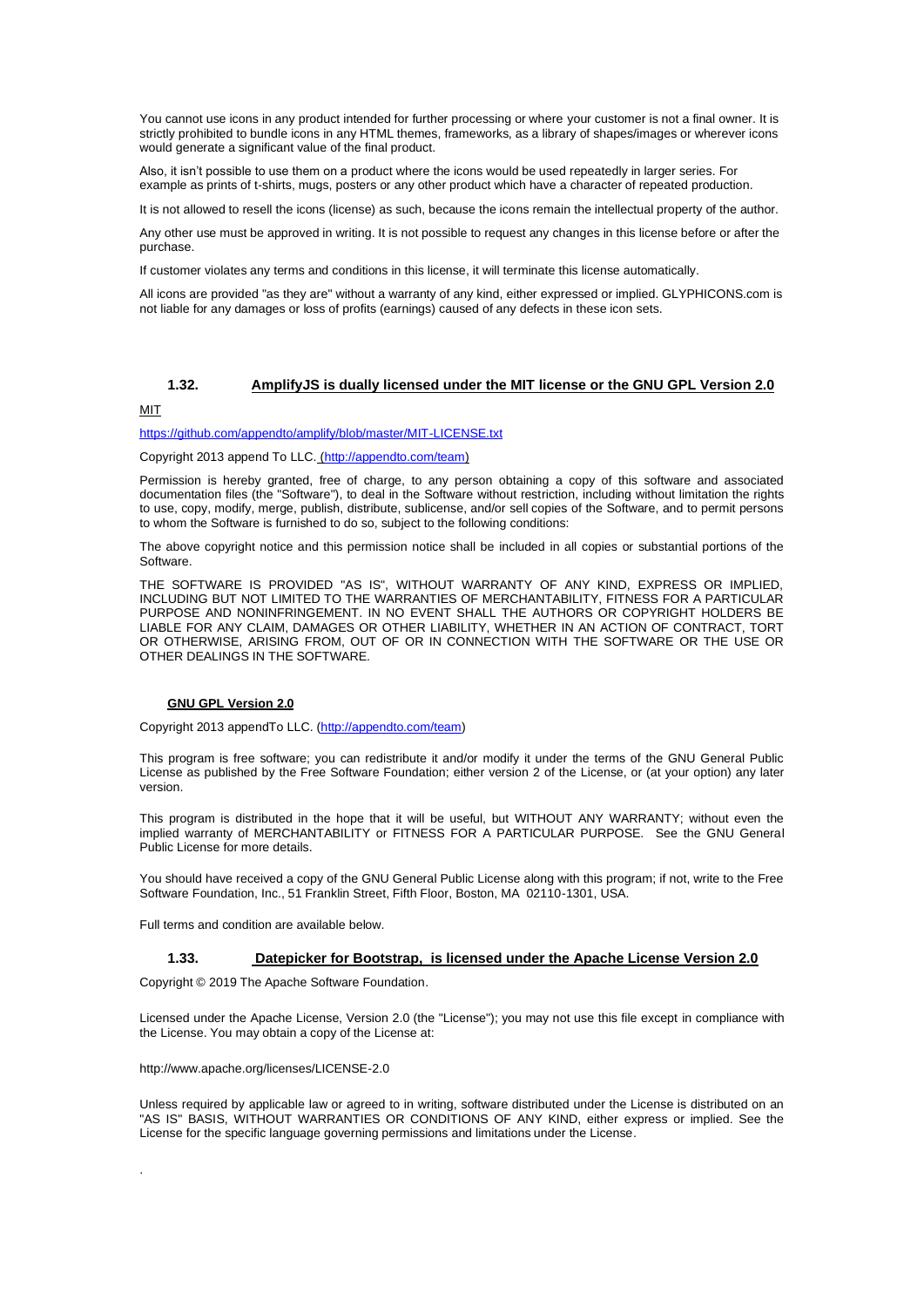You cannot use icons in any product intended for further processing or where your customer is not a final owner. It is strictly prohibited to bundle icons in any HTML themes, frameworks, as a library of shapes/images or wherever icons would generate a significant value of the final product.

Also, it isn't possible to use them on a product where the icons would be used repeatedly in larger series. For example as prints of t-shirts, mugs, posters or any other product which have a character of repeated production.

It is not allowed to resell the icons (license) as such, because the icons remain the intellectual property of the author.

Any other use must be approved in writing. It is not possible to request any changes in this license before or after the purchase.

If customer violates any terms and conditions in this license, it will terminate this license automatically.

All icons are provided "as they are" without a warranty of any kind, either expressed or implied. GLYPHICONS.com is not liable for any damages or loss of profits (earnings) caused of any defects in these icon sets.

## 1.32. AmplifyJS is dually licensed under the MIT license or the GNU GPL Version 2.0

MIT

https://github.com/appendto/amplify/blob/master/MIT-LICENSE.txt

Copyright 2013 append To LLC. (http://appendto.com/team)

Permission is hereby granted, free of charge, to any person obtaining a copy of this software and associated documentation files (the "Software"), to deal in the Software without restriction, including without limitation the rights to use, copy, modify, merge, publish, distribute, sublicense, and/or sell copies of the Software, and to permit persons to whom the Software is furnished to do so, subject to the following conditions:

The above copyright notice and this permission notice shall be included in all copies or substantial portions of the Software.

THE SOFTWARE IS PROVIDED "AS IS", WITHOUT WARRANTY OF ANY KIND, EXPRESS OR IMPLIED, INCLUDING BUT NOT LIMITED TO THE WARRANTIES OF MERCHANTABILITY, FITNESS FOR A PARTICULAR PURPOSE AND NONINFRINGEMENT. IN NO EVENT SHALL THE AUTHORS OR COPYRIGHT HOLDERS BE LIABLE FOR ANY CLAIM, DAMAGES OR OTHER LIABILITY, WHETHER IN AN ACTION OF CONTRACT, TORT OR OTHERWISE, ARISING FROM, OUT OF OR IN CONNECTION WITH THE SOFTWARE OR THE USE OR OTHER DEALINGS IN THE SOFTWARE.

**GNU GPL Version 2.0**

Copyright 2013 appendTo LLC. (http://appendto.com/team)

This program is free software; you can redistribute it and/or modify it under the terms of the GNU General Public License as published by the Free Software Foundation; either version 2 of the License, or (at your option) any later version.

This program is distributed in the hope that it will be useful, but WITHOUT ANY WARRANTY; without even the implied warranty of MERCHANTABILITY or FITNESS FOR A PARTICULAR PURPOSE. See the GNU General Public License for more details.

You should have received a copy of the GNU General Public License along with this program; if not, write to the Free Software Foundation, Inc., 51 Franklin Street, Fifth Floor, Boston, MA 02110-1301, USA.

Full terms and condition are available below.

## 1.33. Datepicker for Bootstrap, is licensed under the Apache License Version 2.0

Copyright © 2019 The Apache Software Foundation.

Licensed under the Apache License, Version 2.0 (the "License"); you may not use this file except in compliance with the License. You may obtain a copy of the License at:

http://www.apache.org/licenses/LICENSE-2.0

Unless required by applicable law or agreed to in writing, software distributed under the License is distributed on an "AS IS" BASIS, WITHOUT WARRANTIES OR CONDITIONS OF ANY KIND, either express or implied. See the License for the specific language governing permissions and limitations under the License.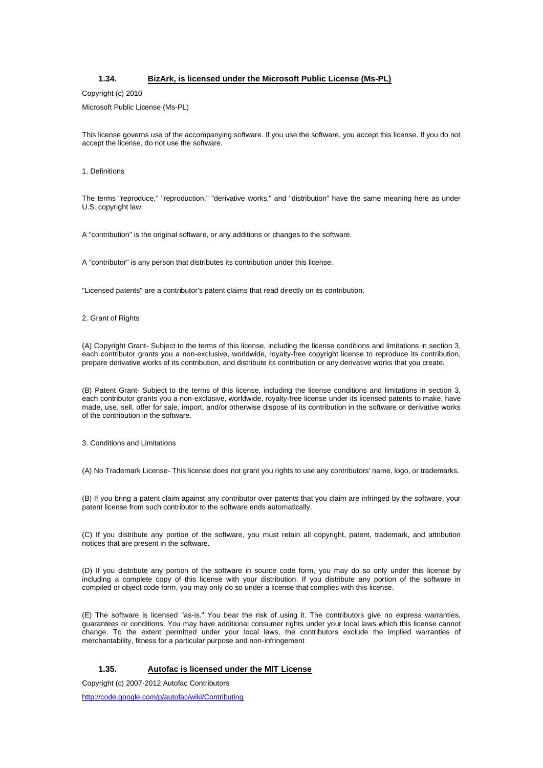### 1.34. BizArk, is licensed under the Microsoft Public License (Ms-PL)

Copyright (c) 2010

Microsoft Public License (Ms-PL)

This license governs use of the accompanying software. If you use the software, you accept this license. If you do not accept the license, do not use the software.

1. Definitions

The terms "reproduce," "reproduction," "derivative works," and "distribution" have the same meaning here as under U.S. copyright law.

A "contribution" is the original software, or any additions or changes to the software.

A "contributor" is any person that distributes its contribution under this license.

"Licensed patents" are a contributor's patent claims that read directly on its contribution.

2. Grant of Rights

(A) Copyright Grant- Subject to the terms of this license, including the license conditions and limitations in section 3, each contributor grants you a non-exclusive, worldwide, royalty-free copyright license to reproduce its contribution, prepare derivative works of its contribution, and distribute its contribution or any derivative works that you create.

(B) Patent Grant- Subject to the terms of this license, including the license conditions and limitations in section 3, each contributor grants you a non-exclusive, worldwide, royalty-free license under its licensed patents to make, have made, use, sell, offer for sale, import, and/or otherwise dispose of its contribution in the software or derivative works of the contribution in the software.

3. Conditions and Limitations

(A) No Trademark License- This license does not grant you rights to use any contributors' name, logo, or trademarks.

(B) If you bring a patent claim against any contributor over patents that you claim are infringed by the software, your patent license from such contributor to the software ends automatically.

(C) If you distribute any portion of the software, you must retain all copyright, patent, trademark, and attribution notices that are present in the software.

(D) If you distribute any portion of the software in source code form, you may do so only under this license by including a complete copy of this license with your distribution. If you distribute any portion of the software in compiled or object code form, you may only do so under a license that complies with this license.

(E) The software is licensed "as-is." You bear the risk of using it. The contributors give no express warranties, guarantees or conditions. You may have additional consumer rights under your local laws which this license cannot change. To the extent permitted under your local laws, the contributors exclude the implied warranties of merchantability, fitness for a particular purpose and non-infringement

### 1.35. Autofac is licensed under the MIT License

Copyright (c) 2007-2012 Autofac Contributors

http://code.google.com/p/autofac/wiki/Contributing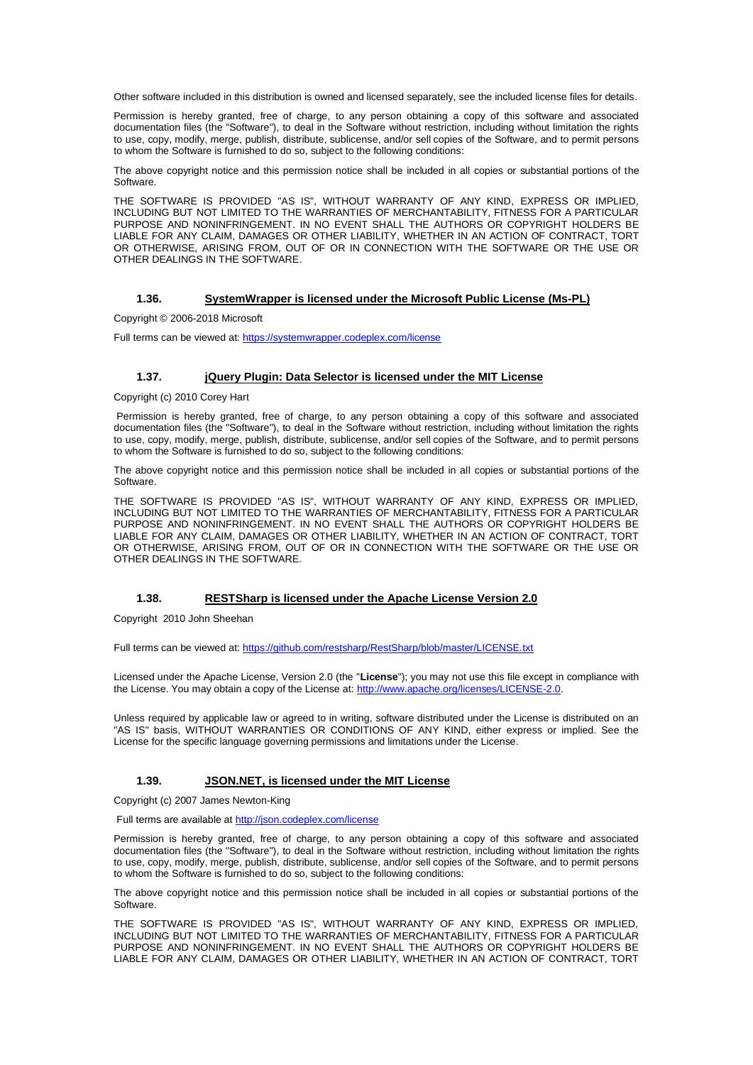Other software included in this distribution is owned and licensed separately, see the included license files for details.

Permission is hereby granted, free of charge, to any person obtaining a copy of this software and associated documentation files (the "Software"), to deal in the Software without restriction, including without limitation the rights to use, copy, modify, merge, publish, distribute, sublicense, and/or sell copies of the Software, and to permit persons to whom the Software is furnished to do so, subject to the following conditions:

The above copyright notice and this permission notice shall be included in all copies or substantial portions of the Software.

THE SOFTWARE IS PROVIDED "AS IS", WITHOUT WARRANTY OF ANY KIND, EXPRESS OR IMPLIED, INCLUDING BUT NOT LIMITED TO THE WARRANTIES OF MERCHANTABILITY, FITNESS FOR A PARTICULAR PURPOSE AND NONINFRINGEMENT. IN NO EVENT SHALL THE AUTHORS OR COPYRIGHT HOLDERS BE LIABLE FOR ANY CLAIM, DAMAGES OR OTHER LIABILITY, WHETHER IN AN ACTION OF CONTRACT, TORT OR OTHERWISE, ARISING FROM, OUT OF OR IN CONNECTION WITH THE SOFTWARE OR THE USE OR OTHER DEALINGS IN THE SOFTWARE.

### 1.36. SystemWrapper is licensed under the Microsoft Public License (Ms-PL)

Copyright © 2006-2018 Microsoft

Full terms can be viewed at: https://systemwrapper.codeplex.com/license

### 1.37. jQuery Plugin: Data Selector is licensed under the MIT License

Copyright (c) 2010 Corey Hart

Permission is hereby granted, free of charge, to any person obtaining a copy of this software and associated documentation files (the "Software"), to deal in the Software without restriction, including without limitation the rights to use, copy, modify, merge, publish, distribute, sublicense, and/or sell copies of the Software, and to permit persons to whom the Software is furnished to do so, subject to the following conditions:

The above copyright notice and this permission notice shall be included in all copies or substantial portions of the Software.

THE SOFTWARE IS PROVIDED "AS IS", WITHOUT WARRANTY OF ANY KIND, EXPRESS OR IMPLIED, INCLUDING BUT NOT LIMITED TO THE WARRANTIES OF MERCHANTABILITY, FITNESS FOR A PARTICULAR PURPOSE AND NONINFRINGEMENT. IN NO EVENT SHALL THE AUTHORS OR COPYRIGHT HOLDERS BE LIABLE FOR ANY CLAIM, DAMAGES OR OTHER LIABILITY, WHETHER IN AN ACTION OF CONTRACT, TORT OR OTHERWISE, ARISING FROM, OUT OF OR IN CONNECTION WITH THE SOFTWARE OR THE USE OR OTHER DEALINGS IN THE SOFTWARE.

### 1.38. RESTSharp is licensed under the Apache License Version 2.0

Copyright 2010 John Sheehan

Full terms can be viewed at: https://github.com/restsharp/RestSharp/blob/master/LICENSE.txt

Licensed under the Apache License, Version 2.0 (the "**License**"); you may not use this file except in compliance with the License. You may obtain a copy of the License at: http://www.apache.org/licenses/LICENSE-2.0.

Unless required by applicable law or agreed to in writing, software distributed under the License is distributed on an "AS IS" basis, WITHOUT WARRANTIES OR CONDITIONS OF ANY KIND, either express or implied. See the License for the specific language governing permissions and limitations under the License.

### 1.39. JSON.NET, is licensed under the MIT License

Copyright (c) 2007 James Newton-King

Full terms are available at http://json.codeplex.com/license

Permission is hereby granted, free of charge, to any person obtaining a copy of this software and associated documentation files (the "Software"), to deal in the Software without restriction, including without limitation the rights to use, copy, modify, merge, publish, distribute, sublicense, and/or sell copies of the Software, and to permit persons to whom the Software is furnished to do so, subject to the following conditions:

The above copyright notice and this permission notice shall be included in all copies or substantial portions of the Software.

THE SOFTWARE IS PROVIDED "AS IS", WITHOUT WARRANTY OF ANY KIND, EXPRESS OR IMPLIED, INCLUDING BUT NOT LIMITED TO THE WARRANTIES OF MERCHANTABILITY, FITNESS FOR A PARTICULAR PURPOSE AND NONINFRINGEMENT. IN NO EVENT SHALL THE AUTHORS OR COPYRIGHT HOLDERS BE LIABLE FOR ANY CLAIM, DAMAGES OR OTHER LIABILITY, WHETHER IN AN ACTION OF CONTRACT, TORT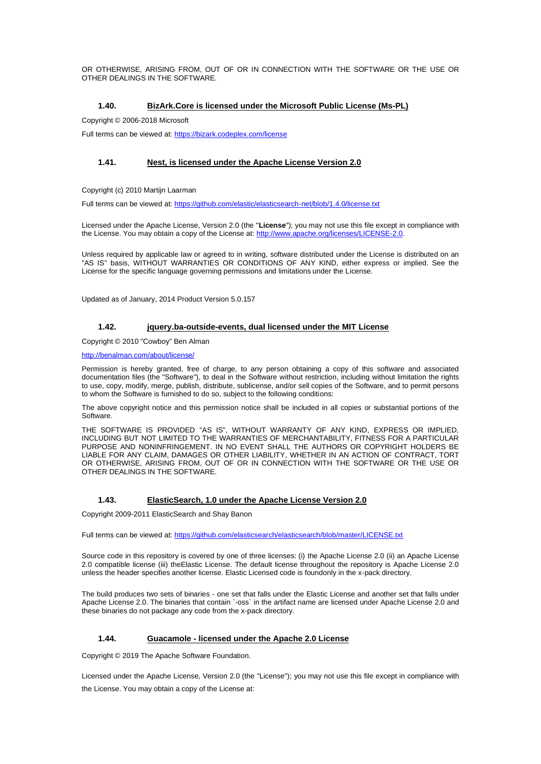OR OTHERWISE, ARISING FROM, OUT OF OR IN CONNECTION WITH THE SOFTWARE OR THE USE OR OTHER DEALINGS IN THE SOFTWARE.

### 1.40. BizArk.Core is licensed under the Microsoft Public License (Ms-PL)

Copyright © 2006-2018 Microsoft

Full terms can be viewed at: https://bizark.codeplex.com/license

### 1.41. Nest, is licensed under the Apache License Version 2.0

Copyright (c) 2010 Martijn Laarman

Full terms can be viewed at: https://github.com/elastic/elasticsearch-net/blob/1.4.0/license.txt

Licensed under the Apache License, Version 2.0 (the "**License**"); you may not use this file except in compliance with the License. You may obtain a copy of the License at: http://www.apache.org/licenses/LICENSE-2.0.

Unless required by applicable law or agreed to in writing, software distributed under the License is distributed on an "AS IS" basis, WITHOUT WARRANTIES OR CONDITIONS OF ANY KIND, either express or implied. See the License for the specific language governing permissions and limitations under the License.

Updated as of January, 2014 Product Version 5.0.157

### 1.42. jquery.ba-outside-events, dual licensed under the MIT License

Copyright © 2010 "Cowboy" Ben Alman

http://benalman.com/about/license/

Permission is hereby granted, free of charge, to any person obtaining a copy of this software and associated documentation files (the "Software"), to deal in the Software without restriction, including without limitation the rights to use, copy, modify, merge, publish, distribute, sublicense, and/or sell copies of the Software, and to permit persons to whom the Software is furnished to do so, subject to the following conditions:

The above copyright notice and this permission notice shall be included in all copies or substantial portions of the Software.

THE SOFTWARE IS PROVIDED "AS IS", WITHOUT WARRANTY OF ANY KIND, EXPRESS OR IMPLIED, INCLUDING BUT NOT LIMITED TO THE WARRANTIES OF MERCHANTABILITY, FITNESS FOR A PARTICULAR PURPOSE AND NONINFRINGEMENT. IN NO EVENT SHALL THE AUTHORS OR COPYRIGHT HOLDERS BE LIABLE FOR ANY CLAIM, DAMAGES OR OTHER LIABILITY, WHETHER IN AN ACTION OF CONTRACT, TORT OR OTHERWISE, ARISING FROM, OUT OF OR IN CONNECTION WITH THE SOFTWARE OR THE USE OR OTHER DEALINGS IN THE SOFTWARE.

### 1.43. ElasticSearch, 1.0 under the Apache License Version 2.0

Copyright 2009-2011 ElasticSearch and Shay Banon

Full terms can be viewed at: https://github.com/elasticsearch/elasticsearch/blob/master/LICENSE.txt

Source code in this repository is covered by one of three licenses: (i) the Apache License 2.0 (ii) an Apache License 2.0 compatible license (iii) theElastic License. The default license throughout the repository is Apache License 2.0 unless the header specifies another license. Elastic Licensed code is foundonly in the x-pack directory.

The build produces two sets of binaries - one set that falls under the Elastic License and another set that falls under Apache License 2.0. The binaries that contain `-oss` in the artifact name are licensed under Apache License 2.0 and these binaries do not package any code from the x-pack directory.

### 1.44. Guacamole - licensed under the Apache 2.0 License

Copyright © 2019 The Apache Software Foundation.

Licensed under the Apache License, Version 2.0 (the "License"); you may not use this file except in compliance with the License. You may obtain a copy of the License at: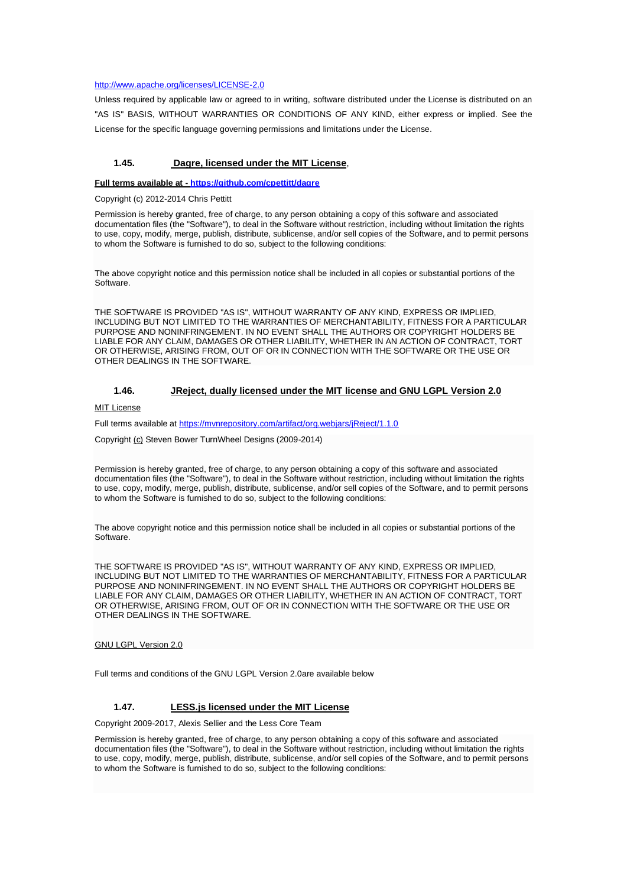http://www.apache.org/licenses/LICENSE-2.0

Unless required by applicable law or agreed to in writing, software distributed under the License is distributed on an "AS IS" BASIS, WITHOUT WARRANTIES OR CONDITIONS OF ANY KIND, either express or implied. See the License for the specific language governing permissions and limitations under the License.

### 1.45. Dagre, licensed under the MIT License,

**Full terms available at - https://github.com/cpettitt/dagre**

Copyright (c) 2012-2014 Chris Pettitt

Permission is hereby granted, free of charge, to any person obtaining a copy of this software and associated documentation files (the "Software"), to deal in the Software without restriction, including without limitation the rights to use, copy, modify, merge, publish, distribute, sublicense, and/or sell copies of the Software, and to permit persons to whom the Software is furnished to do so, subject to the following conditions:

The above copyright notice and this permission notice shall be included in all copies or substantial portions of the Software.

THE SOFTWARE IS PROVIDED "AS IS", WITHOUT WARRANTY OF ANY KIND, EXPRESS OR IMPLIED, INCLUDING BUT NOT LIMITED TO THE WARRANTIES OF MERCHANTABILITY, FITNESS FOR A PARTICULAR PURPOSE AND NONINFRINGEMENT. IN NO EVENT SHALL THE AUTHORS OR COPYRIGHT HOLDERS BE LIABLE FOR ANY CLAIM, DAMAGES OR OTHER LIABILITY, WHETHER IN AN ACTION OF CONTRACT, TORT OR OTHERWISE, ARISING FROM, OUT OF OR IN CONNECTION WITH THE SOFTWARE OR THE USE OR OTHER DEALINGS IN THE SOFTWARE.

### 1.46. JReject, dually licensed under the MIT license and GNU LGPL Version 2.0

MIT License

Full terms available at https://mvnrepository.com/artifact/org.webjars/jReject/1.1.0

Copyright (c) Steven Bower TurnWheel Designs (2009-2014)

Permission is hereby granted, free of charge, to any person obtaining a copy of this software and associated documentation files (the "Software"), to deal in the Software without restriction, including without limitation the rights to use, copy, modify, merge, publish, distribute, sublicense, and/or sell copies of the Software, and to permit persons to whom the Software is furnished to do so, subject to the following conditions:

The above copyright notice and this permission notice shall be included in all copies or substantial portions of the Software.

THE SOFTWARE IS PROVIDED "AS IS", WITHOUT WARRANTY OF ANY KIND, EXPRESS OR IMPLIED, INCLUDING BUT NOT LIMITED TO THE WARRANTIES OF MERCHANTABILITY, FITNESS FOR A PARTICULAR PURPOSE AND NONINFRINGEMENT. IN NO EVENT SHALL THE AUTHORS OR COPYRIGHT HOLDERS BE LIABLE FOR ANY CLAIM, DAMAGES OR OTHER LIABILITY, WHETHER IN AN ACTION OF CONTRACT, TORT OR OTHERWISE, ARISING FROM, OUT OF OR IN CONNECTION WITH THE SOFTWARE OR THE USE OR OTHER DEALINGS IN THE SOFTWARE.

GNU LGPL Version 2.0

Full terms and conditions of the GNU LGPL Version 2.0are available below

### 1.47. LESS.js licensed under the MIT License

Copyright 2009-2017, Alexis Sellier and the Less Core Team

Permission is hereby granted, free of charge, to any person obtaining a copy of this software and associated documentation files (the "Software"), to deal in the Software without restriction, including without limitation the rights to use, copy, modify, merge, publish, distribute, sublicense, and/or sell copies of the Software, and to permit persons to whom the Software is furnished to do so, subject to the following conditions: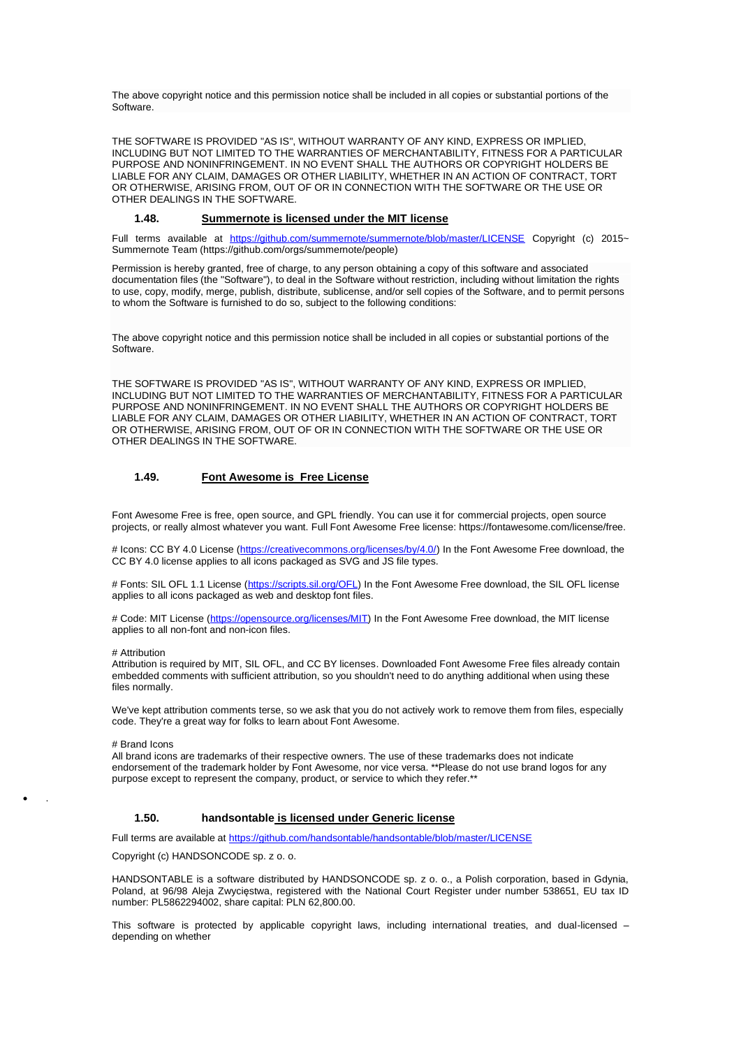The above copyright notice and this permission notice shall be included in all copies or substantial portions of the Software.

THE SOFTWARE IS PROVIDED "AS IS", WITHOUT WARRANTY OF ANY KIND, EXPRESS OR IMPLIED, INCLUDING BUT NOT LIMITED TO THE WARRANTIES OF MERCHANTABILITY, FITNESS FOR A PARTICULAR PURPOSE AND NONINFRINGEMENT. IN NO EVENT SHALL THE AUTHORS OR COPYRIGHT HOLDERS BE LIABLE FOR ANY CLAIM, DAMAGES OR OTHER LIABILITY, WHETHER IN AN ACTION OF CONTRACT, TORT OR OTHERWISE, ARISING FROM, OUT OF OR IN CONNECTION WITH THE SOFTWARE OR THE USE OR OTHER DEALINGS IN THE SOFTWARE.

### 1.48. Summernote is licensed under the MIT license

Full terms available at https://github.com/summernote/summernote/blob/master/LICENSE Copyright (c) 2015~ Summernote Team (https://github.com/orgs/summernote/people)

Permission is hereby granted, free of charge, to any person obtaining a copy of this software and associated documentation files (the "Software"), to deal in the Software without restriction, including without limitation the rights to use, copy, modify, merge, publish, distribute, sublicense, and/or sell copies of the Software, and to permit persons to whom the Software is furnished to do so, subject to the following conditions:

The above copyright notice and this permission notice shall be included in all copies or substantial portions of the Software.

THE SOFTWARE IS PROVIDED "AS IS", WITHOUT WARRANTY OF ANY KIND, EXPRESS OR IMPLIED, INCLUDING BUT NOT LIMITED TO THE WARRANTIES OF MERCHANTABILITY, FITNESS FOR A PARTICULAR PURPOSE AND NONINFRINGEMENT. IN NO EVENT SHALL THE AUTHORS OR COPYRIGHT HOLDERS BE LIABLE FOR ANY CLAIM, DAMAGES OR OTHER LIABILITY, WHETHER IN AN ACTION OF CONTRACT, TORT OR OTHERWISE, ARISING FROM, OUT OF OR IN CONNECTION WITH THE SOFTWARE OR THE USE OR OTHER DEALINGS IN THE SOFTWARE.

### 1.49. Font Awesome is Free License

Font Awesome Free is free, open source, and GPL friendly. You can use it for commercial projects, open source projects, or really almost whatever you want. Full Font Awesome Free license: https://fontawesome.com/license/free.

# Icons: CC BY 4.0 License (https://creativecommons.org/licenses/by/4.0/) In the Font Awesome Free download, the CC BY 4.0 license applies to all icons packaged as SVG and JS file types.

# Fonts: SIL OFL 1.1 License (https://scripts.sil.org/OFL) In the Font Awesome Free download, the SIL OFL license applies to all icons packaged as web and desktop font files.

# Code: MIT License (https://opensource.org/licenses/MIT) In the Font Awesome Free download, the MIT license applies to all non-font and non-icon files.

# Attribution
Attribution is required by MIT, SIL OFL, and CC BY licenses. Downloaded Font Awesome Free files already contain embedded comments with sufficient attribution, so you shouldn't need to do anything additional when using these files normally.

We've kept attribution comments terse, so we ask that you do not actively work to remove them from files, especially code. They're a great way for folks to learn about Font Awesome.

# Brand Icons
All brand icons are trademarks of their respective owners. The use of these trademarks does not indicate endorsement of the trademark holder by Font Awesome, nor vice versa. **Please do not use brand logos for any purpose except to represent the company, product, or service to which they refer.**

- .

### 1.50. handsontable is licensed under Generic license

Full terms are available at https://github.com/handsontable/handsontable/blob/master/LICENSE

Copyright (c) HANDSONCODE sp. z o. o.

HANDSONTABLE is a software distributed by HANDSONCODE sp. z o. o., a Polish corporation, based in Gdynia, Poland, at 96/98 Aleja Zwycięstwa, registered with the National Court Register under number 538651, EU tax ID number: PL5862294002, share capital: PLN 62,800.00.

This software is protected by applicable copyright laws, including international treaties, and dual-licensed – depending on whether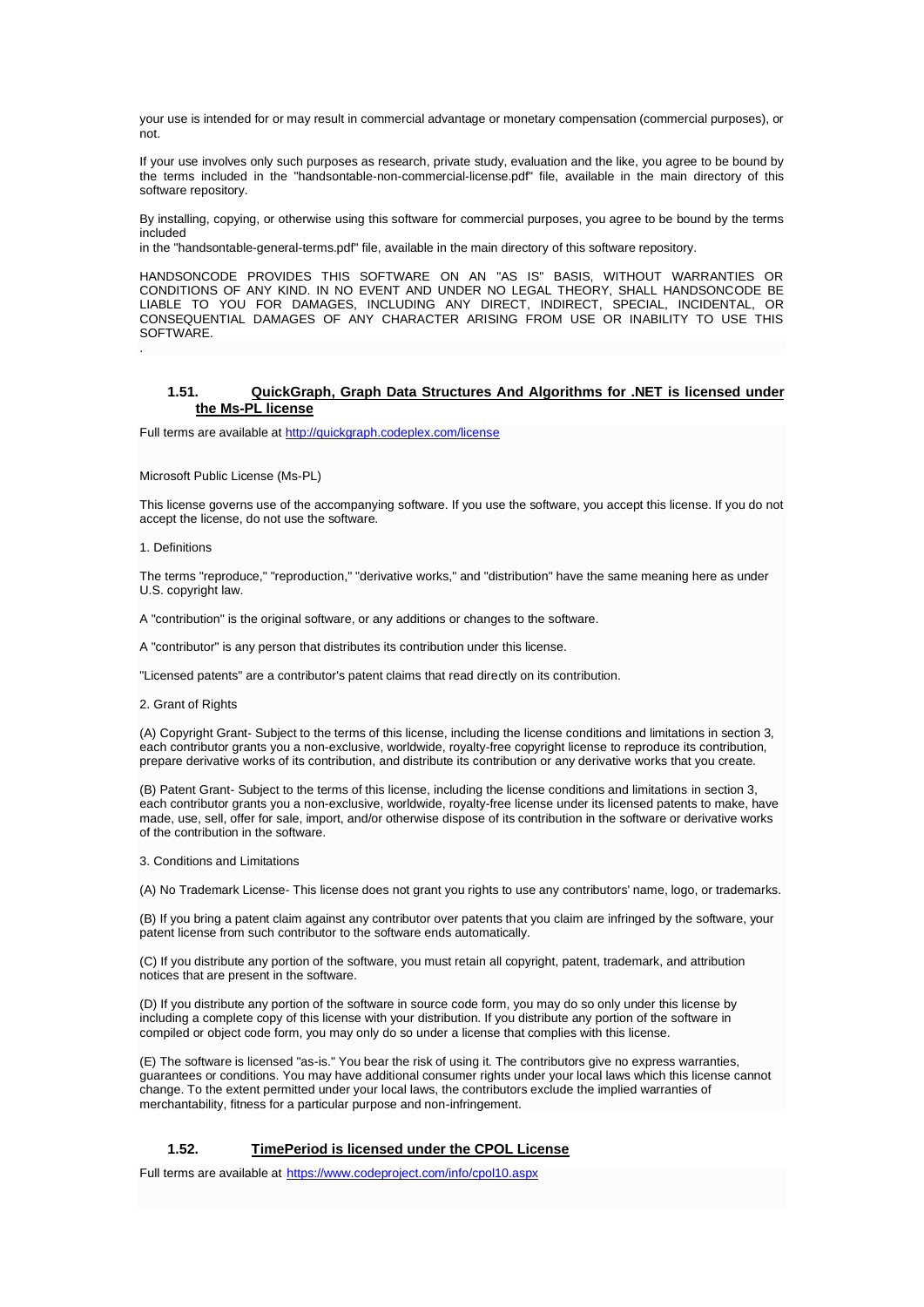your use is intended for or may result in commercial advantage or monetary compensation (commercial purposes), or not.

If your use involves only such purposes as research, private study, evaluation and the like, you agree to be bound by the terms included in the "handsontable-non-commercial-license.pdf" file, available in the main directory of this software repository.

By installing, copying, or otherwise using this software for commercial purposes, you agree to be bound by the terms included
in the "handsontable-general-terms.pdf" file, available in the main directory of this software repository.

HANDSONCODE PROVIDES THIS SOFTWARE ON AN "AS IS" BASIS, WITHOUT WARRANTIES OR CONDITIONS OF ANY KIND. IN NO EVENT AND UNDER NO LEGAL THEORY, SHALL HANDSONCODE BE LIABLE TO YOU FOR DAMAGES, INCLUDING ANY DIRECT, INDIRECT, SPECIAL, INCIDENTAL, OR CONSEQUENTIAL DAMAGES OF ANY CHARACTER ARISING FROM USE OR INABILITY TO USE THIS SOFTWARE.

.

### 1.51. QuickGraph, Graph Data Structures And Algorithms for .NET is licensed under the Ms-PL license

Full terms are available at http://quickgraph.codeplex.com/license

Microsoft Public License (Ms-PL)

This license governs use of the accompanying software. If you use the software, you accept this license. If you do not accept the license, do not use the software.

1. Definitions

The terms "reproduce," "reproduction," "derivative works," and "distribution" have the same meaning here as under U.S. copyright law.

A "contribution" is the original software, or any additions or changes to the software.

A "contributor" is any person that distributes its contribution under this license.

"Licensed patents" are a contributor's patent claims that read directly on its contribution.

2. Grant of Rights

(A) Copyright Grant- Subject to the terms of this license, including the license conditions and limitations in section 3, each contributor grants you a non-exclusive, worldwide, royalty-free copyright license to reproduce its contribution, prepare derivative works of its contribution, and distribute its contribution or any derivative works that you create.

(B) Patent Grant- Subject to the terms of this license, including the license conditions and limitations in section 3, each contributor grants you a non-exclusive, worldwide, royalty-free license under its licensed patents to make, have made, use, sell, offer for sale, import, and/or otherwise dispose of its contribution in the software or derivative works of the contribution in the software.

3. Conditions and Limitations

(A) No Trademark License- This license does not grant you rights to use any contributors' name, logo, or trademarks.

(B) If you bring a patent claim against any contributor over patents that you claim are infringed by the software, your patent license from such contributor to the software ends automatically.

(C) If you distribute any portion of the software, you must retain all copyright, patent, trademark, and attribution notices that are present in the software.

(D) If you distribute any portion of the software in source code form, you may do so only under this license by including a complete copy of this license with your distribution. If you distribute any portion of the software in compiled or object code form, you may only do so under a license that complies with this license.

(E) The software is licensed "as-is." You bear the risk of using it. The contributors give no express warranties, guarantees or conditions. You may have additional consumer rights under your local laws which this license cannot change. To the extent permitted under your local laws, the contributors exclude the implied warranties of merchantability, fitness for a particular purpose and non-infringement.

### 1.52. TimePeriod is licensed under the CPOL License

Full terms are available at https://www.codeproject.com/info/cpol10.aspx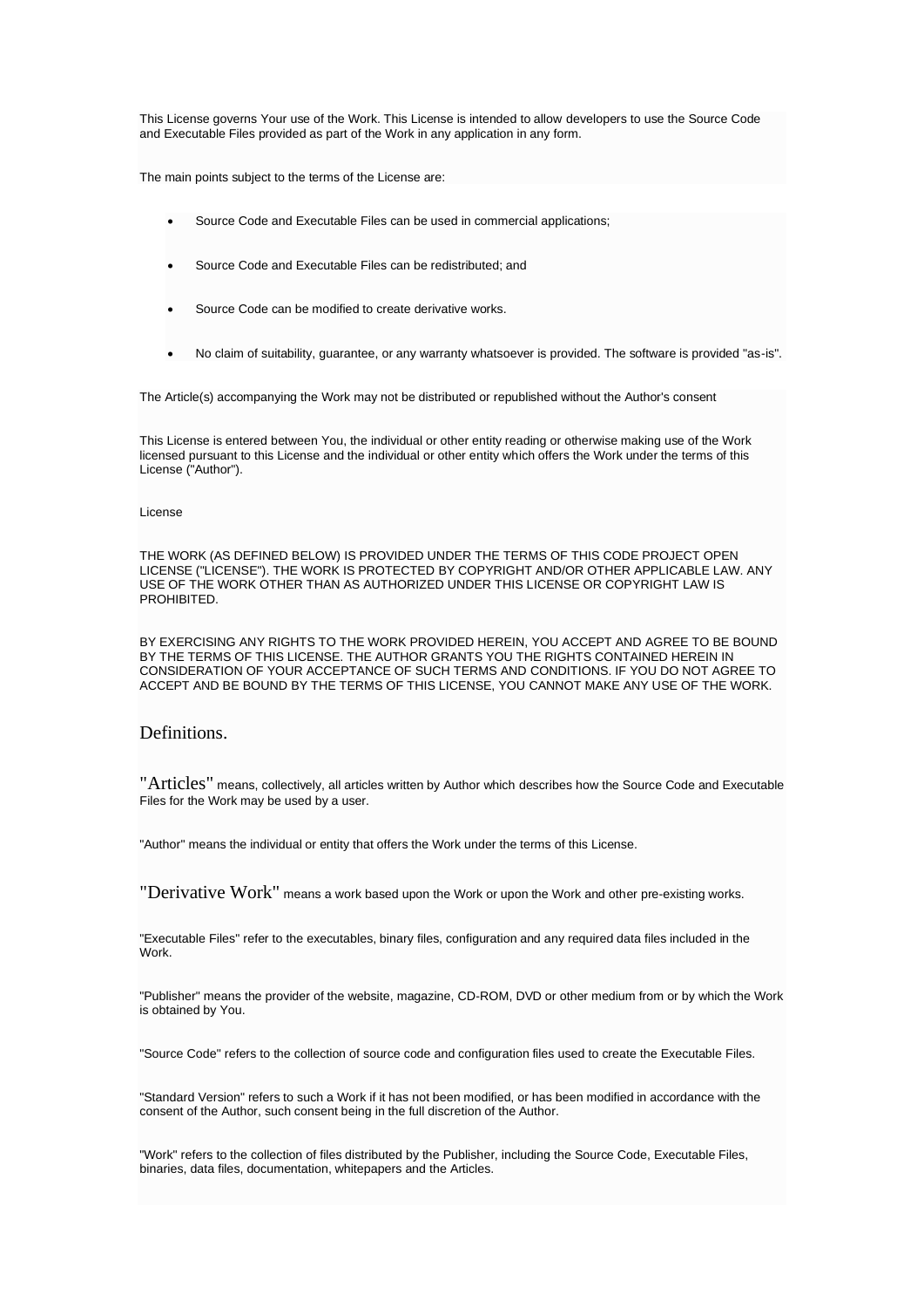This License governs Your use of the Work. This License is intended to allow developers to use the Source Code and Executable Files provided as part of the Work in any application in any form.

The main points subject to the terms of the License are:

- Source Code and Executable Files can be used in commercial applications;
- Source Code and Executable Files can be redistributed; and
- Source Code can be modified to create derivative works.
- No claim of suitability, guarantee, or any warranty whatsoever is provided. The software is provided "as-is".

The Article(s) accompanying the Work may not be distributed or republished without the Author's consent

This License is entered between You, the individual or other entity reading or otherwise making use of the Work licensed pursuant to this License and the individual or other entity which offers the Work under the terms of this License ("Author").

License

THE WORK (AS DEFINED BELOW) IS PROVIDED UNDER THE TERMS OF THIS CODE PROJECT OPEN LICENSE ("LICENSE"). THE WORK IS PROTECTED BY COPYRIGHT AND/OR OTHER APPLICABLE LAW. ANY USE OF THE WORK OTHER THAN AS AUTHORIZED UNDER THIS LICENSE OR COPYRIGHT LAW IS PROHIBITED.

BY EXERCISING ANY RIGHTS TO THE WORK PROVIDED HEREIN, YOU ACCEPT AND AGREE TO BE BOUND BY THE TERMS OF THIS LICENSE. THE AUTHOR GRANTS YOU THE RIGHTS CONTAINED HEREIN IN CONSIDERATION OF YOUR ACCEPTANCE OF SUCH TERMS AND CONDITIONS. IF YOU DO NOT AGREE TO ACCEPT AND BE BOUND BY THE TERMS OF THIS LICENSE, YOU CANNOT MAKE ANY USE OF THE WORK.

## Definitions.

"Articles" means, collectively, all articles written by Author which describes how the Source Code and Executable Files for the Work may be used by a user.

"Author" means the individual or entity that offers the Work under the terms of this License.

"Derivative Work" means a work based upon the Work or upon the Work and other pre-existing works.

"Executable Files" refer to the executables, binary files, configuration and any required data files included in the Work.

"Publisher" means the provider of the website, magazine, CD-ROM, DVD or other medium from or by which the Work is obtained by You.

"Source Code" refers to the collection of source code and configuration files used to create the Executable Files.

"Standard Version" refers to such a Work if it has not been modified, or has been modified in accordance with the consent of the Author, such consent being in the full discretion of the Author.

"Work" refers to the collection of files distributed by the Publisher, including the Source Code, Executable Files, binaries, data files, documentation, whitepapers and the Articles.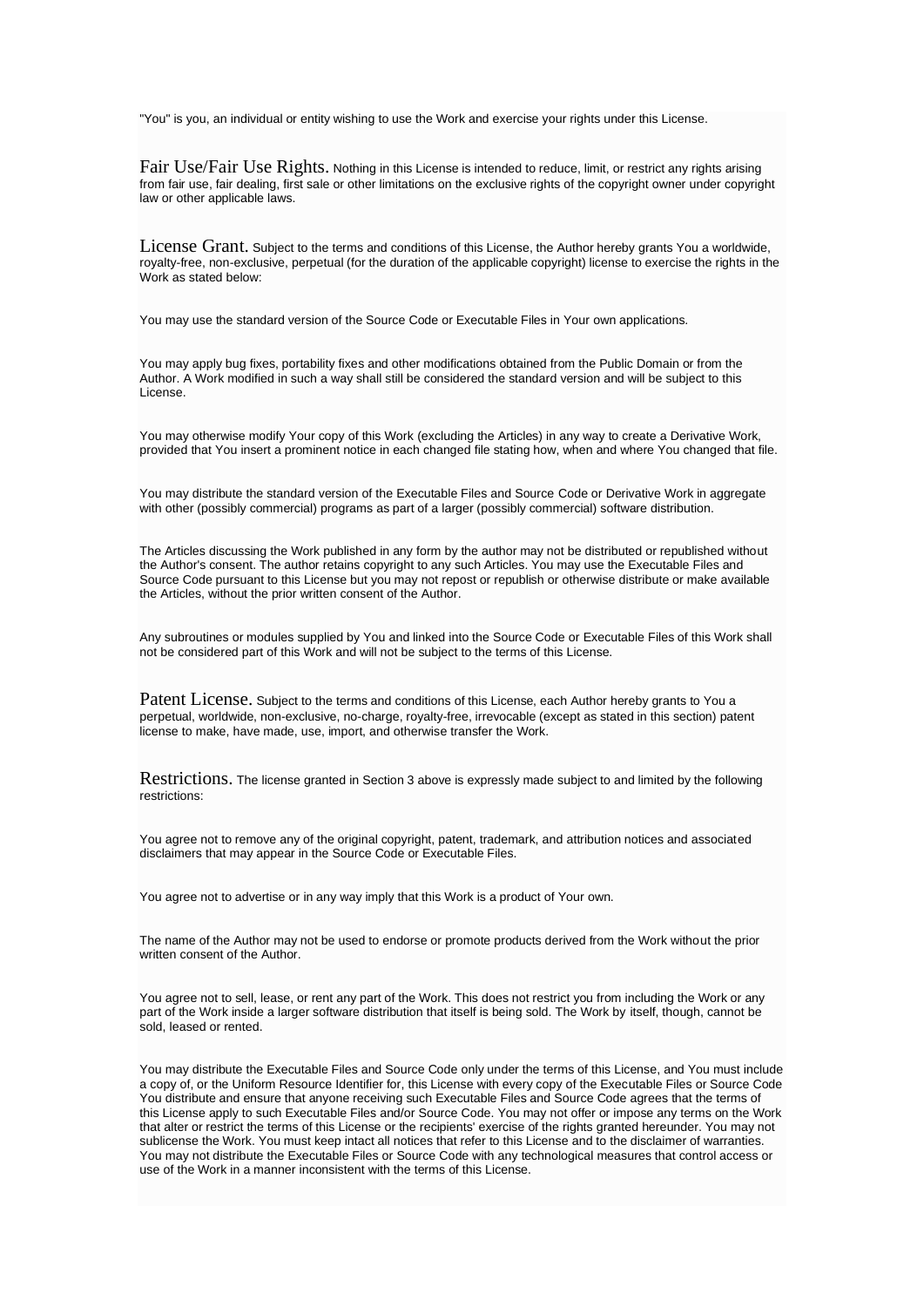"You" is you, an individual or entity wishing to use the Work and exercise your rights under this License.

**Fair Use/Fair Use Rights.** Nothing in this License is intended to reduce, limit, or restrict any rights arising from fair use, fair dealing, first sale or other limitations on the exclusive rights of the copyright owner under copyright law or other applicable laws.

**License Grant.** Subject to the terms and conditions of this License, the Author hereby grants You a worldwide, royalty-free, non-exclusive, perpetual (for the duration of the applicable copyright) license to exercise the rights in the Work as stated below:

You may use the standard version of the Source Code or Executable Files in Your own applications.

You may apply bug fixes, portability fixes and other modifications obtained from the Public Domain or from the Author. A Work modified in such a way shall still be considered the standard version and will be subject to this License.

You may otherwise modify Your copy of this Work (excluding the Articles) in any way to create a Derivative Work, provided that You insert a prominent notice in each changed file stating how, when and where You changed that file.

You may distribute the standard version of the Executable Files and Source Code or Derivative Work in aggregate with other (possibly commercial) programs as part of a larger (possibly commercial) software distribution.

The Articles discussing the Work published in any form by the author may not be distributed or republished without the Author's consent. The author retains copyright to any such Articles. You may use the Executable Files and Source Code pursuant to this License but you may not repost or republish or otherwise distribute or make available the Articles, without the prior written consent of the Author.

Any subroutines or modules supplied by You and linked into the Source Code or Executable Files of this Work shall not be considered part of this Work and will not be subject to the terms of this License.

**Patent License.** Subject to the terms and conditions of this License, each Author hereby grants to You a perpetual, worldwide, non-exclusive, no-charge, royalty-free, irrevocable (except as stated in this section) patent license to make, have made, use, import, and otherwise transfer the Work.

**Restrictions.** The license granted in Section 3 above is expressly made subject to and limited by the following restrictions:

You agree not to remove any of the original copyright, patent, trademark, and attribution notices and associated disclaimers that may appear in the Source Code or Executable Files.

You agree not to advertise or in any way imply that this Work is a product of Your own.

The name of the Author may not be used to endorse or promote products derived from the Work without the prior written consent of the Author.

You agree not to sell, lease, or rent any part of the Work. This does not restrict you from including the Work or any part of the Work inside a larger software distribution that itself is being sold. The Work by itself, though, cannot be sold, leased or rented.

You may distribute the Executable Files and Source Code only under the terms of this License, and You must include a copy of, or the Uniform Resource Identifier for, this License with every copy of the Executable Files or Source Code You distribute and ensure that anyone receiving such Executable Files and Source Code agrees that the terms of this License apply to such Executable Files and/or Source Code. You may not offer or impose any terms on the Work that alter or restrict the terms of this License or the recipients' exercise of the rights granted hereunder. You may not sublicense the Work. You must keep intact all notices that refer to this License and to the disclaimer of warranties. You may not distribute the Executable Files or Source Code with any technological measures that control access or use of the Work in a manner inconsistent with the terms of this License.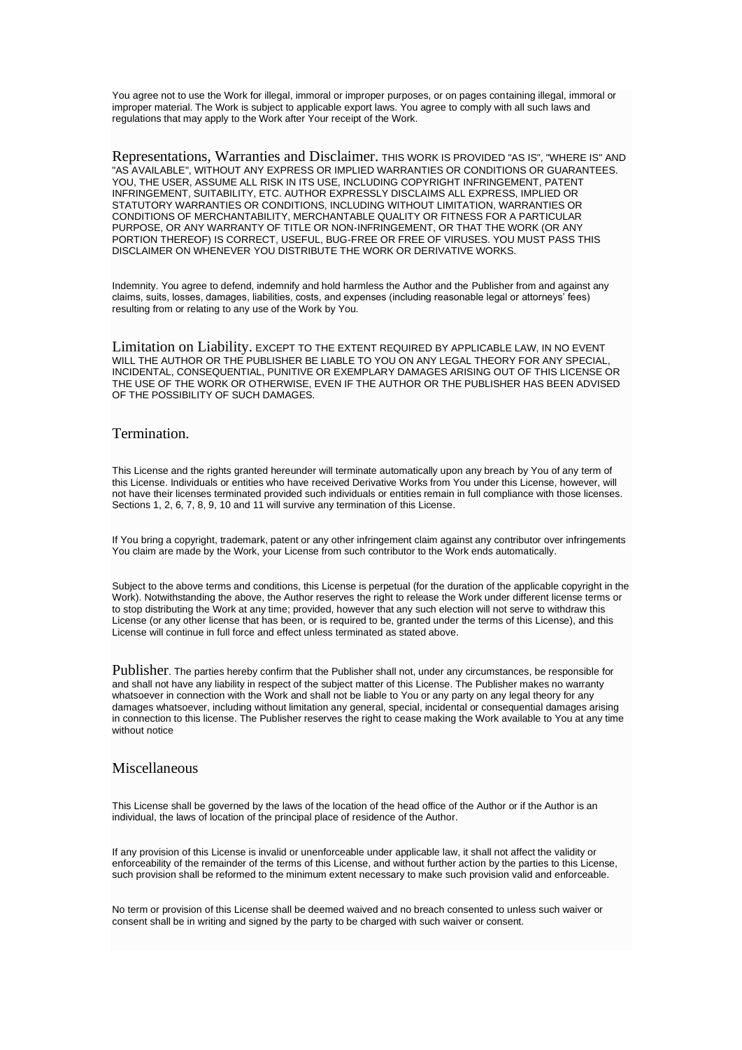You agree not to use the Work for illegal, immoral or improper purposes, or on pages containing illegal, immoral or improper material. The Work is subject to applicable export laws. You agree to comply with all such laws and regulations that may apply to the Work after Your receipt of the Work.

Representations, Warranties and Disclaimer. THIS WORK IS PROVIDED "AS IS", "WHERE IS" AND "AS AVAILABLE", WITHOUT ANY EXPRESS OR IMPLIED WARRANTIES OR CONDITIONS OR GUARANTEES. YOU, THE USER, ASSUME ALL RISK IN ITS USE, INCLUDING COPYRIGHT INFRINGEMENT, PATENT INFRINGEMENT, SUITABILITY, ETC. AUTHOR EXPRESSLY DISCLAIMS ALL EXPRESS, IMPLIED OR STATUTORY WARRANTIES OR CONDITIONS, INCLUDING WITHOUT LIMITATION, WARRANTIES OR CONDITIONS OF MERCHANTABILITY, MERCHANTABLE QUALITY OR FITNESS FOR A PARTICULAR PURPOSE, OR ANY WARRANTY OF TITLE OR NON-INFRINGEMENT, OR THAT THE WORK (OR ANY PORTION THEREOF) IS CORRECT, USEFUL, BUG-FREE OR FREE OF VIRUSES. YOU MUST PASS THIS DISCLAIMER ON WHENEVER YOU DISTRIBUTE THE WORK OR DERIVATIVE WORKS.

Indemnity. You agree to defend, indemnify and hold harmless the Author and the Publisher from and against any claims, suits, losses, damages, liabilities, costs, and expenses (including reasonable legal or attorneys' fees) resulting from or relating to any use of the Work by You.

Limitation on Liability. EXCEPT TO THE EXTENT REQUIRED BY APPLICABLE LAW, IN NO EVENT WILL THE AUTHOR OR THE PUBLISHER BE LIABLE TO YOU ON ANY LEGAL THEORY FOR ANY SPECIAL, INCIDENTAL, CONSEQUENTIAL, PUNITIVE OR EXEMPLARY DAMAGES ARISING OUT OF THIS LICENSE OR THE USE OF THE WORK OR OTHERWISE, EVEN IF THE AUTHOR OR THE PUBLISHER HAS BEEN ADVISED OF THE POSSIBILITY OF SUCH DAMAGES.

## Termination.

This License and the rights granted hereunder will terminate automatically upon any breach by You of any term of this License. Individuals or entities who have received Derivative Works from You under this License, however, will not have their licenses terminated provided such individuals or entities remain in full compliance with those licenses. Sections 1, 2, 6, 7, 8, 9, 10 and 11 will survive any termination of this License.

If You bring a copyright, trademark, patent or any other infringement claim against any contributor over infringements You claim are made by the Work, your License from such contributor to the Work ends automatically.

Subject to the above terms and conditions, this License is perpetual (for the duration of the applicable copyright in the Work). Notwithstanding the above, the Author reserves the right to release the Work under different license terms or to stop distributing the Work at any time; provided, however that any such election will not serve to withdraw this License (or any other license that has been, or is required to be, granted under the terms of this License), and this License will continue in full force and effect unless terminated as stated above.

Publisher. The parties hereby confirm that the Publisher shall not, under any circumstances, be responsible for and shall not have any liability in respect of the subject matter of this License. The Publisher makes no warranty whatsoever in connection with the Work and shall not be liable to You or any party on any legal theory for any damages whatsoever, including without limitation any general, special, incidental or consequential damages arising in connection to this license. The Publisher reserves the right to cease making the Work available to You at any time without notice

## Miscellaneous

This License shall be governed by the laws of the location of the head office of the Author or if the Author is an individual, the laws of location of the principal place of residence of the Author.

If any provision of this License is invalid or unenforceable under applicable law, it shall not affect the validity or enforceability of the remainder of the terms of this License, and without further action by the parties to this License, such provision shall be reformed to the minimum extent necessary to make such provision valid and enforceable.

No term or provision of this License shall be deemed waived and no breach consented to unless such waiver or consent shall be in writing and signed by the party to be charged with such waiver or consent.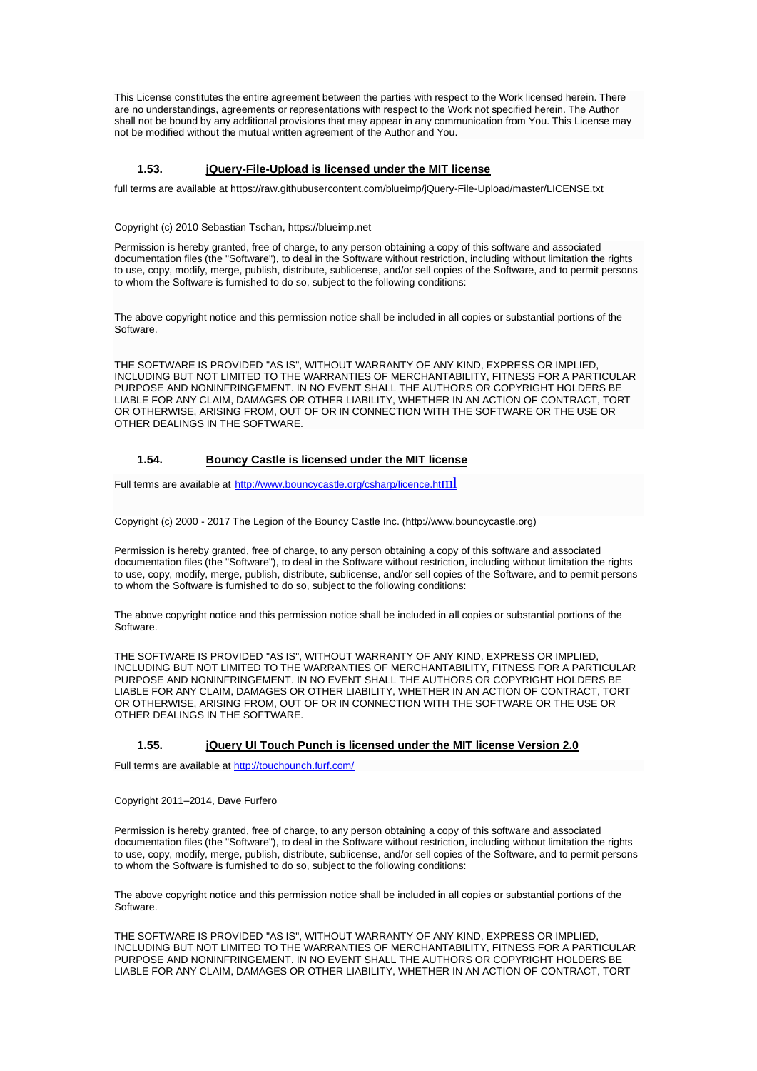This License constitutes the entire agreement between the parties with respect to the Work licensed herein. There are no understandings, agreements or representations with respect to the Work not specified herein. The Author shall not be bound by any additional provisions that may appear in any communication from You. This License may not be modified without the mutual written agreement of the Author and You.

### 1.53. jQuery-File-Upload is licensed under the MIT license

full terms are available at https://raw.githubusercontent.com/blueimp/jQuery-File-Upload/master/LICENSE.txt

Copyright (c) 2010 Sebastian Tschan, https://blueimp.net

Permission is hereby granted, free of charge, to any person obtaining a copy of this software and associated documentation files (the "Software"), to deal in the Software without restriction, including without limitation the rights to use, copy, modify, merge, publish, distribute, sublicense, and/or sell copies of the Software, and to permit persons to whom the Software is furnished to do so, subject to the following conditions:

The above copyright notice and this permission notice shall be included in all copies or substantial portions of the Software.

THE SOFTWARE IS PROVIDED "AS IS", WITHOUT WARRANTY OF ANY KIND, EXPRESS OR IMPLIED, INCLUDING BUT NOT LIMITED TO THE WARRANTIES OF MERCHANTABILITY, FITNESS FOR A PARTICULAR PURPOSE AND NONINFRINGEMENT. IN NO EVENT SHALL THE AUTHORS OR COPYRIGHT HOLDERS BE LIABLE FOR ANY CLAIM, DAMAGES OR OTHER LIABILITY, WHETHER IN AN ACTION OF CONTRACT, TORT OR OTHERWISE, ARISING FROM, OUT OF OR IN CONNECTION WITH THE SOFTWARE OR THE USE OR OTHER DEALINGS IN THE SOFTWARE.

### 1.54. Bouncy Castle is licensed under the MIT license

Full terms are available at http://www.bouncycastle.org/csharp/licence.html

Copyright (c) 2000 - 2017 The Legion of the Bouncy Castle Inc. (http://www.bouncycastle.org)

Permission is hereby granted, free of charge, to any person obtaining a copy of this software and associated documentation files (the "Software"), to deal in the Software without restriction, including without limitation the rights to use, copy, modify, merge, publish, distribute, sublicense, and/or sell copies of the Software, and to permit persons to whom the Software is furnished to do so, subject to the following conditions:

The above copyright notice and this permission notice shall be included in all copies or substantial portions of the Software.

THE SOFTWARE IS PROVIDED "AS IS", WITHOUT WARRANTY OF ANY KIND, EXPRESS OR IMPLIED, INCLUDING BUT NOT LIMITED TO THE WARRANTIES OF MERCHANTABILITY, FITNESS FOR A PARTICULAR PURPOSE AND NONINFRINGEMENT. IN NO EVENT SHALL THE AUTHORS OR COPYRIGHT HOLDERS BE LIABLE FOR ANY CLAIM, DAMAGES OR OTHER LIABILITY, WHETHER IN AN ACTION OF CONTRACT, TORT OR OTHERWISE, ARISING FROM, OUT OF OR IN CONNECTION WITH THE SOFTWARE OR THE USE OR OTHER DEALINGS IN THE SOFTWARE.

### 1.55. jQuery UI Touch Punch is licensed under the MIT license Version 2.0

Full terms are available at http://touchpunch.furf.com/

Copyright 2011–2014, Dave Furfero

Permission is hereby granted, free of charge, to any person obtaining a copy of this software and associated documentation files (the "Software"), to deal in the Software without restriction, including without limitation the rights to use, copy, modify, merge, publish, distribute, sublicense, and/or sell copies of the Software, and to permit persons to whom the Software is furnished to do so, subject to the following conditions:

The above copyright notice and this permission notice shall be included in all copies or substantial portions of the Software.

THE SOFTWARE IS PROVIDED "AS IS", WITHOUT WARRANTY OF ANY KIND, EXPRESS OR IMPLIED, INCLUDING BUT NOT LIMITED TO THE WARRANTIES OF MERCHANTABILITY, FITNESS FOR A PARTICULAR PURPOSE AND NONINFRINGEMENT. IN NO EVENT SHALL THE AUTHORS OR COPYRIGHT HOLDERS BE LIABLE FOR ANY CLAIM, DAMAGES OR OTHER LIABILITY, WHETHER IN AN ACTION OF CONTRACT, TORT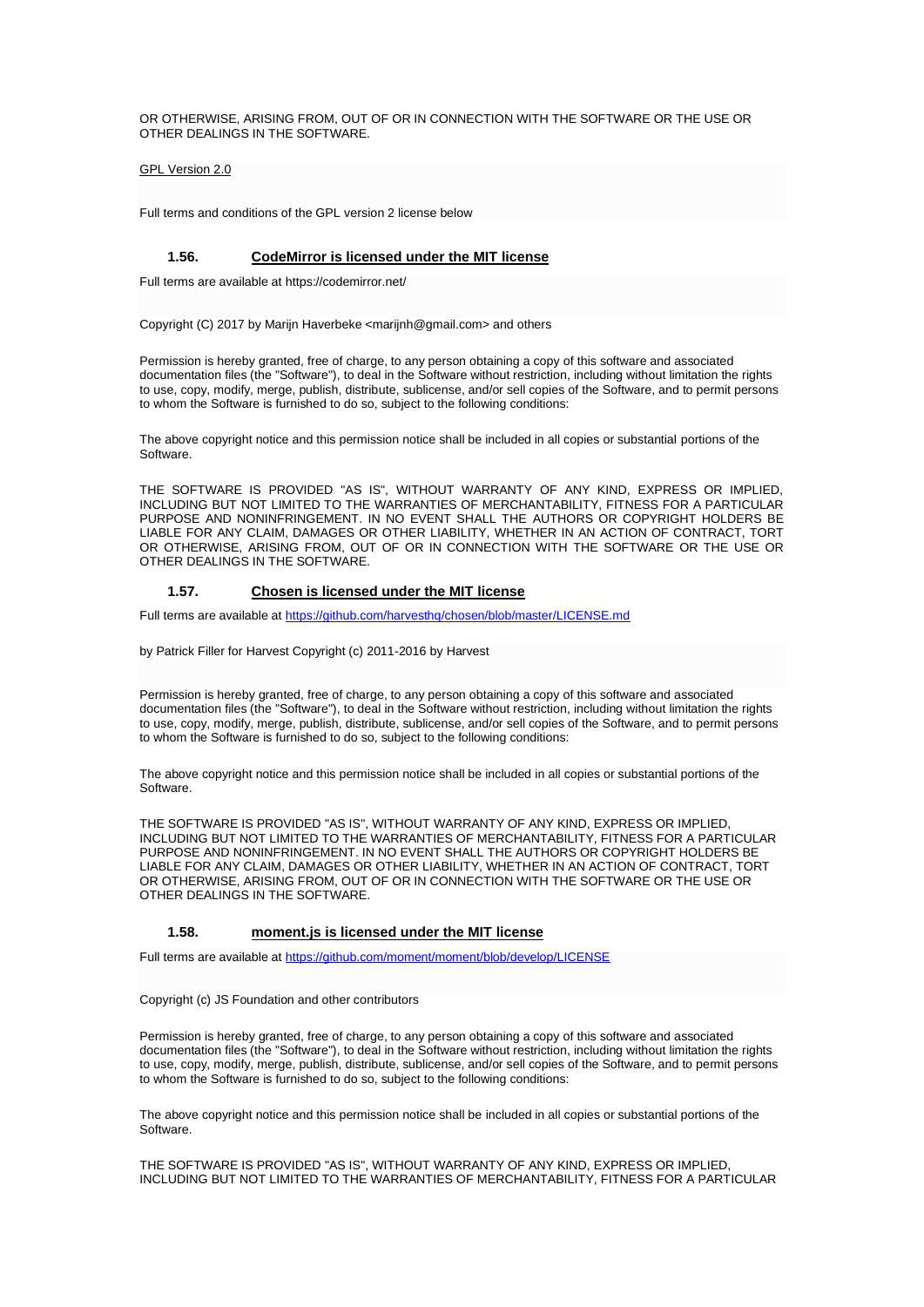OR OTHERWISE, ARISING FROM, OUT OF OR IN CONNECTION WITH THE SOFTWARE OR THE USE OR OTHER DEALINGS IN THE SOFTWARE.

GPL Version 2.0

Full terms and conditions of the GPL version 2 license below

### 1.56. CodeMirror is licensed under the MIT license

Full terms are available at https://codemirror.net/

Copyright (C) 2017 by Marijn Haverbeke <marijnh@gmail.com> and others

Permission is hereby granted, free of charge, to any person obtaining a copy of this software and associated documentation files (the "Software"), to deal in the Software without restriction, including without limitation the rights to use, copy, modify, merge, publish, distribute, sublicense, and/or sell copies of the Software, and to permit persons to whom the Software is furnished to do so, subject to the following conditions:

The above copyright notice and this permission notice shall be included in all copies or substantial portions of the Software.

THE SOFTWARE IS PROVIDED "AS IS", WITHOUT WARRANTY OF ANY KIND, EXPRESS OR IMPLIED, INCLUDING BUT NOT LIMITED TO THE WARRANTIES OF MERCHANTABILITY, FITNESS FOR A PARTICULAR PURPOSE AND NONINFRINGEMENT. IN NO EVENT SHALL THE AUTHORS OR COPYRIGHT HOLDERS BE LIABLE FOR ANY CLAIM, DAMAGES OR OTHER LIABILITY, WHETHER IN AN ACTION OF CONTRACT, TORT OR OTHERWISE, ARISING FROM, OUT OF OR IN CONNECTION WITH THE SOFTWARE OR THE USE OR OTHER DEALINGS IN THE SOFTWARE.

### 1.57. Chosen is licensed under the MIT license

Full terms are available at https://github.com/harvesthq/chosen/blob/master/LICENSE.md

by Patrick Filler for Harvest Copyright (c) 2011-2016 by Harvest

Permission is hereby granted, free of charge, to any person obtaining a copy of this software and associated documentation files (the "Software"), to deal in the Software without restriction, including without limitation the rights to use, copy, modify, merge, publish, distribute, sublicense, and/or sell copies of the Software, and to permit persons to whom the Software is furnished to do so, subject to the following conditions:

The above copyright notice and this permission notice shall be included in all copies or substantial portions of the Software.

THE SOFTWARE IS PROVIDED "AS IS", WITHOUT WARRANTY OF ANY KIND, EXPRESS OR IMPLIED, INCLUDING BUT NOT LIMITED TO THE WARRANTIES OF MERCHANTABILITY, FITNESS FOR A PARTICULAR PURPOSE AND NONINFRINGEMENT. IN NO EVENT SHALL THE AUTHORS OR COPYRIGHT HOLDERS BE LIABLE FOR ANY CLAIM, DAMAGES OR OTHER LIABILITY, WHETHER IN AN ACTION OF CONTRACT, TORT OR OTHERWISE, ARISING FROM, OUT OF OR IN CONNECTION WITH THE SOFTWARE OR THE USE OR OTHER DEALINGS IN THE SOFTWARE.

### 1.58. moment.js is licensed under the MIT license

Full terms are available at https://github.com/moment/moment/blob/develop/LICENSE

Copyright (c) JS Foundation and other contributors

Permission is hereby granted, free of charge, to any person obtaining a copy of this software and associated documentation files (the "Software"), to deal in the Software without restriction, including without limitation the rights to use, copy, modify, merge, publish, distribute, sublicense, and/or sell copies of the Software, and to permit persons to whom the Software is furnished to do so, subject to the following conditions:

The above copyright notice and this permission notice shall be included in all copies or substantial portions of the Software.

THE SOFTWARE IS PROVIDED "AS IS", WITHOUT WARRANTY OF ANY KIND, EXPRESS OR IMPLIED, INCLUDING BUT NOT LIMITED TO THE WARRANTIES OF MERCHANTABILITY, FITNESS FOR A PARTICULAR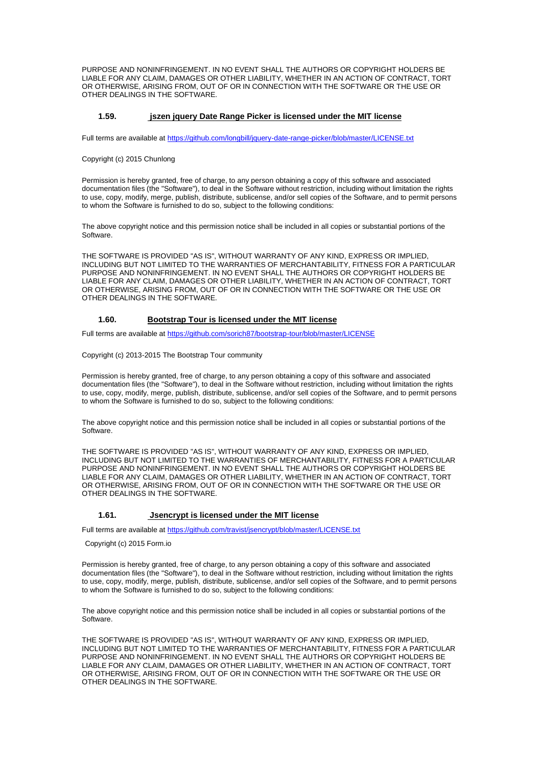PURPOSE AND NONINFRINGEMENT. IN NO EVENT SHALL THE AUTHORS OR COPYRIGHT HOLDERS BE LIABLE FOR ANY CLAIM, DAMAGES OR OTHER LIABILITY, WHETHER IN AN ACTION OF CONTRACT, TORT OR OTHERWISE, ARISING FROM, OUT OF OR IN CONNECTION WITH THE SOFTWARE OR THE USE OR OTHER DEALINGS IN THE SOFTWARE.

### 1.59. jszen jquery Date Range Picker is licensed under the MIT license

Full terms are available at https://github.com/longbill/jquery-date-range-picker/blob/master/LICENSE.txt

Copyright (c) 2015 Chunlong

Permission is hereby granted, free of charge, to any person obtaining a copy of this software and associated documentation files (the "Software"), to deal in the Software without restriction, including without limitation the rights to use, copy, modify, merge, publish, distribute, sublicense, and/or sell copies of the Software, and to permit persons to whom the Software is furnished to do so, subject to the following conditions:

The above copyright notice and this permission notice shall be included in all copies or substantial portions of the Software.

THE SOFTWARE IS PROVIDED "AS IS", WITHOUT WARRANTY OF ANY KIND, EXPRESS OR IMPLIED, INCLUDING BUT NOT LIMITED TO THE WARRANTIES OF MERCHANTABILITY, FITNESS FOR A PARTICULAR PURPOSE AND NONINFRINGEMENT. IN NO EVENT SHALL THE AUTHORS OR COPYRIGHT HOLDERS BE LIABLE FOR ANY CLAIM, DAMAGES OR OTHER LIABILITY, WHETHER IN AN ACTION OF CONTRACT, TORT OR OTHERWISE, ARISING FROM, OUT OF OR IN CONNECTION WITH THE SOFTWARE OR THE USE OR OTHER DEALINGS IN THE SOFTWARE.

### 1.60. Bootstrap Tour is licensed under the MIT license

Full terms are available at https://github.com/sorich87/bootstrap-tour/blob/master/LICENSE

Copyright (c) 2013-2015 The Bootstrap Tour community

Permission is hereby granted, free of charge, to any person obtaining a copy of this software and associated documentation files (the "Software"), to deal in the Software without restriction, including without limitation the rights to use, copy, modify, merge, publish, distribute, sublicense, and/or sell copies of the Software, and to permit persons to whom the Software is furnished to do so, subject to the following conditions:

The above copyright notice and this permission notice shall be included in all copies or substantial portions of the Software.

THE SOFTWARE IS PROVIDED "AS IS", WITHOUT WARRANTY OF ANY KIND, EXPRESS OR IMPLIED, INCLUDING BUT NOT LIMITED TO THE WARRANTIES OF MERCHANTABILITY, FITNESS FOR A PARTICULAR PURPOSE AND NONINFRINGEMENT. IN NO EVENT SHALL THE AUTHORS OR COPYRIGHT HOLDERS BE LIABLE FOR ANY CLAIM, DAMAGES OR OTHER LIABILITY, WHETHER IN AN ACTION OF CONTRACT, TORT OR OTHERWISE, ARISING FROM, OUT OF OR IN CONNECTION WITH THE SOFTWARE OR THE USE OR OTHER DEALINGS IN THE SOFTWARE.

### 1.61. Jsencrypt is licensed under the MIT license

Full terms are available at https://github.com/travist/jsencrypt/blob/master/LICENSE.txt

Copyright (c) 2015 Form.io

Permission is hereby granted, free of charge, to any person obtaining a copy of this software and associated documentation files (the "Software"), to deal in the Software without restriction, including without limitation the rights to use, copy, modify, merge, publish, distribute, sublicense, and/or sell copies of the Software, and to permit persons to whom the Software is furnished to do so, subject to the following conditions:

The above copyright notice and this permission notice shall be included in all copies or substantial portions of the Software.

THE SOFTWARE IS PROVIDED "AS IS", WITHOUT WARRANTY OF ANY KIND, EXPRESS OR IMPLIED, INCLUDING BUT NOT LIMITED TO THE WARRANTIES OF MERCHANTABILITY, FITNESS FOR A PARTICULAR PURPOSE AND NONINFRINGEMENT. IN NO EVENT SHALL THE AUTHORS OR COPYRIGHT HOLDERS BE LIABLE FOR ANY CLAIM, DAMAGES OR OTHER LIABILITY, WHETHER IN AN ACTION OF CONTRACT, TORT OR OTHERWISE, ARISING FROM, OUT OF OR IN CONNECTION WITH THE SOFTWARE OR THE USE OR OTHER DEALINGS IN THE SOFTWARE.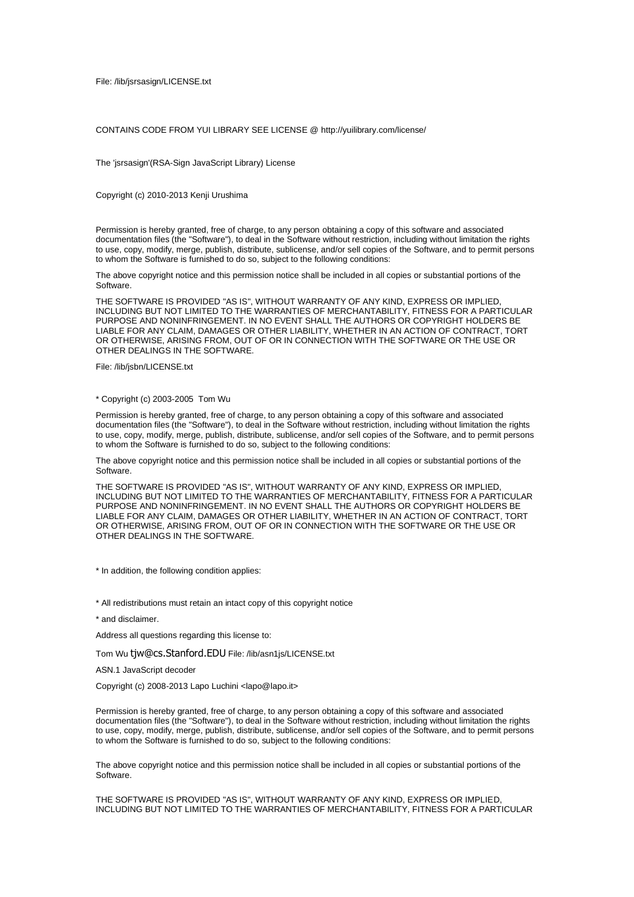File: /lib/jsrsasign/LICENSE.txt

CONTAINS CODE FROM YUI LIBRARY SEE LICENSE @ http://yuilibrary.com/license/

The 'jsrsasign'(RSA-Sign JavaScript Library) License

Copyright (c) 2010-2013 Kenji Urushima

Permission is hereby granted, free of charge, to any person obtaining a copy of this software and associated documentation files (the "Software"), to deal in the Software without restriction, including without limitation the rights to use, copy, modify, merge, publish, distribute, sublicense, and/or sell copies of the Software, and to permit persons to whom the Software is furnished to do so, subject to the following conditions:

The above copyright notice and this permission notice shall be included in all copies or substantial portions of the Software.

THE SOFTWARE IS PROVIDED "AS IS", WITHOUT WARRANTY OF ANY KIND, EXPRESS OR IMPLIED, INCLUDING BUT NOT LIMITED TO THE WARRANTIES OF MERCHANTABILITY, FITNESS FOR A PARTICULAR PURPOSE AND NONINFRINGEMENT. IN NO EVENT SHALL THE AUTHORS OR COPYRIGHT HOLDERS BE LIABLE FOR ANY CLAIM, DAMAGES OR OTHER LIABILITY, WHETHER IN AN ACTION OF CONTRACT, TORT OR OTHERWISE, ARISING FROM, OUT OF OR IN CONNECTION WITH THE SOFTWARE OR THE USE OR OTHER DEALINGS IN THE SOFTWARE.

File: /lib/jsbn/LICENSE.txt

* Copyright (c) 2003-2005 Tom Wu

Permission is hereby granted, free of charge, to any person obtaining a copy of this software and associated documentation files (the "Software"), to deal in the Software without restriction, including without limitation the rights to use, copy, modify, merge, publish, distribute, sublicense, and/or sell copies of the Software, and to permit persons to whom the Software is furnished to do so, subject to the following conditions:

The above copyright notice and this permission notice shall be included in all copies or substantial portions of the Software.

THE SOFTWARE IS PROVIDED "AS IS", WITHOUT WARRANTY OF ANY KIND, EXPRESS OR IMPLIED, INCLUDING BUT NOT LIMITED TO THE WARRANTIES OF MERCHANTABILITY, FITNESS FOR A PARTICULAR PURPOSE AND NONINFRINGEMENT. IN NO EVENT SHALL THE AUTHORS OR COPYRIGHT HOLDERS BE LIABLE FOR ANY CLAIM, DAMAGES OR OTHER LIABILITY, WHETHER IN AN ACTION OF CONTRACT, TORT OR OTHERWISE, ARISING FROM, OUT OF OR IN CONNECTION WITH THE SOFTWARE OR THE USE OR OTHER DEALINGS IN THE SOFTWARE.

* In addition, the following condition applies:

* All redistributions must retain an intact copy of this copyright notice

* and disclaimer.

Address all questions regarding this license to:

Tom Wu tjw@cs.Stanford.EDU File: /lib/asn1js/LICENSE.txt

ASN.1 JavaScript decoder

Copyright (c) 2008-2013 Lapo Luchini <lapo@lapo.it>

Permission is hereby granted, free of charge, to any person obtaining a copy of this software and associated documentation files (the "Software"), to deal in the Software without restriction, including without limitation the rights to use, copy, modify, merge, publish, distribute, sublicense, and/or sell copies of the Software, and to permit persons to whom the Software is furnished to do so, subject to the following conditions:

The above copyright notice and this permission notice shall be included in all copies or substantial portions of the Software.

THE SOFTWARE IS PROVIDED "AS IS", WITHOUT WARRANTY OF ANY KIND, EXPRESS OR IMPLIED, INCLUDING BUT NOT LIMITED TO THE WARRANTIES OF MERCHANTABILITY, FITNESS FOR A PARTICULAR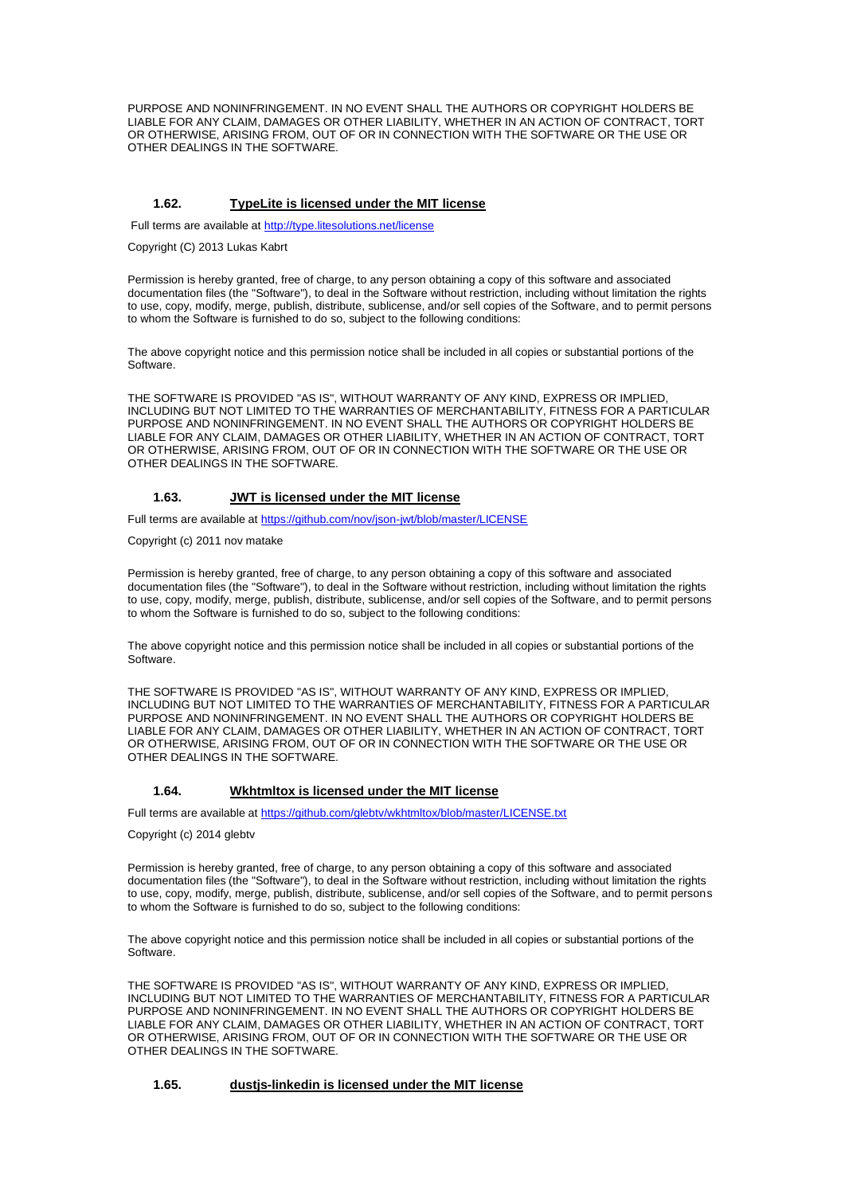PURPOSE AND NONINFRINGEMENT. IN NO EVENT SHALL THE AUTHORS OR COPYRIGHT HOLDERS BE LIABLE FOR ANY CLAIM, DAMAGES OR OTHER LIABILITY, WHETHER IN AN ACTION OF CONTRACT, TORT OR OTHERWISE, ARISING FROM, OUT OF OR IN CONNECTION WITH THE SOFTWARE OR THE USE OR OTHER DEALINGS IN THE SOFTWARE.

### 1.62. TypeLite is licensed under the MIT license

Full terms are available at [http://type.litesolutions.net/license](http://type.litesolutions.net/license)

Copyright (C) 2013 Lukas Kabrt

Permission is hereby granted, free of charge, to any person obtaining a copy of this software and associated documentation files (the "Software"), to deal in the Software without restriction, including without limitation the rights to use, copy, modify, merge, publish, distribute, sublicense, and/or sell copies of the Software, and to permit persons to whom the Software is furnished to do so, subject to the following conditions:

The above copyright notice and this permission notice shall be included in all copies or substantial portions of the Software.

THE SOFTWARE IS PROVIDED "AS IS", WITHOUT WARRANTY OF ANY KIND, EXPRESS OR IMPLIED, INCLUDING BUT NOT LIMITED TO THE WARRANTIES OF MERCHANTABILITY, FITNESS FOR A PARTICULAR PURPOSE AND NONINFRINGEMENT. IN NO EVENT SHALL THE AUTHORS OR COPYRIGHT HOLDERS BE LIABLE FOR ANY CLAIM, DAMAGES OR OTHER LIABILITY, WHETHER IN AN ACTION OF CONTRACT, TORT OR OTHERWISE, ARISING FROM, OUT OF OR IN CONNECTION WITH THE SOFTWARE OR THE USE OR OTHER DEALINGS IN THE SOFTWARE.

### 1.63. JWT is licensed under the MIT license

Full terms are available at [https://github.com/nov/json-jwt/blob/master/LICENSE](https://github.com/nov/json-jwt/blob/master/LICENSE)

Copyright (c) 2011 nov matake

Permission is hereby granted, free of charge, to any person obtaining a copy of this software and associated documentation files (the "Software"), to deal in the Software without restriction, including without limitation the rights to use, copy, modify, merge, publish, distribute, sublicense, and/or sell copies of the Software, and to permit persons to whom the Software is furnished to do so, subject to the following conditions:

The above copyright notice and this permission notice shall be included in all copies or substantial portions of the Software.

THE SOFTWARE IS PROVIDED "AS IS", WITHOUT WARRANTY OF ANY KIND, EXPRESS OR IMPLIED, INCLUDING BUT NOT LIMITED TO THE WARRANTIES OF MERCHANTABILITY, FITNESS FOR A PARTICULAR PURPOSE AND NONINFRINGEMENT. IN NO EVENT SHALL THE AUTHORS OR COPYRIGHT HOLDERS BE LIABLE FOR ANY CLAIM, DAMAGES OR OTHER LIABILITY, WHETHER IN AN ACTION OF CONTRACT, TORT OR OTHERWISE, ARISING FROM, OUT OF OR IN CONNECTION WITH THE SOFTWARE OR THE USE OR OTHER DEALINGS IN THE SOFTWARE.

### 1.64. Wkhtmltox is licensed under the MIT license

Full terms are available at [https://github.com/glebtv/wkhtmltox/blob/master/LICENSE.txt](https://github.com/glebtv/wkhtmltox/blob/master/LICENSE.txt)

Copyright (c) 2014 glebtv

Permission is hereby granted, free of charge, to any person obtaining a copy of this software and associated documentation files (the "Software"), to deal in the Software without restriction, including without limitation the rights to use, copy, modify, merge, publish, distribute, sublicense, and/or sell copies of the Software, and to permit persons to whom the Software is furnished to do so, subject to the following conditions:

The above copyright notice and this permission notice shall be included in all copies or substantial portions of the Software.

THE SOFTWARE IS PROVIDED "AS IS", WITHOUT WARRANTY OF ANY KIND, EXPRESS OR IMPLIED, INCLUDING BUT NOT LIMITED TO THE WARRANTIES OF MERCHANTABILITY, FITNESS FOR A PARTICULAR PURPOSE AND NONINFRINGEMENT. IN NO EVENT SHALL THE AUTHORS OR COPYRIGHT HOLDERS BE LIABLE FOR ANY CLAIM, DAMAGES OR OTHER LIABILITY, WHETHER IN AN ACTION OF CONTRACT, TORT OR OTHERWISE, ARISING FROM, OUT OF OR IN CONNECTION WITH THE SOFTWARE OR THE USE OR OTHER DEALINGS IN THE SOFTWARE.

### 1.65. dustjs-linkedin is licensed under the MIT license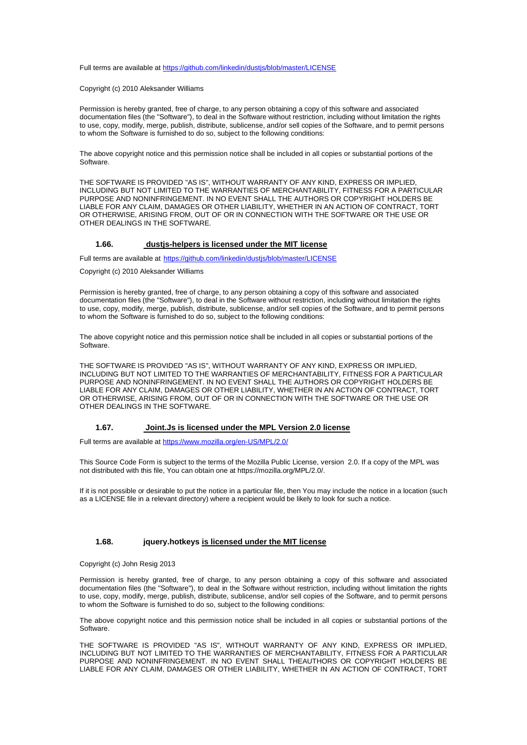Full terms are available at https://github.com/linkedin/dustjs/blob/master/LICENSE

Copyright (c) 2010 Aleksander Williams

Permission is hereby granted, free of charge, to any person obtaining a copy of this software and associated documentation files (the "Software"), to deal in the Software without restriction, including without limitation the rights to use, copy, modify, merge, publish, distribute, sublicense, and/or sell copies of the Software, and to permit persons to whom the Software is furnished to do so, subject to the following conditions:

The above copyright notice and this permission notice shall be included in all copies or substantial portions of the Software.

THE SOFTWARE IS PROVIDED "AS IS", WITHOUT WARRANTY OF ANY KIND, EXPRESS OR IMPLIED, INCLUDING BUT NOT LIMITED TO THE WARRANTIES OF MERCHANTABILITY, FITNESS FOR A PARTICULAR PURPOSE AND NONINFRINGEMENT. IN NO EVENT SHALL THE AUTHORS OR COPYRIGHT HOLDERS BE LIABLE FOR ANY CLAIM, DAMAGES OR OTHER LIABILITY, WHETHER IN AN ACTION OF CONTRACT, TORT OR OTHERWISE, ARISING FROM, OUT OF OR IN CONNECTION WITH THE SOFTWARE OR THE USE OR OTHER DEALINGS IN THE SOFTWARE.

### 1.66. dustjs-helpers is licensed under the MIT license

Full terms are available at https://github.com/linkedin/dustjs/blob/master/LICENSE

Copyright (c) 2010 Aleksander Williams

Permission is hereby granted, free of charge, to any person obtaining a copy of this software and associated documentation files (the "Software"), to deal in the Software without restriction, including without limitation the rights to use, copy, modify, merge, publish, distribute, sublicense, and/or sell copies of the Software, and to permit persons to whom the Software is furnished to do so, subject to the following conditions:

The above copyright notice and this permission notice shall be included in all copies or substantial portions of the Software.

THE SOFTWARE IS PROVIDED "AS IS", WITHOUT WARRANTY OF ANY KIND, EXPRESS OR IMPLIED, INCLUDING BUT NOT LIMITED TO THE WARRANTIES OF MERCHANTABILITY, FITNESS FOR A PARTICULAR PURPOSE AND NONINFRINGEMENT. IN NO EVENT SHALL THE AUTHORS OR COPYRIGHT HOLDERS BE LIABLE FOR ANY CLAIM, DAMAGES OR OTHER LIABILITY, WHETHER IN AN ACTION OF CONTRACT, TORT OR OTHERWISE, ARISING FROM, OUT OF OR IN CONNECTION WITH THE SOFTWARE OR THE USE OR OTHER DEALINGS IN THE SOFTWARE.

### 1.67. Joint.Js is licensed under the MPL Version 2.0 license

Full terms are available at https://www.mozilla.org/en-US/MPL/2.0/

This Source Code Form is subject to the terms of the Mozilla Public License, version 2.0. If a copy of the MPL was not distributed with this file, You can obtain one at https://mozilla.org/MPL/2.0/.

If it is not possible or desirable to put the notice in a particular file, then You may include the notice in a location (such as a LICENSE file in a relevant directory) where a recipient would be likely to look for such a notice.

### 1.68. jquery.hotkeys is licensed under the MIT license

Copyright (c) John Resig 2013

Permission is hereby granted, free of charge, to any person obtaining a copy of this software and associated documentation files (the "Software"), to deal in the Software without restriction, including without limitation the rights to use, copy, modify, merge, publish, distribute, sublicense, and/or sell copies of the Software, and to permit persons to whom the Software is furnished to do so, subject to the following conditions:

The above copyright notice and this permission notice shall be included in all copies or substantial portions of the Software.

THE SOFTWARE IS PROVIDED "AS IS", WITHOUT WARRANTY OF ANY KIND, EXPRESS OR IMPLIED, INCLUDING BUT NOT LIMITED TO THE WARRANTIES OF MERCHANTABILITY, FITNESS FOR A PARTICULAR PURPOSE AND NONINFRINGEMENT. IN NO EVENT SHALL THEAUTHORS OR COPYRIGHT HOLDERS BE LIABLE FOR ANY CLAIM, DAMAGES OR OTHER LIABILITY, WHETHER IN AN ACTION OF CONTRACT, TORT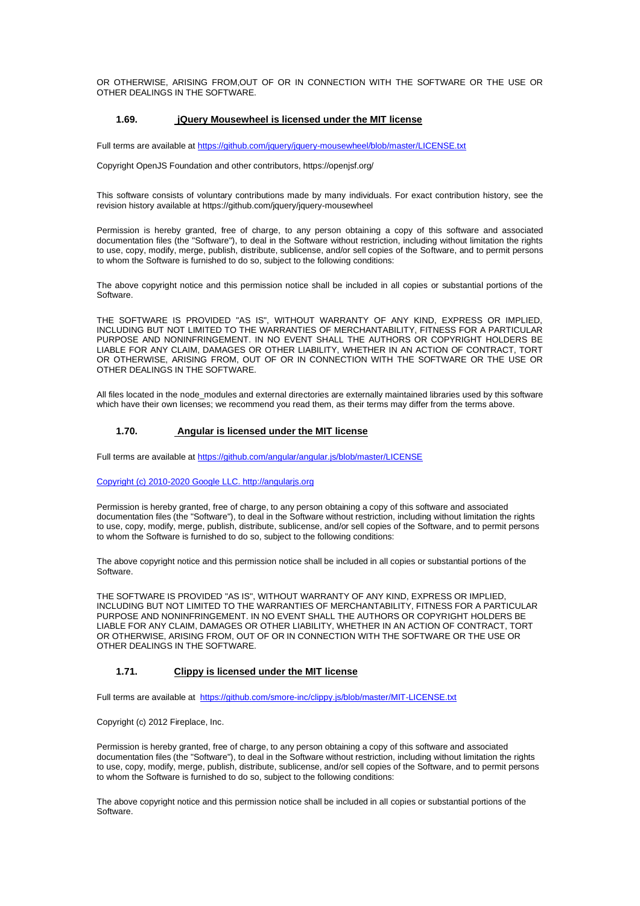OR OTHERWISE, ARISING FROM,OUT OF OR IN CONNECTION WITH THE SOFTWARE OR THE USE OR OTHER DEALINGS IN THE SOFTWARE.

### 1.69. jQuery Mousewheel is licensed under the MIT license

Full terms are available at https://github.com/jquery/jquery-mousewheel/blob/master/LICENSE.txt

Copyright OpenJS Foundation and other contributors, https://openjsf.org/

This software consists of voluntary contributions made by many individuals. For exact contribution history, see the revision history available at https://github.com/jquery/jquery-mousewheel

Permission is hereby granted, free of charge, to any person obtaining a copy of this software and associated documentation files (the "Software"), to deal in the Software without restriction, including without limitation the rights to use, copy, modify, merge, publish, distribute, sublicense, and/or sell copies of the Software, and to permit persons to whom the Software is furnished to do so, subject to the following conditions:

The above copyright notice and this permission notice shall be included in all copies or substantial portions of the Software.

THE SOFTWARE IS PROVIDED "AS IS", WITHOUT WARRANTY OF ANY KIND, EXPRESS OR IMPLIED, INCLUDING BUT NOT LIMITED TO THE WARRANTIES OF MERCHANTABILITY, FITNESS FOR A PARTICULAR PURPOSE AND NONINFRINGEMENT. IN NO EVENT SHALL THE AUTHORS OR COPYRIGHT HOLDERS BE LIABLE FOR ANY CLAIM, DAMAGES OR OTHER LIABILITY, WHETHER IN AN ACTION OF CONTRACT, TORT OR OTHERWISE, ARISING FROM, OUT OF OR IN CONNECTION WITH THE SOFTWARE OR THE USE OR OTHER DEALINGS IN THE SOFTWARE.

All files located in the node_modules and external directories are externally maintained libraries used by this software which have their own licenses; we recommend you read them, as their terms may differ from the terms above.

### 1.70. Angular is licensed under the MIT license

Full terms are available at https://github.com/angular/angular.js/blob/master/LICENSE

Copyright (c) 2010-2020 Google LLC. http://angularjs.org

Permission is hereby granted, free of charge, to any person obtaining a copy of this software and associated documentation files (the "Software"), to deal in the Software without restriction, including without limitation the rights to use, copy, modify, merge, publish, distribute, sublicense, and/or sell copies of the Software, and to permit persons to whom the Software is furnished to do so, subject to the following conditions:

The above copyright notice and this permission notice shall be included in all copies or substantial portions of the Software.

THE SOFTWARE IS PROVIDED "AS IS", WITHOUT WARRANTY OF ANY KIND, EXPRESS OR IMPLIED, INCLUDING BUT NOT LIMITED TO THE WARRANTIES OF MERCHANTABILITY, FITNESS FOR A PARTICULAR PURPOSE AND NONINFRINGEMENT. IN NO EVENT SHALL THE AUTHORS OR COPYRIGHT HOLDERS BE LIABLE FOR ANY CLAIM, DAMAGES OR OTHER LIABILITY, WHETHER IN AN ACTION OF CONTRACT, TORT OR OTHERWISE, ARISING FROM, OUT OF OR IN CONNECTION WITH THE SOFTWARE OR THE USE OR OTHER DEALINGS IN THE SOFTWARE.

### 1.71. Clippy is licensed under the MIT license

Full terms are available at https://github.com/smore-inc/clippy.js/blob/master/MIT-LICENSE.txt

Copyright (c) 2012 Fireplace, Inc.

Permission is hereby granted, free of charge, to any person obtaining a copy of this software and associated documentation files (the "Software"), to deal in the Software without restriction, including without limitation the rights to use, copy, modify, merge, publish, distribute, sublicense, and/or sell copies of the Software, and to permit persons to whom the Software is furnished to do so, subject to the following conditions:

The above copyright notice and this permission notice shall be included in all copies or substantial portions of the Software.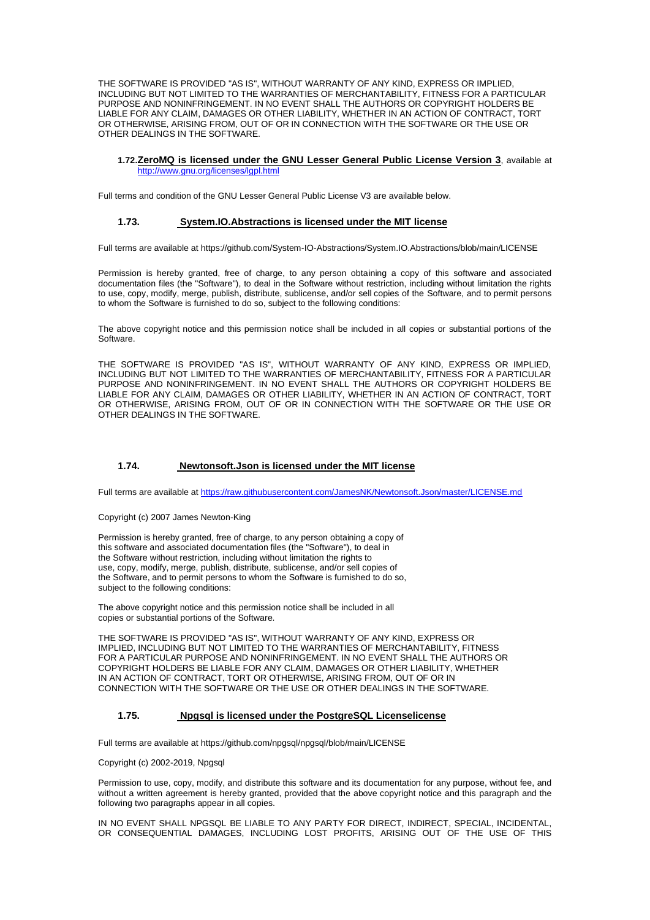THE SOFTWARE IS PROVIDED "AS IS", WITHOUT WARRANTY OF ANY KIND, EXPRESS OR IMPLIED, INCLUDING BUT NOT LIMITED TO THE WARRANTIES OF MERCHANTABILITY, FITNESS FOR A PARTICULAR PURPOSE AND NONINFRINGEMENT. IN NO EVENT SHALL THE AUTHORS OR COPYRIGHT HOLDERS BE LIABLE FOR ANY CLAIM, DAMAGES OR OTHER LIABILITY, WHETHER IN AN ACTION OF CONTRACT, TORT OR OTHERWISE, ARISING FROM, OUT OF OR IN CONNECTION WITH THE SOFTWARE OR THE USE OR OTHER DEALINGS IN THE SOFTWARE.

**1.72. ZeroMQ is licensed under the GNU Lesser General Public License Version 3**, available at http://www.gnu.org/licenses/lgpl.html

Full terms and condition of the GNU Lesser General Public License V3 are available below.

### 1.73. System.IO.Abstractions is licensed under the MIT license

Full terms are available at https://github.com/System-IO-Abstractions/System.IO.Abstractions/blob/main/LICENSE

Permission is hereby granted, free of charge, to any person obtaining a copy of this software and associated documentation files (the "Software"), to deal in the Software without restriction, including without limitation the rights to use, copy, modify, merge, publish, distribute, sublicense, and/or sell copies of the Software, and to permit persons to whom the Software is furnished to do so, subject to the following conditions:

The above copyright notice and this permission notice shall be included in all copies or substantial portions of the Software.

THE SOFTWARE IS PROVIDED "AS IS", WITHOUT WARRANTY OF ANY KIND, EXPRESS OR IMPLIED, INCLUDING BUT NOT LIMITED TO THE WARRANTIES OF MERCHANTABILITY, FITNESS FOR A PARTICULAR PURPOSE AND NONINFRINGEMENT. IN NO EVENT SHALL THE AUTHORS OR COPYRIGHT HOLDERS BE LIABLE FOR ANY CLAIM, DAMAGES OR OTHER LIABILITY, WHETHER IN AN ACTION OF CONTRACT, TORT OR OTHERWISE, ARISING FROM, OUT OF OR IN CONNECTION WITH THE SOFTWARE OR THE USE OR OTHER DEALINGS IN THE SOFTWARE.

### 1.74. Newtonsoft.Json is licensed under the MIT license

Full terms are available at https://raw.githubusercontent.com/JamesNK/Newtonsoft.Json/master/LICENSE.md

Copyright (c) 2007 James Newton-King

Permission is hereby granted, free of charge, to any person obtaining a copy of this software and associated documentation files (the "Software"), to deal in the Software without restriction, including without limitation the rights to use, copy, modify, merge, publish, distribute, sublicense, and/or sell copies of the Software, and to permit persons to whom the Software is furnished to do so, subject to the following conditions:

The above copyright notice and this permission notice shall be included in all copies or substantial portions of the Software.

THE SOFTWARE IS PROVIDED "AS IS", WITHOUT WARRANTY OF ANY KIND, EXPRESS OR IMPLIED, INCLUDING BUT NOT LIMITED TO THE WARRANTIES OF MERCHANTABILITY, FITNESS FOR A PARTICULAR PURPOSE AND NONINFRINGEMENT. IN NO EVENT SHALL THE AUTHORS OR COPYRIGHT HOLDERS BE LIABLE FOR ANY CLAIM, DAMAGES OR OTHER LIABILITY, WHETHER IN AN ACTION OF CONTRACT, TORT OR OTHERWISE, ARISING FROM, OUT OF OR IN CONNECTION WITH THE SOFTWARE OR THE USE OR OTHER DEALINGS IN THE SOFTWARE.

### 1.75. Npgsql is licensed under the PostgreSQL Licenselicense

Full terms are available at https://github.com/npgsql/npgsql/blob/main/LICENSE

Copyright (c) 2002-2019, Npgsql

Permission to use, copy, modify, and distribute this software and its documentation for any purpose, without fee, and without a written agreement is hereby granted, provided that the above copyright notice and this paragraph and the following two paragraphs appear in all copies.

IN NO EVENT SHALL NPGSQL BE LIABLE TO ANY PARTY FOR DIRECT, INDIRECT, SPECIAL, INCIDENTAL, OR CONSEQUENTIAL DAMAGES, INCLUDING LOST PROFITS, ARISING OUT OF THE USE OF THIS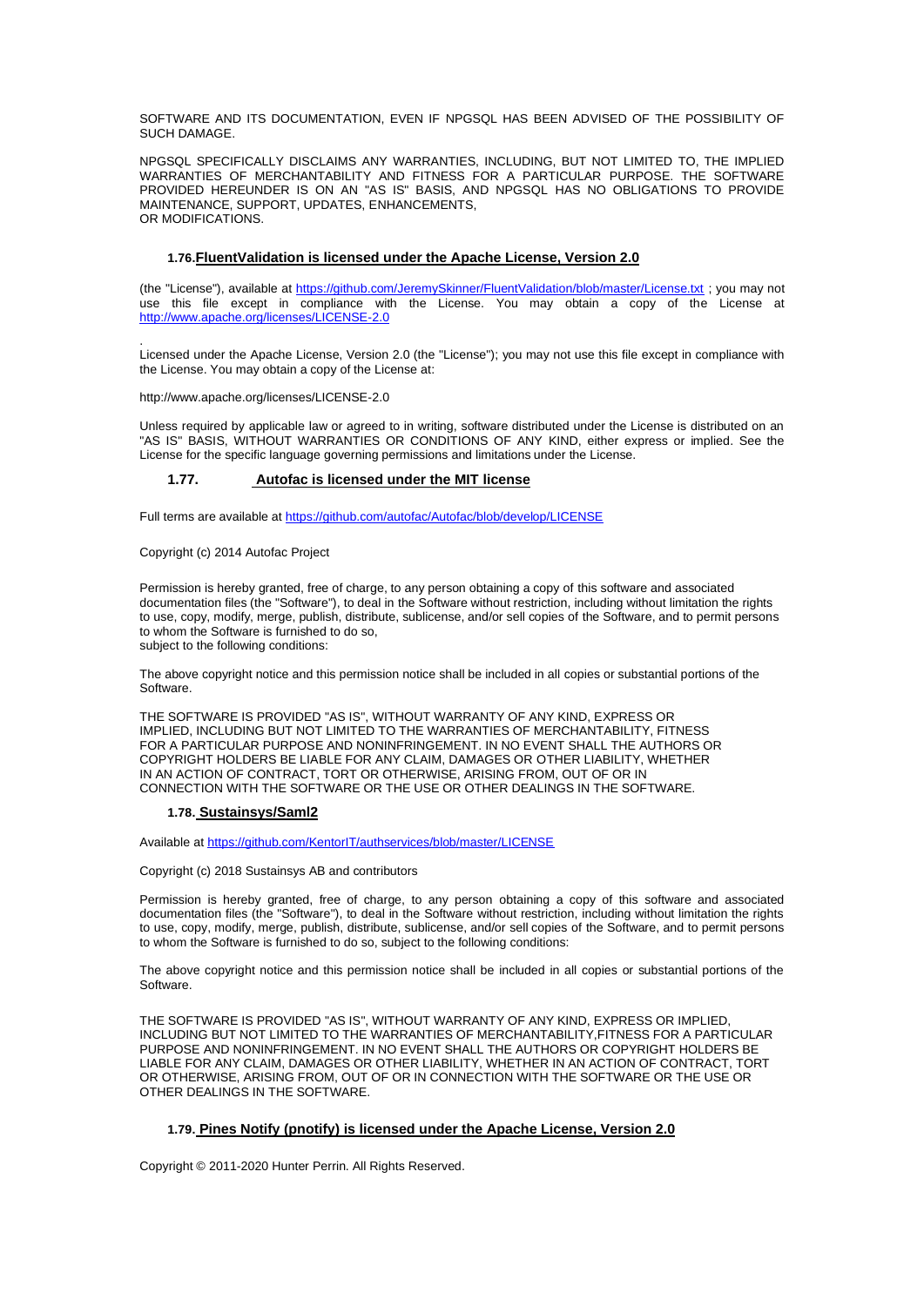SOFTWARE AND ITS DOCUMENTATION, EVEN IF NPGSQL HAS BEEN ADVISED OF THE POSSIBILITY OF SUCH DAMAGE.

NPGSQL SPECIFICALLY DISCLAIMS ANY WARRANTIES, INCLUDING, BUT NOT LIMITED TO, THE IMPLIED WARRANTIES OF MERCHANTABILITY AND FITNESS FOR A PARTICULAR PURPOSE. THE SOFTWARE PROVIDED HEREUNDER IS ON AN "AS IS" BASIS, AND NPGSQL HAS NO OBLIGATIONS TO PROVIDE MAINTENANCE, SUPPORT, UPDATES, ENHANCEMENTS,
OR MODIFICATIONS.

### 1.76. FluentValidation is licensed under the Apache License, Version 2.0

(the "License"), available at https://github.com/JeremySkinner/FluentValidation/blob/master/License.txt ; you may not use this file except in compliance with the License. You may obtain a copy of the License at http://www.apache.org/licenses/LICENSE-2.0

.
Licensed under the Apache License, Version 2.0 (the "License"); you may not use this file except in compliance with the License. You may obtain a copy of the License at:

http://www.apache.org/licenses/LICENSE-2.0

Unless required by applicable law or agreed to in writing, software distributed under the License is distributed on an "AS IS" BASIS, WITHOUT WARRANTIES OR CONDITIONS OF ANY KIND, either express or implied. See the License for the specific language governing permissions and limitations under the License.

### 1.77. Autofac is licensed under the MIT license

Full terms are available at https://github.com/autofac/Autofac/blob/develop/LICENSE

Copyright (c) 2014 Autofac Project

Permission is hereby granted, free of charge, to any person obtaining a copy of this software and associated documentation files (the "Software"), to deal in the Software without restriction, including without limitation the rights to use, copy, modify, merge, publish, distribute, sublicense, and/or sell copies of the Software, and to permit persons to whom the Software is furnished to do so,
subject to the following conditions:

The above copyright notice and this permission notice shall be included in all copies or substantial portions of the Software.

THE SOFTWARE IS PROVIDED "AS IS", WITHOUT WARRANTY OF ANY KIND, EXPRESS OR IMPLIED, INCLUDING BUT NOT LIMITED TO THE WARRANTIES OF MERCHANTABILITY, FITNESS FOR A PARTICULAR PURPOSE AND NONINFRINGEMENT. IN NO EVENT SHALL THE AUTHORS OR COPYRIGHT HOLDERS BE LIABLE FOR ANY CLAIM, DAMAGES OR OTHER LIABILITY, WHETHER IN AN ACTION OF CONTRACT, TORT OR OTHERWISE, ARISING FROM, OUT OF OR IN CONNECTION WITH THE SOFTWARE OR THE USE OR OTHER DEALINGS IN THE SOFTWARE.

### 1.78. Sustainsys/Saml2

Available at https://github.com/KentorIT/authservices/blob/master/LICENSE

Copyright (c) 2018 Sustainsys AB and contributors

Permission is hereby granted, free of charge, to any person obtaining a copy of this software and associated documentation files (the "Software"), to deal in the Software without restriction, including without limitation the rights to use, copy, modify, merge, publish, distribute, sublicense, and/or sell copies of the Software, and to permit persons to whom the Software is furnished to do so, subject to the following conditions:

The above copyright notice and this permission notice shall be included in all copies or substantial portions of the Software.

THE SOFTWARE IS PROVIDED "AS IS", WITHOUT WARRANTY OF ANY KIND, EXPRESS OR IMPLIED, INCLUDING BUT NOT LIMITED TO THE WARRANTIES OF MERCHANTABILITY,FITNESS FOR A PARTICULAR PURPOSE AND NONINFRINGEMENT. IN NO EVENT SHALL THE AUTHORS OR COPYRIGHT HOLDERS BE LIABLE FOR ANY CLAIM, DAMAGES OR OTHER LIABILITY, WHETHER IN AN ACTION OF CONTRACT, TORT OR OTHERWISE, ARISING FROM, OUT OF OR IN CONNECTION WITH THE SOFTWARE OR THE USE OR OTHER DEALINGS IN THE SOFTWARE.

### 1.79. Pines Notify (pnotify) is licensed under the Apache License, Version 2.0

Copyright © 2011-2020 Hunter Perrin. All Rights Reserved.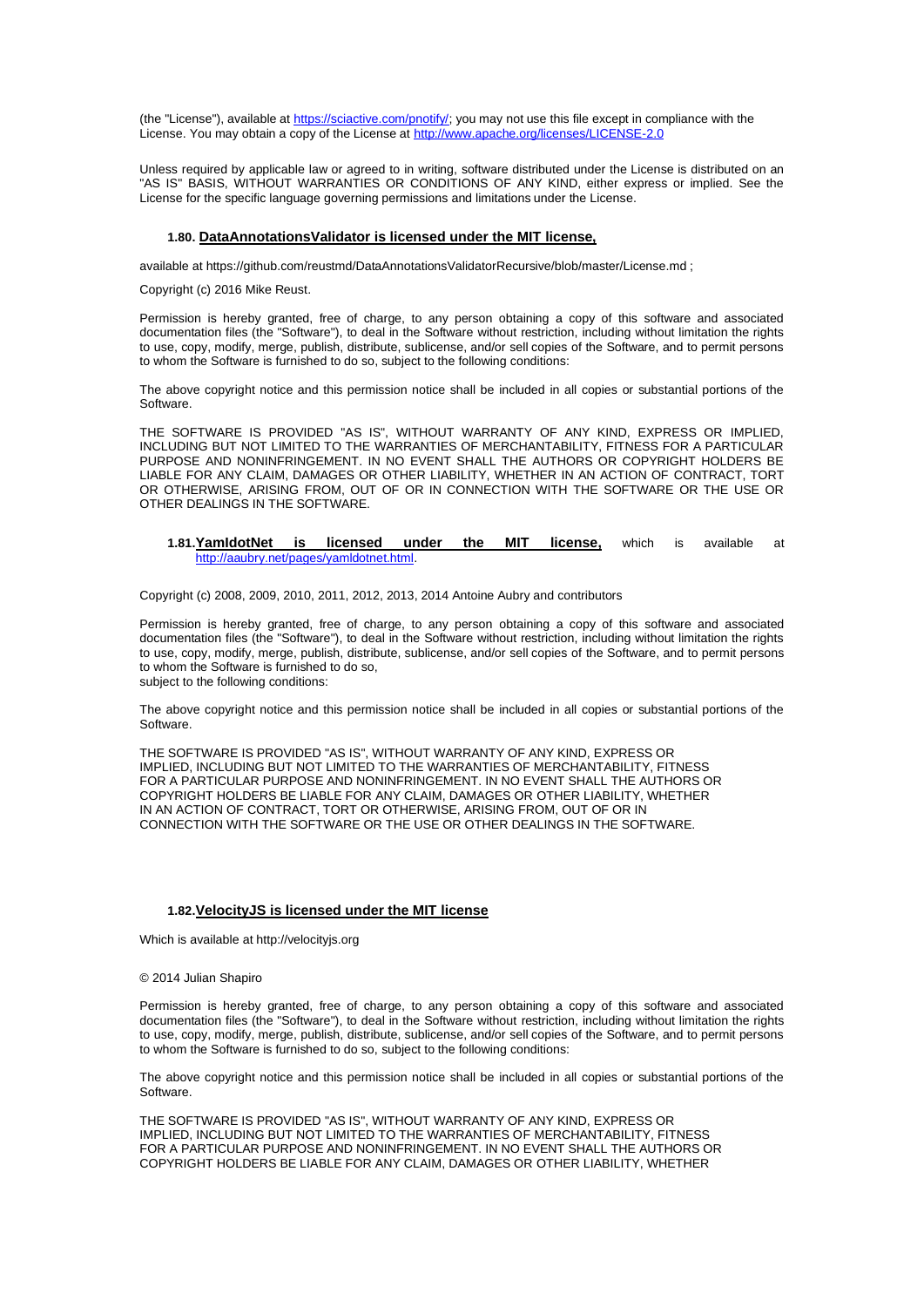(the "License"), available at [https://sciactive.com/pnotify/](https://sciactive.com/pnotify/); you may not use this file except in compliance with the License. You may obtain a copy of the License at [http://www.apache.org/licenses/LICENSE-2.0](http://www.apache.org/licenses/LICENSE-2.0)

Unless required by applicable law or agreed to in writing, software distributed under the License is distributed on an "AS IS" BASIS, WITHOUT WARRANTIES OR CONDITIONS OF ANY KIND, either express or implied. See the License for the specific language governing permissions and limitations under the License.

### 1.80. DataAnnotationsValidator is licensed under the MIT license,

available at https://github.com/reustmd/DataAnnotationsValidatorRecursive/blob/master/License.md ;

Copyright (c) 2016 Mike Reust.

Permission is hereby granted, free of charge, to any person obtaining a copy of this software and associated documentation files (the "Software"), to deal in the Software without restriction, including without limitation the rights to use, copy, modify, merge, publish, distribute, sublicense, and/or sell copies of the Software, and to permit persons to whom the Software is furnished to do so, subject to the following conditions:

The above copyright notice and this permission notice shall be included in all copies or substantial portions of the Software.

THE SOFTWARE IS PROVIDED "AS IS", WITHOUT WARRANTY OF ANY KIND, EXPRESS OR IMPLIED, INCLUDING BUT NOT LIMITED TO THE WARRANTIES OF MERCHANTABILITY, FITNESS FOR A PARTICULAR PURPOSE AND NONINFRINGEMENT. IN NO EVENT SHALL THE AUTHORS OR COPYRIGHT HOLDERS BE LIABLE FOR ANY CLAIM, DAMAGES OR OTHER LIABILITY, WHETHER IN AN ACTION OF CONTRACT, TORT OR OTHERWISE, ARISING FROM, OUT OF OR IN CONNECTION WITH THE SOFTWARE OR THE USE OR OTHER DEALINGS IN THE SOFTWARE.

### 1.81. YamldotNet is licensed under the MIT license, which is available at [http://aaubry.net/pages/yamldotnet.html](http://aaubry.net/pages/yamldotnet.html).

Copyright (c) 2008, 2009, 2010, 2011, 2012, 2013, 2014 Antoine Aubry and contributors

Permission is hereby granted, free of charge, to any person obtaining a copy of this software and associated documentation files (the "Software"), to deal in the Software without restriction, including without limitation the rights to use, copy, modify, merge, publish, distribute, sublicense, and/or sell copies of the Software, and to permit persons to whom the Software is furnished to do so,
subject to the following conditions:

The above copyright notice and this permission notice shall be included in all copies or substantial portions of the Software.

THE SOFTWARE IS PROVIDED "AS IS", WITHOUT WARRANTY OF ANY KIND, EXPRESS OR IMPLIED, INCLUDING BUT NOT LIMITED TO THE WARRANTIES OF MERCHANTABILITY, FITNESS FOR A PARTICULAR PURPOSE AND NONINFRINGEMENT. IN NO EVENT SHALL THE AUTHORS OR COPYRIGHT HOLDERS BE LIABLE FOR ANY CLAIM, DAMAGES OR OTHER LIABILITY, WHETHER IN AN ACTION OF CONTRACT, TORT OR OTHERWISE, ARISING FROM, OUT OF OR IN CONNECTION WITH THE SOFTWARE OR THE USE OR OTHER DEALINGS IN THE SOFTWARE.

### 1.82. VelocityJS is licensed under the MIT license

Which is available at http://velocityjs.org

© 2014 Julian Shapiro

Permission is hereby granted, free of charge, to any person obtaining a copy of this software and associated documentation files (the "Software"), to deal in the Software without restriction, including without limitation the rights to use, copy, modify, merge, publish, distribute, sublicense, and/or sell copies of the Software, and to permit persons to whom the Software is furnished to do so, subject to the following conditions:

The above copyright notice and this permission notice shall be included in all copies or substantial portions of the Software.

THE SOFTWARE IS PROVIDED "AS IS", WITHOUT WARRANTY OF ANY KIND, EXPRESS OR IMPLIED, INCLUDING BUT NOT LIMITED TO THE WARRANTIES OF MERCHANTABILITY, FITNESS FOR A PARTICULAR PURPOSE AND NONINFRINGEMENT. IN NO EVENT SHALL THE AUTHORS OR COPYRIGHT HOLDERS BE LIABLE FOR ANY CLAIM, DAMAGES OR OTHER LIABILITY, WHETHER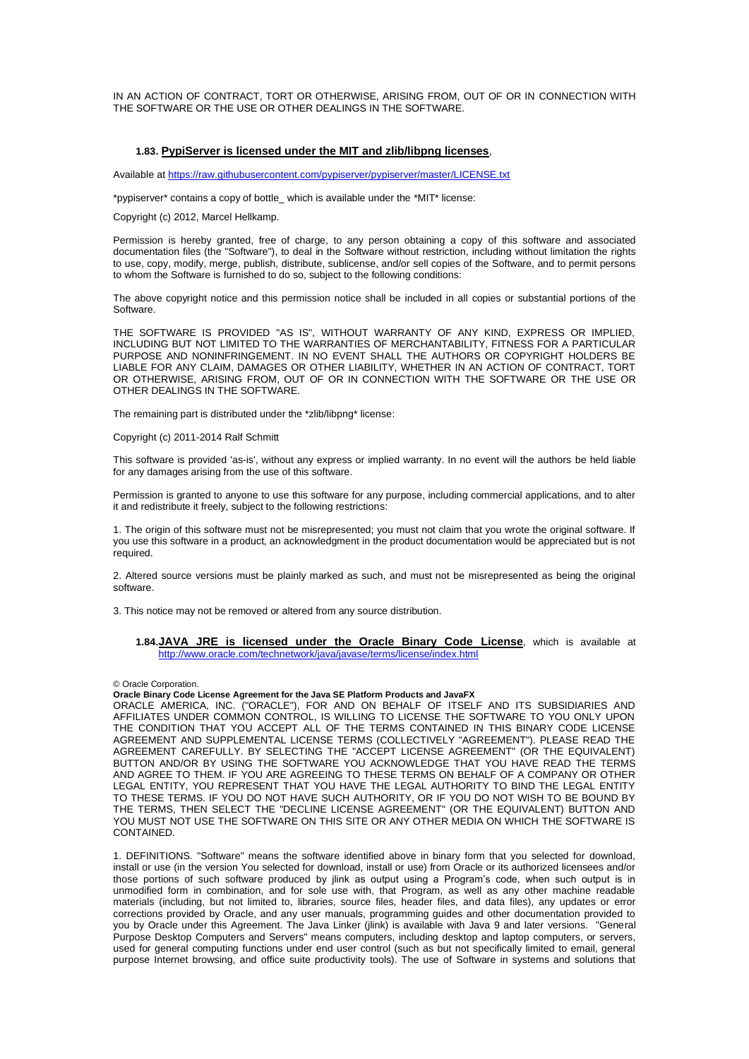IN AN ACTION OF CONTRACT, TORT OR OTHERWISE, ARISING FROM, OUT OF OR IN CONNECTION WITH THE SOFTWARE OR THE USE OR OTHER DEALINGS IN THE SOFTWARE.

### 1.83. PypiServer is licensed under the MIT and zlib/libpng licenses,

Available at https://raw.githubusercontent.com/pypiserver/pypiserver/master/LICENSE.txt

*pypiserver* contains a copy of bottle_ which is available under the *MIT* license:

Copyright (c) 2012, Marcel Hellkamp.

Permission is hereby granted, free of charge, to any person obtaining a copy of this software and associated documentation files (the "Software"), to deal in the Software without restriction, including without limitation the rights to use, copy, modify, merge, publish, distribute, sublicense, and/or sell copies of the Software, and to permit persons to whom the Software is furnished to do so, subject to the following conditions:

The above copyright notice and this permission notice shall be included in all copies or substantial portions of the Software.

THE SOFTWARE IS PROVIDED "AS IS", WITHOUT WARRANTY OF ANY KIND, EXPRESS OR IMPLIED, INCLUDING BUT NOT LIMITED TO THE WARRANTIES OF MERCHANTABILITY, FITNESS FOR A PARTICULAR PURPOSE AND NONINFRINGEMENT. IN NO EVENT SHALL THE AUTHORS OR COPYRIGHT HOLDERS BE LIABLE FOR ANY CLAIM, DAMAGES OR OTHER LIABILITY, WHETHER IN AN ACTION OF CONTRACT, TORT OR OTHERWISE, ARISING FROM, OUT OF OR IN CONNECTION WITH THE SOFTWARE OR THE USE OR OTHER DEALINGS IN THE SOFTWARE.

The remaining part is distributed under the *zlib/libpng* license:

Copyright (c) 2011-2014 Ralf Schmitt

This software is provided 'as-is', without any express or implied warranty. In no event will the authors be held liable for any damages arising from the use of this software.

Permission is granted to anyone to use this software for any purpose, including commercial applications, and to alter it and redistribute it freely, subject to the following restrictions:

1. The origin of this software must not be misrepresented; you must not claim that you wrote the original software. If you use this software in a product, an acknowledgment in the product documentation would be appreciated but is not required.

2. Altered source versions must be plainly marked as such, and must not be misrepresented as being the original software.

3. This notice may not be removed or altered from any source distribution.

### 1.84. JAVA JRE is licensed under the Oracle Binary Code License, which is available at http://www.oracle.com/technetwork/java/javase/terms/license/index.html

© Oracle Corporation.

**Oracle Binary Code License Agreement for the Java SE Platform Products and JavaFX**

ORACLE AMERICA, INC. ("ORACLE"), FOR AND ON BEHALF OF ITSELF AND ITS SUBSIDIARIES AND AFFILIATES UNDER COMMON CONTROL, IS WILLING TO LICENSE THE SOFTWARE TO YOU ONLY UPON THE CONDITION THAT YOU ACCEPT ALL OF THE TERMS CONTAINED IN THIS BINARY CODE LICENSE AGREEMENT AND SUPPLEMENTAL LICENSE TERMS (COLLECTIVELY "AGREEMENT"). PLEASE READ THE AGREEMENT CAREFULLY. BY SELECTING THE "ACCEPT LICENSE AGREEMENT" (OR THE EQUIVALENT) BUTTON AND/OR BY USING THE SOFTWARE YOU ACKNOWLEDGE THAT YOU HAVE READ THE TERMS AND AGREE TO THEM. IF YOU ARE AGREEING TO THESE TERMS ON BEHALF OF A COMPANY OR OTHER LEGAL ENTITY, YOU REPRESENT THAT YOU HAVE THE LEGAL AUTHORITY TO BIND THE LEGAL ENTITY TO THESE TERMS. IF YOU DO NOT HAVE SUCH AUTHORITY, OR IF YOU DO NOT WISH TO BE BOUND BY THE TERMS, THEN SELECT THE "DECLINE LICENSE AGREEMENT" (OR THE EQUIVALENT) BUTTON AND YOU MUST NOT USE THE SOFTWARE ON THIS SITE OR ANY OTHER MEDIA ON WHICH THE SOFTWARE IS CONTAINED.

1. DEFINITIONS. "Software" means the software identified above in binary form that you selected for download, install or use (in the version You selected for download, install or use) from Oracle or its authorized licensees and/or those portions of such software produced by jlink as output using a Program's code, when such output is in unmodified form in combination, and for sole use with, that Program, as well as any other machine readable materials (including, but not limited to, libraries, source files, header files, and data files), any updates or error corrections provided by Oracle, and any user manuals, programming guides and other documentation provided to you by Oracle under this Agreement. The Java Linker (jlink) is available with Java 9 and later versions. "General Purpose Desktop Computers and Servers" means computers, including desktop and laptop computers, or servers, used for general computing functions under end user control (such as but not specifically limited to email, general purpose Internet browsing, and office suite productivity tools). The use of Software in systems and solutions that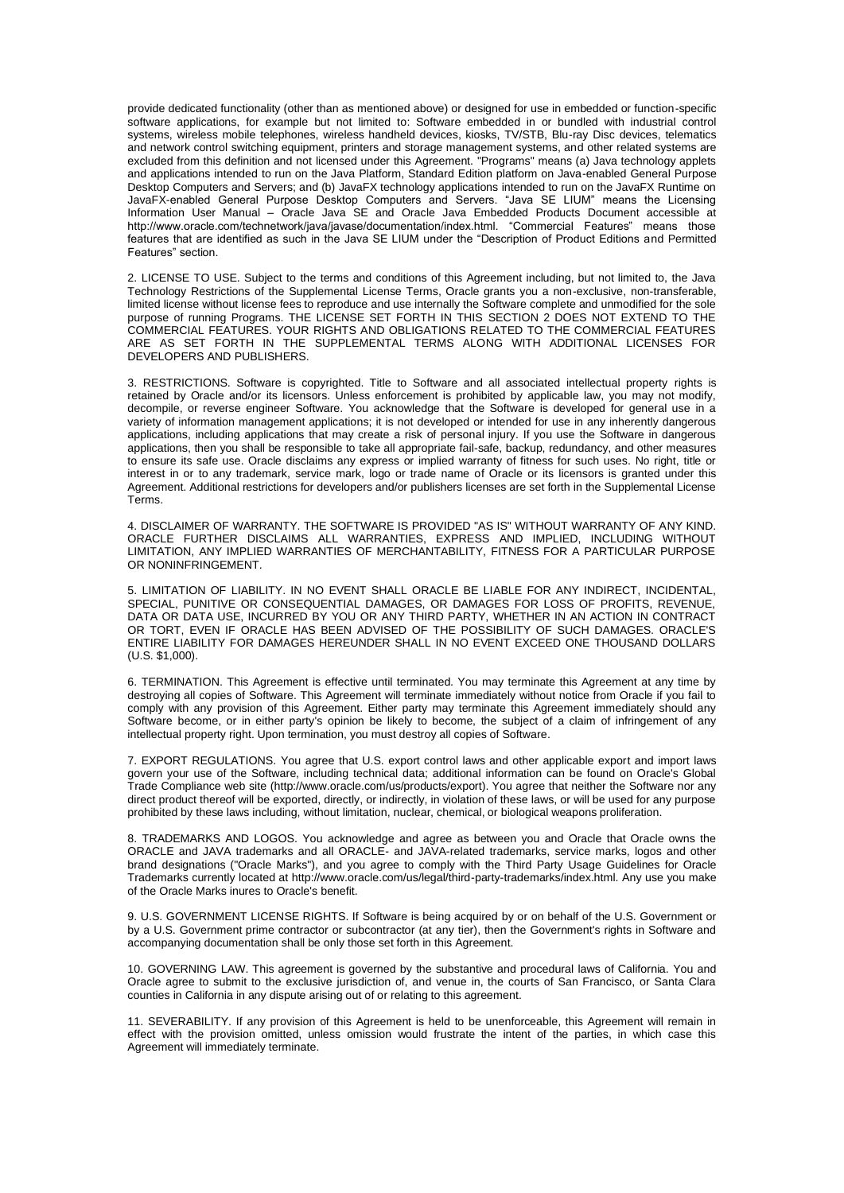provide dedicated functionality (other than as mentioned above) or designed for use in embedded or function-specific software applications, for example but not limited to: Software embedded in or bundled with industrial control systems, wireless mobile telephones, wireless handheld devices, kiosks, TV/STB, Blu-ray Disc devices, telematics and network control switching equipment, printers and storage management systems, and other related systems are excluded from this definition and not licensed under this Agreement. "Programs" means (a) Java technology applets and applications intended to run on the Java Platform, Standard Edition platform on Java-enabled General Purpose Desktop Computers and Servers; and (b) JavaFX technology applications intended to run on the JavaFX Runtime on JavaFX-enabled General Purpose Desktop Computers and Servers. "Java SE LIUM" means the Licensing Information User Manual – Oracle Java SE and Oracle Java Embedded Products Document accessible at http://www.oracle.com/technetwork/java/javase/documentation/index.html. "Commercial Features" means those features that are identified as such in the Java SE LIUM under the "Description of Product Editions and Permitted Features" section.

2. LICENSE TO USE. Subject to the terms and conditions of this Agreement including, but not limited to, the Java Technology Restrictions of the Supplemental License Terms, Oracle grants you a non-exclusive, non-transferable, limited license without license fees to reproduce and use internally the Software complete and unmodified for the sole purpose of running Programs. THE LICENSE SET FORTH IN THIS SECTION 2 DOES NOT EXTEND TO THE COMMERCIAL FEATURES. YOUR RIGHTS AND OBLIGATIONS RELATED TO THE COMMERCIAL FEATURES ARE AS SET FORTH IN THE SUPPLEMENTAL TERMS ALONG WITH ADDITIONAL LICENSES FOR DEVELOPERS AND PUBLISHERS.

3. RESTRICTIONS. Software is copyrighted. Title to Software and all associated intellectual property rights is retained by Oracle and/or its licensors. Unless enforcement is prohibited by applicable law, you may not modify, decompile, or reverse engineer Software. You acknowledge that the Software is developed for general use in a variety of information management applications; it is not developed or intended for use in any inherently dangerous applications, including applications that may create a risk of personal injury. If you use the Software in dangerous applications, then you shall be responsible to take all appropriate fail-safe, backup, redundancy, and other measures to ensure its safe use. Oracle disclaims any express or implied warranty of fitness for such uses. No right, title or interest in or to any trademark, service mark, logo or trade name of Oracle or its licensors is granted under this Agreement. Additional restrictions for developers and/or publishers licenses are set forth in the Supplemental License Terms.

4. DISCLAIMER OF WARRANTY. THE SOFTWARE IS PROVIDED "AS IS" WITHOUT WARRANTY OF ANY KIND. ORACLE FURTHER DISCLAIMS ALL WARRANTIES, EXPRESS AND IMPLIED, INCLUDING WITHOUT LIMITATION, ANY IMPLIED WARRANTIES OF MERCHANTABILITY, FITNESS FOR A PARTICULAR PURPOSE OR NONINFRINGEMENT.

5. LIMITATION OF LIABILITY. IN NO EVENT SHALL ORACLE BE LIABLE FOR ANY INDIRECT, INCIDENTAL, SPECIAL, PUNITIVE OR CONSEQUENTIAL DAMAGES, OR DAMAGES FOR LOSS OF PROFITS, REVENUE, DATA OR DATA USE, INCURRED BY YOU OR ANY THIRD PARTY, WHETHER IN AN ACTION IN CONTRACT OR TORT, EVEN IF ORACLE HAS BEEN ADVISED OF THE POSSIBILITY OF SUCH DAMAGES. ORACLE'S ENTIRE LIABILITY FOR DAMAGES HEREUNDER SHALL IN NO EVENT EXCEED ONE THOUSAND DOLLARS (U.S. $1,000).

6. TERMINATION. This Agreement is effective until terminated. You may terminate this Agreement at any time by destroying all copies of Software. This Agreement will terminate immediately without notice from Oracle if you fail to comply with any provision of this Agreement. Either party may terminate this Agreement immediately should any Software become, or in either party's opinion be likely to become, the subject of a claim of infringement of any intellectual property right. Upon termination, you must destroy all copies of Software.

7. EXPORT REGULATIONS. You agree that U.S. export control laws and other applicable export and import laws govern your use of the Software, including technical data; additional information can be found on Oracle's Global Trade Compliance web site (http://www.oracle.com/us/products/export). You agree that neither the Software nor any direct product thereof will be exported, directly, or indirectly, in violation of these laws, or will be used for any purpose prohibited by these laws including, without limitation, nuclear, chemical, or biological weapons proliferation.

8. TRADEMARKS AND LOGOS. You acknowledge and agree as between you and Oracle that Oracle owns the ORACLE and JAVA trademarks and all ORACLE- and JAVA-related trademarks, service marks, logos and other brand designations ("Oracle Marks"), and you agree to comply with the Third Party Usage Guidelines for Oracle Trademarks currently located at http://www.oracle.com/us/legal/third-party-trademarks/index.html. Any use you make of the Oracle Marks inures to Oracle's benefit.

9. U.S. GOVERNMENT LICENSE RIGHTS. If Software is being acquired by or on behalf of the U.S. Government or by a U.S. Government prime contractor or subcontractor (at any tier), then the Government's rights in Software and accompanying documentation shall be only those set forth in this Agreement.

10. GOVERNING LAW. This agreement is governed by the substantive and procedural laws of California. You and Oracle agree to submit to the exclusive jurisdiction of, and venue in, the courts of San Francisco, or Santa Clara counties in California in any dispute arising out of or relating to this agreement.

11. SEVERABILITY. If any provision of this Agreement is held to be unenforceable, this Agreement will remain in effect with the provision omitted, unless omission would frustrate the intent of the parties, in which case this Agreement will immediately terminate.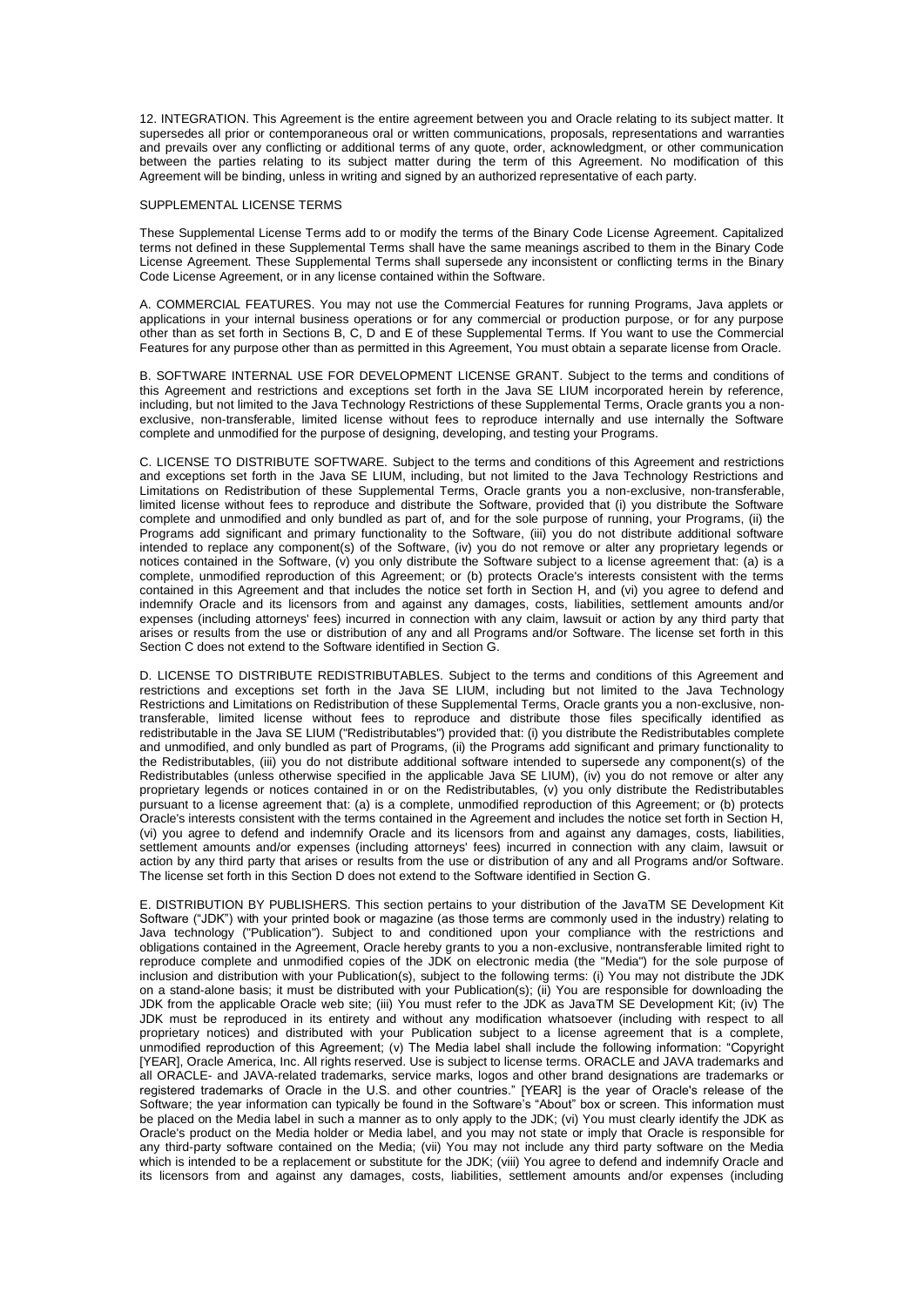12. INTEGRATION. This Agreement is the entire agreement between you and Oracle relating to its subject matter. It supersedes all prior or contemporaneous oral or written communications, proposals, representations and warranties and prevails over any conflicting or additional terms of any quote, order, acknowledgment, or other communication between the parties relating to its subject matter during the term of this Agreement. No modification of this Agreement will be binding, unless in writing and signed by an authorized representative of each party.

SUPPLEMENTAL LICENSE TERMS

These Supplemental License Terms add to or modify the terms of the Binary Code License Agreement. Capitalized terms not defined in these Supplemental Terms shall have the same meanings ascribed to them in the Binary Code License Agreement. These Supplemental Terms shall supersede any inconsistent or conflicting terms in the Binary Code License Agreement, or in any license contained within the Software.

A. COMMERCIAL FEATURES. You may not use the Commercial Features for running Programs, Java applets or applications in your internal business operations or for any commercial or production purpose, or for any purpose other than as set forth in Sections B, C, D and E of these Supplemental Terms. If You want to use the Commercial Features for any purpose other than as permitted in this Agreement, You must obtain a separate license from Oracle.

B. SOFTWARE INTERNAL USE FOR DEVELOPMENT LICENSE GRANT. Subject to the terms and conditions of this Agreement and restrictions and exceptions set forth in the Java SE LIUM incorporated herein by reference, including, but not limited to the Java Technology Restrictions of these Supplemental Terms, Oracle grants you a non-exclusive, non-transferable, limited license without fees to reproduce internally and use internally the Software complete and unmodified for the purpose of designing, developing, and testing your Programs.

C. LICENSE TO DISTRIBUTE SOFTWARE. Subject to the terms and conditions of this Agreement and restrictions and exceptions set forth in the Java SE LIUM, including, but not limited to the Java Technology Restrictions and Limitations on Redistribution of these Supplemental Terms, Oracle grants you a non-exclusive, non-transferable, limited license without fees to reproduce and distribute the Software, provided that (i) you distribute the Software complete and unmodified and only bundled as part of, and for the sole purpose of running, your Programs, (ii) the Programs add significant and primary functionality to the Software, (iii) you do not distribute additional software intended to replace any component(s) of the Software, (iv) you do not remove or alter any proprietary legends or notices contained in the Software, (v) you only distribute the Software subject to a license agreement that: (a) is a complete, unmodified reproduction of this Agreement; or (b) protects Oracle's interests consistent with the terms contained in this Agreement and that includes the notice set forth in Section H, and (vi) you agree to defend and indemnify Oracle and its licensors from and against any damages, costs, liabilities, settlement amounts and/or expenses (including attorneys' fees) incurred in connection with any claim, lawsuit or action by any third party that arises or results from the use or distribution of any and all Programs and/or Software. The license set forth in this Section C does not extend to the Software identified in Section G.

D. LICENSE TO DISTRIBUTE REDISTRIBUTABLES. Subject to the terms and conditions of this Agreement and restrictions and exceptions set forth in the Java SE LIUM, including but not limited to the Java Technology Restrictions and Limitations on Redistribution of these Supplemental Terms, Oracle grants you a non-exclusive, non-transferable, limited license without fees to reproduce and distribute those files specifically identified as redistributable in the Java SE LIUM ("Redistributables") provided that: (i) you distribute the Redistributables complete and unmodified, and only bundled as part of Programs, (ii) the Programs add significant and primary functionality to the Redistributables, (iii) you do not distribute additional software intended to supersede any component(s) of the Redistributables (unless otherwise specified in the applicable Java SE LIUM), (iv) you do not remove or alter any proprietary legends or notices contained in or on the Redistributables, (v) you only distribute the Redistributables pursuant to a license agreement that: (a) is a complete, unmodified reproduction of this Agreement; or (b) protects Oracle's interests consistent with the terms contained in the Agreement and includes the notice set forth in Section H, (vi) you agree to defend and indemnify Oracle and its licensors from and against any damages, costs, liabilities, settlement amounts and/or expenses (including attorneys' fees) incurred in connection with any claim, lawsuit or action by any third party that arises or results from the use or distribution of any and all Programs and/or Software. The license set forth in this Section D does not extend to the Software identified in Section G.

E. DISTRIBUTION BY PUBLISHERS. This section pertains to your distribution of the JavaTM SE Development Kit Software ("JDK") with your printed book or magazine (as those terms are commonly used in the industry) relating to Java technology ("Publication"). Subject to and conditioned upon your compliance with the restrictions and obligations contained in the Agreement, Oracle hereby grants to you a non-exclusive, nontransferable limited right to reproduce complete and unmodified copies of the JDK on electronic media (the "Media") for the sole purpose of inclusion and distribution with your Publication(s), subject to the following terms: (i) You may not distribute the JDK on a stand-alone basis; it must be distributed with your Publication(s); (ii) You are responsible for downloading the JDK from the applicable Oracle web site; (iii) You must refer to the JDK as JavaTM SE Development Kit; (iv) The JDK must be reproduced in its entirety and without any modification whatsoever (including with respect to all proprietary notices) and distributed with your Publication subject to a license agreement that is a complete, unmodified reproduction of this Agreement; (v) The Media label shall include the following information: "Copyright [YEAR], Oracle America, Inc. All rights reserved. Use is subject to license terms. ORACLE and JAVA trademarks and all ORACLE- and JAVA-related trademarks, service marks, logos and other brand designations are trademarks or registered trademarks of Oracle in the U.S. and other countries." [YEAR] is the year of Oracle's release of the Software; the year information can typically be found in the Software's "About" box or screen. This information must be placed on the Media label in such a manner as to only apply to the JDK; (vi) You must clearly identify the JDK as Oracle's product on the Media holder or Media label, and you may not state or imply that Oracle is responsible for any third-party software contained on the Media; (vii) You may not include any third party software on the Media which is intended to be a replacement or substitute for the JDK; (viii) You agree to defend and indemnify Oracle and its licensors from and against any damages, costs, liabilities, settlement amounts and/or expenses (including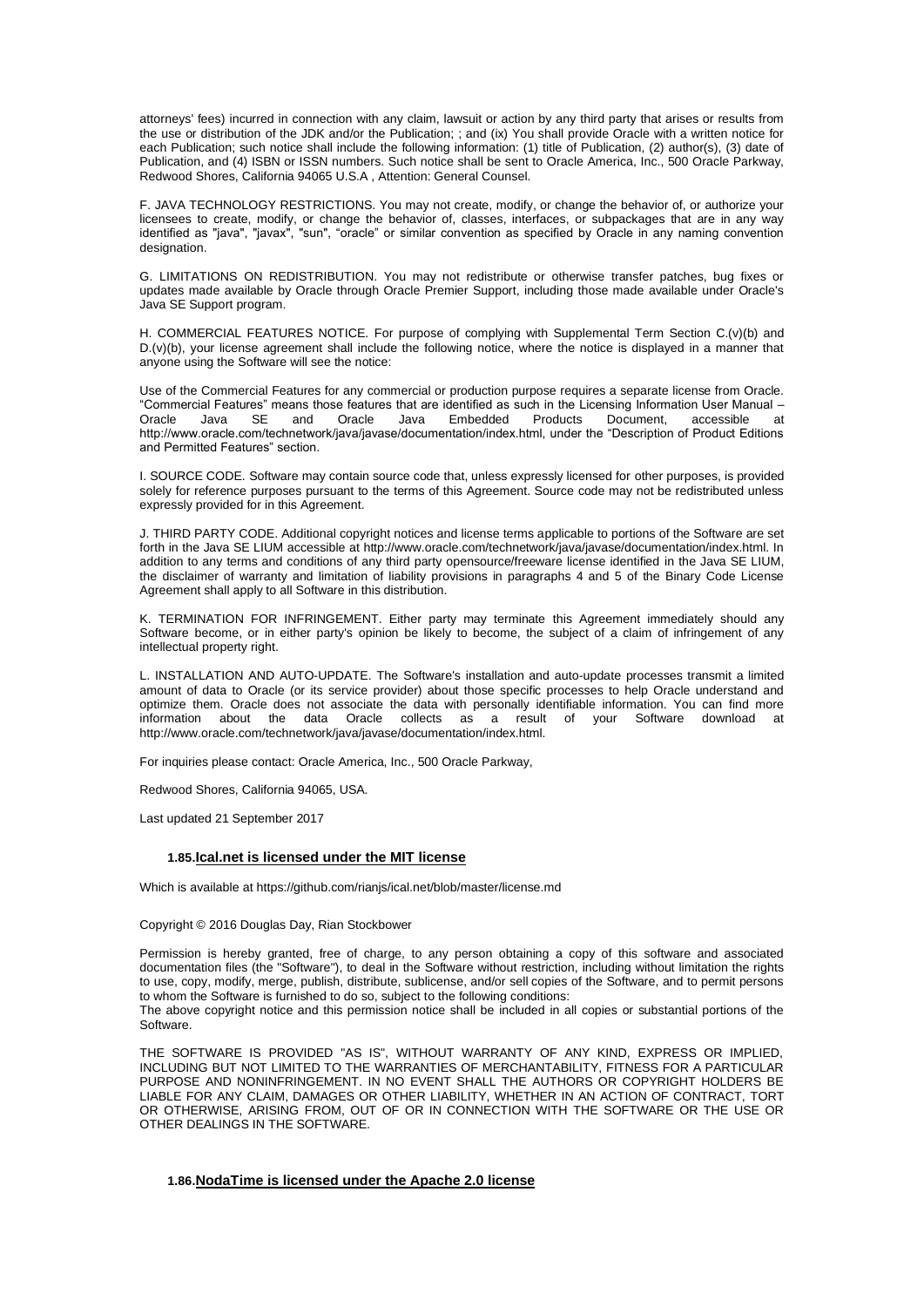attorneys' fees) incurred in connection with any claim, lawsuit or action by any third party that arises or results from the use or distribution of the JDK and/or the Publication; ; and (ix) You shall provide Oracle with a written notice for each Publication; such notice shall include the following information: (1) title of Publication, (2) author(s), (3) date of Publication, and (4) ISBN or ISSN numbers. Such notice shall be sent to Oracle America, Inc., 500 Oracle Parkway, Redwood Shores, California 94065 U.S.A , Attention: General Counsel.

F. JAVA TECHNOLOGY RESTRICTIONS. You may not create, modify, or change the behavior of, or authorize your licensees to create, modify, or change the behavior of, classes, interfaces, or subpackages that are in any way identified as "java", "javax", "sun", “oracle” or similar convention as specified by Oracle in any naming convention designation.

G. LIMITATIONS ON REDISTRIBUTION. You may not redistribute or otherwise transfer patches, bug fixes or updates made available by Oracle through Oracle Premier Support, including those made available under Oracle's Java SE Support program.

H. COMMERCIAL FEATURES NOTICE. For purpose of complying with Supplemental Term Section C.(v)(b) and D.(v)(b), your license agreement shall include the following notice, where the notice is displayed in a manner that anyone using the Software will see the notice:

Use of the Commercial Features for any commercial or production purpose requires a separate license from Oracle. “Commercial Features” means those features that are identified as such in the Licensing Information User Manual – Oracle Java SE and Oracle Java Embedded Products Document, accessible at http://www.oracle.com/technetwork/java/javase/documentation/index.html, under the “Description of Product Editions and Permitted Features” section.

I. SOURCE CODE. Software may contain source code that, unless expressly licensed for other purposes, is provided solely for reference purposes pursuant to the terms of this Agreement. Source code may not be redistributed unless expressly provided for in this Agreement.

J. THIRD PARTY CODE. Additional copyright notices and license terms applicable to portions of the Software are set forth in the Java SE LIUM accessible at http://www.oracle.com/technetwork/java/javase/documentation/index.html. In addition to any terms and conditions of any third party opensource/freeware license identified in the Java SE LIUM, the disclaimer of warranty and limitation of liability provisions in paragraphs 4 and 5 of the Binary Code License Agreement shall apply to all Software in this distribution.

K. TERMINATION FOR INFRINGEMENT. Either party may terminate this Agreement immediately should any Software become, or in either party's opinion be likely to become, the subject of a claim of infringement of any intellectual property right.

L. INSTALLATION AND AUTO-UPDATE. The Software's installation and auto-update processes transmit a limited amount of data to Oracle (or its service provider) about those specific processes to help Oracle understand and optimize them. Oracle does not associate the data with personally identifiable information. You can find more information about the data Oracle collects as a result of your Software download at http://www.oracle.com/technetwork/java/javase/documentation/index.html.

For inquiries please contact: Oracle America, Inc., 500 Oracle Parkway,

Redwood Shores, California 94065, USA.

Last updated 21 September 2017

### 1.85. Ical.net is licensed under the MIT license

Which is available at https://github.com/rianjs/ical.net/blob/master/license.md

Copyright © 2016 Douglas Day, Rian Stockbower

Permission is hereby granted, free of charge, to any person obtaining a copy of this software and associated documentation files (the "Software"), to deal in the Software without restriction, including without limitation the rights to use, copy, modify, merge, publish, distribute, sublicense, and/or sell copies of the Software, and to permit persons to whom the Software is furnished to do so, subject to the following conditions:
The above copyright notice and this permission notice shall be included in all copies or substantial portions of the Software.

THE SOFTWARE IS PROVIDED "AS IS", WITHOUT WARRANTY OF ANY KIND, EXPRESS OR IMPLIED, INCLUDING BUT NOT LIMITED TO THE WARRANTIES OF MERCHANTABILITY, FITNESS FOR A PARTICULAR PURPOSE AND NONINFRINGEMENT. IN NO EVENT SHALL THE AUTHORS OR COPYRIGHT HOLDERS BE LIABLE FOR ANY CLAIM, DAMAGES OR OTHER LIABILITY, WHETHER IN AN ACTION OF CONTRACT, TORT OR OTHERWISE, ARISING FROM, OUT OF OR IN CONNECTION WITH THE SOFTWARE OR THE USE OR OTHER DEALINGS IN THE SOFTWARE.

### 1.86. NodaTime is licensed under the Apache 2.0 license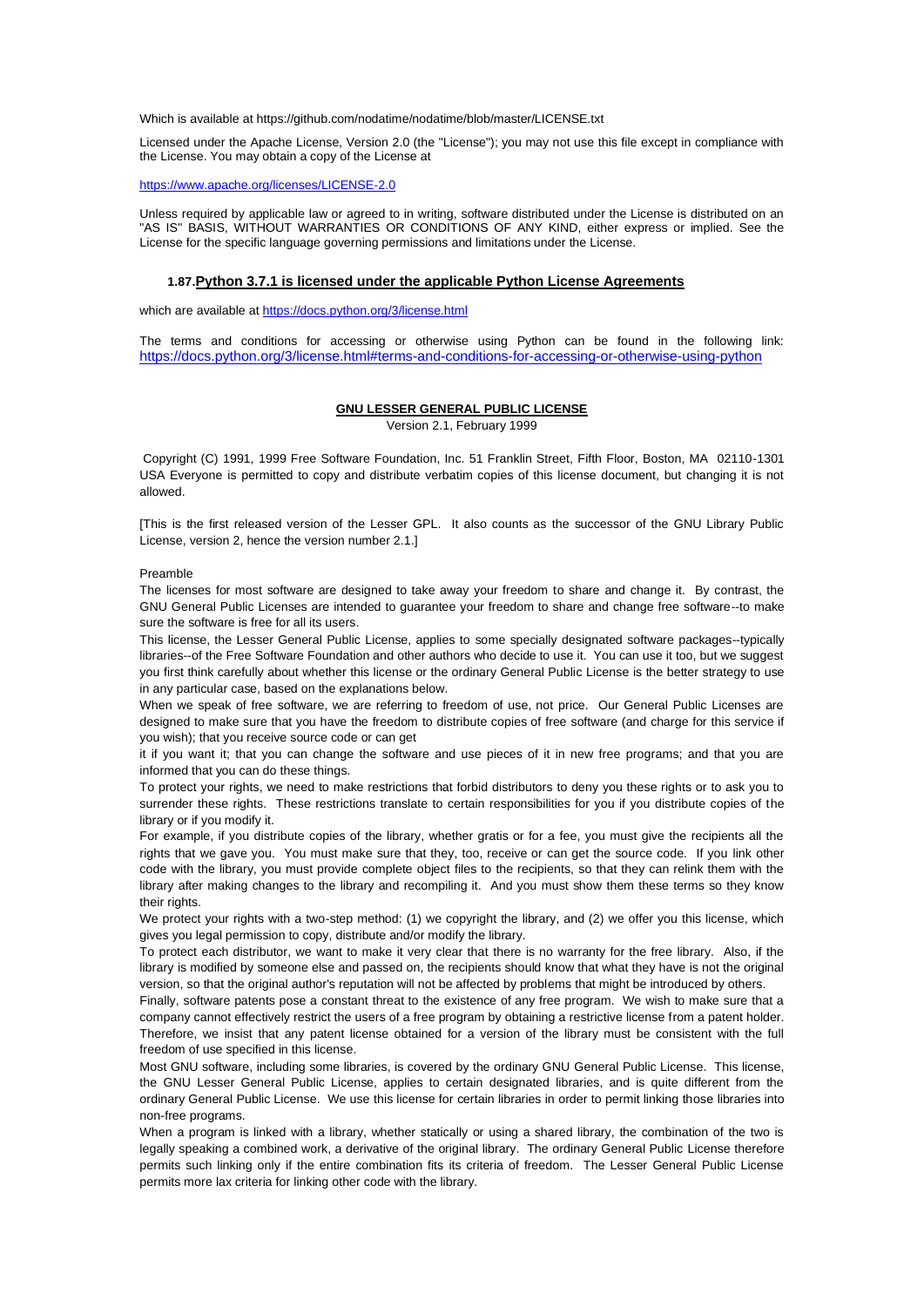Which is available at https://github.com/nodatime/nodatime/blob/master/LICENSE.txt

Licensed under the Apache License, Version 2.0 (the "License"); you may not use this file except in compliance with the License. You may obtain a copy of the License at

https://www.apache.org/licenses/LICENSE-2.0

Unless required by applicable law or agreed to in writing, software distributed under the License is distributed on an "AS IS" BASIS, WITHOUT WARRANTIES OR CONDITIONS OF ANY KIND, either express or implied. See the License for the specific language governing permissions and limitations under the License.

### 1.87. Python 3.7.1 is licensed under the applicable Python License Agreements

which are available at https://docs.python.org/3/license.html

The terms and conditions for accessing or otherwise using Python can be found in the following link: https://docs.python.org/3/license.html#terms-and-conditions-for-accessing-or-otherwise-using-python

**GNU LESSER GENERAL PUBLIC LICENSE**

Version 2.1, February 1999

Copyright (C) 1991, 1999 Free Software Foundation, Inc. 51 Franklin Street, Fifth Floor, Boston, MA 02110-1301 USA Everyone is permitted to copy and distribute verbatim copies of this license document, but changing it is not allowed.

[This is the first released version of the Lesser GPL. It also counts as the successor of the GNU Library Public License, version 2, hence the version number 2.1.]

Preamble

The licenses for most software are designed to take away your freedom to share and change it. By contrast, the GNU General Public Licenses are intended to guarantee your freedom to share and change free software--to make sure the software is free for all its users.

This license, the Lesser General Public License, applies to some specially designated software packages--typically libraries--of the Free Software Foundation and other authors who decide to use it. You can use it too, but we suggest you first think carefully about whether this license or the ordinary General Public License is the better strategy to use in any particular case, based on the explanations below.

When we speak of free software, we are referring to freedom of use, not price. Our General Public Licenses are designed to make sure that you have the freedom to distribute copies of free software (and charge for this service if you wish); that you receive source code or can get it if you want it; that you can change the software and use pieces of it in new free programs; and that you are informed that you can do these things.

To protect your rights, we need to make restrictions that forbid distributors to deny you these rights or to ask you to surrender these rights. These restrictions translate to certain responsibilities for you if you distribute copies of the library or if you modify it.

For example, if you distribute copies of the library, whether gratis or for a fee, you must give the recipients all the rights that we gave you. You must make sure that they, too, receive or can get the source code. If you link other code with the library, you must provide complete object files to the recipients, so that they can relink them with the library after making changes to the library and recompiling it. And you must show them these terms so they know their rights.

We protect your rights with a two-step method: (1) we copyright the library, and (2) we offer you this license, which gives you legal permission to copy, distribute and/or modify the library.

To protect each distributor, we want to make it very clear that there is no warranty for the free library. Also, if the library is modified by someone else and passed on, the recipients should know that what they have is not the original version, so that the original author's reputation will not be affected by problems that might be introduced by others.

Finally, software patents pose a constant threat to the existence of any free program. We wish to make sure that a company cannot effectively restrict the users of a free program by obtaining a restrictive license from a patent holder. Therefore, we insist that any patent license obtained for a version of the library must be consistent with the full freedom of use specified in this license.

Most GNU software, including some libraries, is covered by the ordinary GNU General Public License. This license, the GNU Lesser General Public License, applies to certain designated libraries, and is quite different from the ordinary General Public License. We use this license for certain libraries in order to permit linking those libraries into non-free programs.

When a program is linked with a library, whether statically or using a shared library, the combination of the two is legally speaking a combined work, a derivative of the original library. The ordinary General Public License therefore permits such linking only if the entire combination fits its criteria of freedom. The Lesser General Public License permits more lax criteria for linking other code with the library.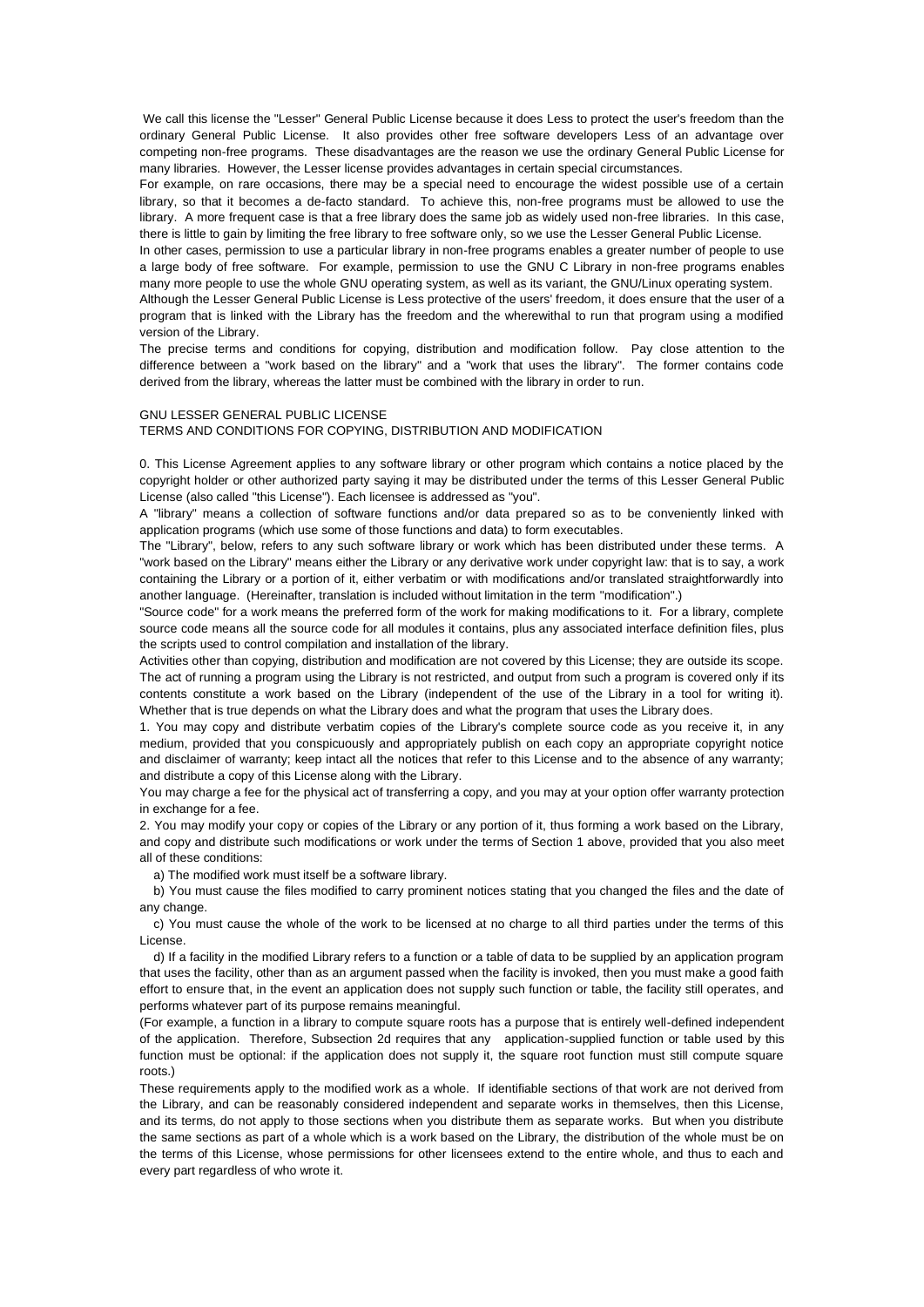We call this license the "Lesser" General Public License because it does Less to protect the user's freedom than the ordinary General Public License. It also provides other free software developers Less of an advantage over competing non-free programs. These disadvantages are the reason we use the ordinary General Public License for many libraries. However, the Lesser license provides advantages in certain special circumstances.

For example, on rare occasions, there may be a special need to encourage the widest possible use of a certain library, so that it becomes a de-facto standard. To achieve this, non-free programs must be allowed to use the library. A more frequent case is that a free library does the same job as widely used non-free libraries. In this case, there is little to gain by limiting the free library to free software only, so we use the Lesser General Public License.

In other cases, permission to use a particular library in non-free programs enables a greater number of people to use a large body of free software. For example, permission to use the GNU C Library in non-free programs enables many more people to use the whole GNU operating system, as well as its variant, the GNU/Linux operating system.

Although the Lesser General Public License is Less protective of the users' freedom, it does ensure that the user of a program that is linked with the Library has the freedom and the wherewithal to run that program using a modified version of the Library.

The precise terms and conditions for copying, distribution and modification follow. Pay close attention to the difference between a "work based on the library" and a "work that uses the library". The former contains code derived from the library, whereas the latter must be combined with the library in order to run.

GNU LESSER GENERAL PUBLIC LICENSE
TERMS AND CONDITIONS FOR COPYING, DISTRIBUTION AND MODIFICATION

0. This License Agreement applies to any software library or other program which contains a notice placed by the copyright holder or other authorized party saying it may be distributed under the terms of this Lesser General Public License (also called "this License"). Each licensee is addressed as "you".

A "library" means a collection of software functions and/or data prepared so as to be conveniently linked with application programs (which use some of those functions and data) to form executables.

The "Library", below, refers to any such software library or work which has been distributed under these terms. A "work based on the Library" means either the Library or any derivative work under copyright law: that is to say, a work containing the Library or a portion of it, either verbatim or with modifications and/or translated straightforwardly into another language. (Hereinafter, translation is included without limitation in the term "modification".)

"Source code" for a work means the preferred form of the work for making modifications to it. For a library, complete source code means all the source code for all modules it contains, plus any associated interface definition files, plus the scripts used to control compilation and installation of the library.

Activities other than copying, distribution and modification are not covered by this License; they are outside its scope. The act of running a program using the Library is not restricted, and output from such a program is covered only if its contents constitute a work based on the Library (independent of the use of the Library in a tool for writing it). Whether that is true depends on what the Library does and what the program that uses the Library does.

1. You may copy and distribute verbatim copies of the Library's complete source code as you receive it, in any medium, provided that you conspicuously and appropriately publish on each copy an appropriate copyright notice and disclaimer of warranty; keep intact all the notices that refer to this License and to the absence of any warranty; and distribute a copy of this License along with the Library.

You may charge a fee for the physical act of transferring a copy, and you may at your option offer warranty protection in exchange for a fee.

2. You may modify your copy or copies of the Library or any portion of it, thus forming a work based on the Library, and copy and distribute such modifications or work under the terms of Section 1 above, provided that you also meet all of these conditions:

a) The modified work must itself be a software library.

b) You must cause the files modified to carry prominent notices stating that you changed the files and the date of any change.

c) You must cause the whole of the work to be licensed at no charge to all third parties under the terms of this License.

d) If a facility in the modified Library refers to a function or a table of data to be supplied by an application program that uses the facility, other than as an argument passed when the facility is invoked, then you must make a good faith effort to ensure that, in the event an application does not supply such function or table, the facility still operates, and performs whatever part of its purpose remains meaningful.

(For example, a function in a library to compute square roots has a purpose that is entirely well-defined independent of the application. Therefore, Subsection 2d requires that any application-supplied function or table used by this function must be optional: if the application does not supply it, the square root function must still compute square roots.)

These requirements apply to the modified work as a whole. If identifiable sections of that work are not derived from the Library, and can be reasonably considered independent and separate works in themselves, then this License, and its terms, do not apply to those sections when you distribute them as separate works. But when you distribute the same sections as part of a whole which is a work based on the Library, the distribution of the whole must be on the terms of this License, whose permissions for other licensees extend to the entire whole, and thus to each and every part regardless of who wrote it.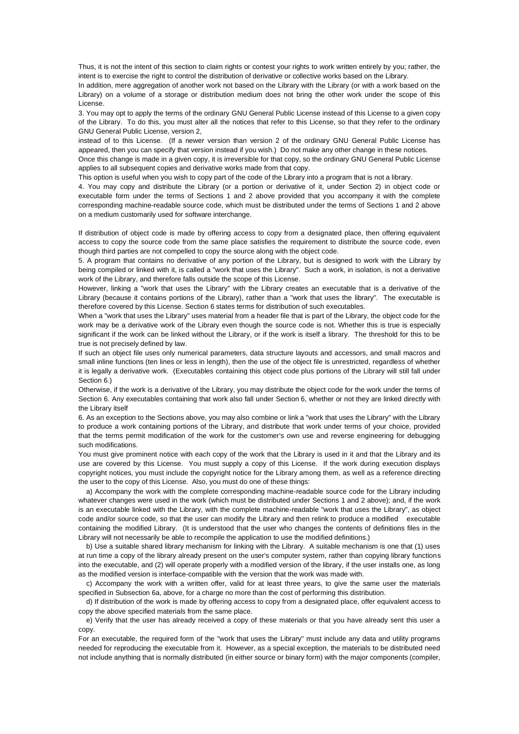Thus, it is not the intent of this section to claim rights or contest your rights to work written entirely by you; rather, the intent is to exercise the right to control the distribution of derivative or collective works based on the Library.

In addition, mere aggregation of another work not based on the Library with the Library (or with a work based on the Library) on a volume of a storage or distribution medium does not bring the other work under the scope of this License.

3. You may opt to apply the terms of the ordinary GNU General Public License instead of this License to a given copy of the Library. To do this, you must alter all the notices that refer to this License, so that they refer to the ordinary GNU General Public License, version 2,

instead of to this License. (If a newer version than version 2 of the ordinary GNU General Public License has appeared, then you can specify that version instead if you wish.) Do not make any other change in these notices.

Once this change is made in a given copy, it is irreversible for that copy, so the ordinary GNU General Public License applies to all subsequent copies and derivative works made from that copy.

This option is useful when you wish to copy part of the code of the Library into a program that is not a library.

4. You may copy and distribute the Library (or a portion or derivative of it, under Section 2) in object code or executable form under the terms of Sections 1 and 2 above provided that you accompany it with the complete corresponding machine-readable source code, which must be distributed under the terms of Sections 1 and 2 above on a medium customarily used for software interchange.

If distribution of object code is made by offering access to copy from a designated place, then offering equivalent access to copy the source code from the same place satisfies the requirement to distribute the source code, even though third parties are not compelled to copy the source along with the object code.

5. A program that contains no derivative of any portion of the Library, but is designed to work with the Library by being compiled or linked with it, is called a "work that uses the Library". Such a work, in isolation, is not a derivative work of the Library, and therefore falls outside the scope of this License.

However, linking a "work that uses the Library" with the Library creates an executable that is a derivative of the Library (because it contains portions of the Library), rather than a "work that uses the library". The executable is therefore covered by this License. Section 6 states terms for distribution of such executables.

When a "work that uses the Library" uses material from a header file that is part of the Library, the object code for the work may be a derivative work of the Library even though the source code is not. Whether this is true is especially significant if the work can be linked without the Library, or if the work is itself a library. The threshold for this to be true is not precisely defined by law.

If such an object file uses only numerical parameters, data structure layouts and accessors, and small macros and small inline functions (ten lines or less in length), then the use of the object file is unrestricted, regardless of whether it is legally a derivative work. (Executables containing this object code plus portions of the Library will still fall under Section 6.)

Otherwise, if the work is a derivative of the Library, you may distribute the object code for the work under the terms of Section 6. Any executables containing that work also fall under Section 6, whether or not they are linked directly with the Library itself

6. As an exception to the Sections above, you may also combine or link a "work that uses the Library" with the Library to produce a work containing portions of the Library, and distribute that work under terms of your choice, provided that the terms permit modification of the work for the customer's own use and reverse engineering for debugging such modifications.

You must give prominent notice with each copy of the work that the Library is used in it and that the Library and its use are covered by this License. You must supply a copy of this License. If the work during execution displays copyright notices, you must include the copyright notice for the Library among them, as well as a reference directing the user to the copy of this License. Also, you must do one of these things:

a) Accompany the work with the complete corresponding machine-readable source code for the Library including whatever changes were used in the work (which must be distributed under Sections 1 and 2 above); and, if the work is an executable linked with the Library, with the complete machine-readable "work that uses the Library", as object code and/or source code, so that the user can modify the Library and then relink to produce a modified executable containing the modified Library. (It is understood that the user who changes the contents of definitions files in the Library will not necessarily be able to recompile the application to use the modified definitions.)

b) Use a suitable shared library mechanism for linking with the Library. A suitable mechanism is one that (1) uses at run time a copy of the library already present on the user's computer system, rather than copying library functions into the executable, and (2) will operate properly with a modified version of the library, if the user installs one, as long as the modified version is interface-compatible with the version that the work was made with.

c) Accompany the work with a written offer, valid for at least three years, to give the same user the materials specified in Subsection 6a, above, for a charge no more than the cost of performing this distribution.

d) If distribution of the work is made by offering access to copy from a designated place, offer equivalent access to copy the above specified materials from the same place.

e) Verify that the user has already received a copy of these materials or that you have already sent this user a copy.

For an executable, the required form of the "work that uses the Library" must include any data and utility programs needed for reproducing the executable from it. However, as a special exception, the materials to be distributed need not include anything that is normally distributed (in either source or binary form) with the major components (compiler,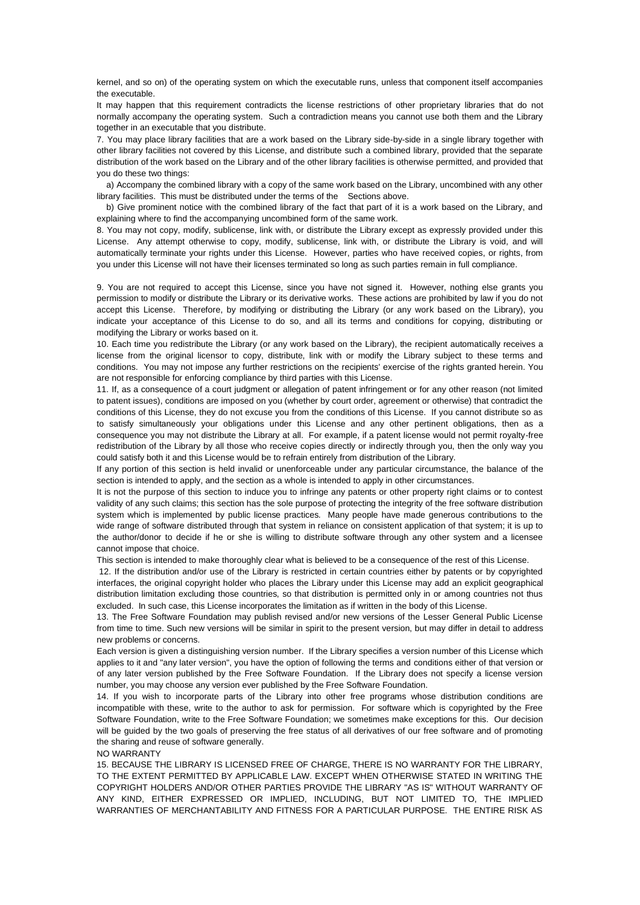kernel, and so on) of the operating system on which the executable runs, unless that component itself accompanies the executable.

It may happen that this requirement contradicts the license restrictions of other proprietary libraries that do not normally accompany the operating system. Such a contradiction means you cannot use both them and the Library together in an executable that you distribute.

7. You may place library facilities that are a work based on the Library side-by-side in a single library together with other library facilities not covered by this License, and distribute such a combined library, provided that the separate distribution of the work based on the Library and of the other library facilities is otherwise permitted, and provided that you do these two things:

a) Accompany the combined library with a copy of the same work based on the Library, uncombined with any other library facilities. This must be distributed under the terms of the Sections above.

b) Give prominent notice with the combined library of the fact that part of it is a work based on the Library, and explaining where to find the accompanying uncombined form of the same work.

8. You may not copy, modify, sublicense, link with, or distribute the Library except as expressly provided under this License. Any attempt otherwise to copy, modify, sublicense, link with, or distribute the Library is void, and will automatically terminate your rights under this License. However, parties who have received copies, or rights, from you under this License will not have their licenses terminated so long as such parties remain in full compliance.

9. You are not required to accept this License, since you have not signed it. However, nothing else grants you permission to modify or distribute the Library or its derivative works. These actions are prohibited by law if you do not accept this License. Therefore, by modifying or distributing the Library (or any work based on the Library), you indicate your acceptance of this License to do so, and all its terms and conditions for copying, distributing or modifying the Library or works based on it.

10. Each time you redistribute the Library (or any work based on the Library), the recipient automatically receives a license from the original licensor to copy, distribute, link with or modify the Library subject to these terms and conditions. You may not impose any further restrictions on the recipients' exercise of the rights granted herein. You are not responsible for enforcing compliance by third parties with this License.

11. If, as a consequence of a court judgment or allegation of patent infringement or for any other reason (not limited to patent issues), conditions are imposed on you (whether by court order, agreement or otherwise) that contradict the conditions of this License, they do not excuse you from the conditions of this License. If you cannot distribute so as to satisfy simultaneously your obligations under this License and any other pertinent obligations, then as a consequence you may not distribute the Library at all. For example, if a patent license would not permit royalty-free redistribution of the Library by all those who receive copies directly or indirectly through you, then the only way you could satisfy both it and this License would be to refrain entirely from distribution of the Library.

If any portion of this section is held invalid or unenforceable under any particular circumstance, the balance of the section is intended to apply, and the section as a whole is intended to apply in other circumstances.

It is not the purpose of this section to induce you to infringe any patents or other property right claims or to contest validity of any such claims; this section has the sole purpose of protecting the integrity of the free software distribution system which is implemented by public license practices. Many people have made generous contributions to the wide range of software distributed through that system in reliance on consistent application of that system; it is up to the author/donor to decide if he or she is willing to distribute software through any other system and a licensee cannot impose that choice.

This section is intended to make thoroughly clear what is believed to be a consequence of the rest of this License.

12. If the distribution and/or use of the Library is restricted in certain countries either by patents or by copyrighted interfaces, the original copyright holder who places the Library under this License may add an explicit geographical distribution limitation excluding those countries, so that distribution is permitted only in or among countries not thus excluded. In such case, this License incorporates the limitation as if written in the body of this License.

13. The Free Software Foundation may publish revised and/or new versions of the Lesser General Public License from time to time. Such new versions will be similar in spirit to the present version, but may differ in detail to address new problems or concerns.

Each version is given a distinguishing version number. If the Library specifies a version number of this License which applies to it and "any later version", you have the option of following the terms and conditions either of that version or of any later version published by the Free Software Foundation. If the Library does not specify a license version number, you may choose any version ever published by the Free Software Foundation.

14. If you wish to incorporate parts of the Library into other free programs whose distribution conditions are incompatible with these, write to the author to ask for permission. For software which is copyrighted by the Free Software Foundation, write to the Free Software Foundation; we sometimes make exceptions for this. Our decision will be guided by the two goals of preserving the free status of all derivatives of our free software and of promoting the sharing and reuse of software generally.

NO WARRANTY

15. BECAUSE THE LIBRARY IS LICENSED FREE OF CHARGE, THERE IS NO WARRANTY FOR THE LIBRARY, TO THE EXTENT PERMITTED BY APPLICABLE LAW. EXCEPT WHEN OTHERWISE STATED IN WRITING THE COPYRIGHT HOLDERS AND/OR OTHER PARTIES PROVIDE THE LIBRARY "AS IS" WITHOUT WARRANTY OF ANY KIND, EITHER EXPRESSED OR IMPLIED, INCLUDING, BUT NOT LIMITED TO, THE IMPLIED WARRANTIES OF MERCHANTABILITY AND FITNESS FOR A PARTICULAR PURPOSE. THE ENTIRE RISK AS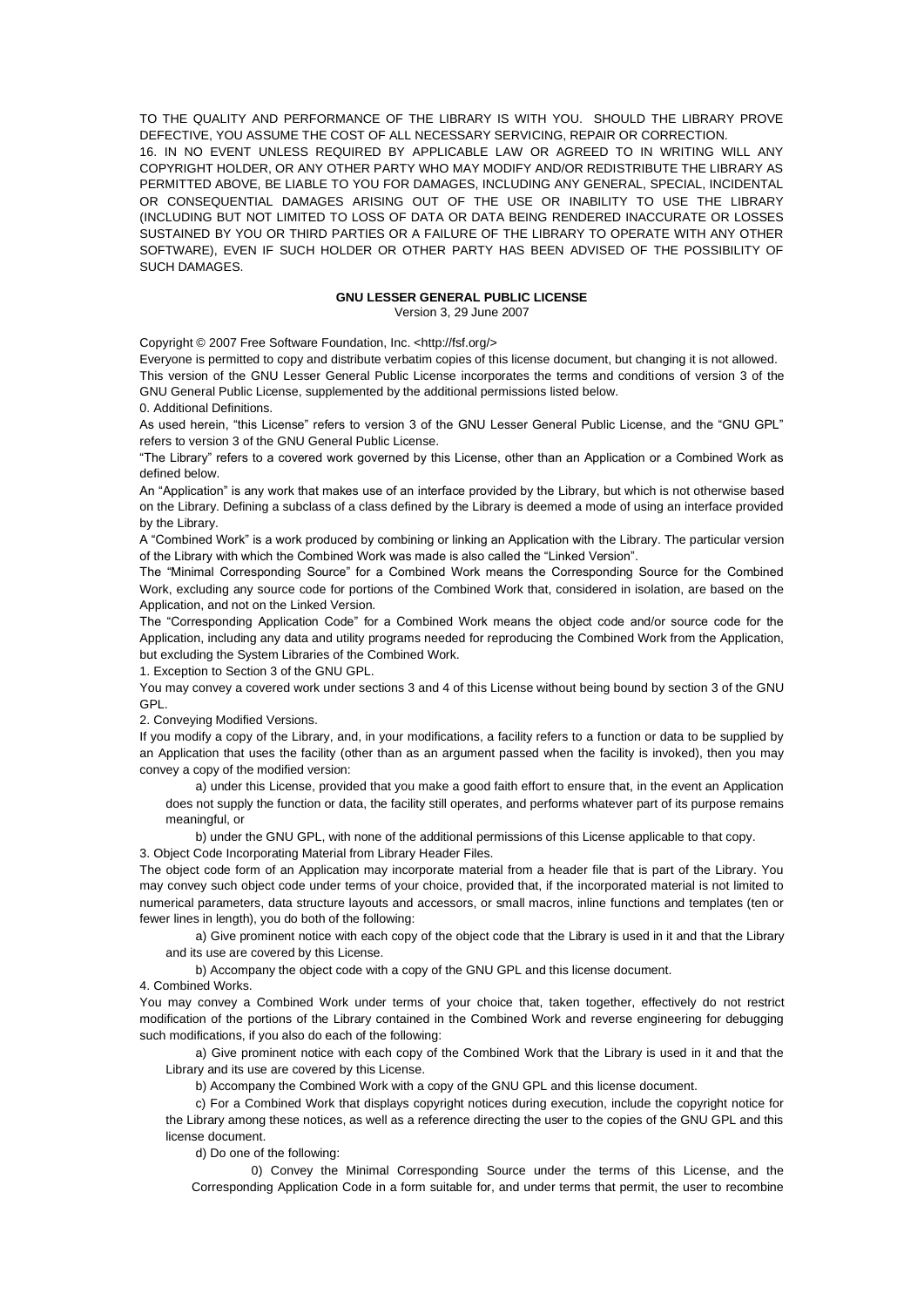TO THE QUALITY AND PERFORMANCE OF THE LIBRARY IS WITH YOU. SHOULD THE LIBRARY PROVE DEFECTIVE, YOU ASSUME THE COST OF ALL NECESSARY SERVICING, REPAIR OR CORRECTION.

16. IN NO EVENT UNLESS REQUIRED BY APPLICABLE LAW OR AGREED TO IN WRITING WILL ANY COPYRIGHT HOLDER, OR ANY OTHER PARTY WHO MAY MODIFY AND/OR REDISTRIBUTE THE LIBRARY AS PERMITTED ABOVE, BE LIABLE TO YOU FOR DAMAGES, INCLUDING ANY GENERAL, SPECIAL, INCIDENTAL OR CONSEQUENTIAL DAMAGES ARISING OUT OF THE USE OR INABILITY TO USE THE LIBRARY (INCLUDING BUT NOT LIMITED TO LOSS OF DATA OR DATA BEING RENDERED INACCURATE OR LOSSES SUSTAINED BY YOU OR THIRD PARTIES OR A FAILURE OF THE LIBRARY TO OPERATE WITH ANY OTHER SOFTWARE), EVEN IF SUCH HOLDER OR OTHER PARTY HAS BEEN ADVISED OF THE POSSIBILITY OF SUCH DAMAGES.

## GNU LESSER GENERAL PUBLIC LICENSE

Version 3, 29 June 2007

Copyright © 2007 Free Software Foundation, Inc. <http://fsf.org/>

Everyone is permitted to copy and distribute verbatim copies of this license document, but changing it is not allowed.

This version of the GNU Lesser General Public License incorporates the terms and conditions of version 3 of the GNU General Public License, supplemented by the additional permissions listed below.

0. Additional Definitions.

As used herein, "this License" refers to version 3 of the GNU Lesser General Public License, and the "GNU GPL" refers to version 3 of the GNU General Public License.

"The Library" refers to a covered work governed by this License, other than an Application or a Combined Work as defined below.

An "Application" is any work that makes use of an interface provided by the Library, but which is not otherwise based on the Library. Defining a subclass of a class defined by the Library is deemed a mode of using an interface provided by the Library.

A "Combined Work" is a work produced by combining or linking an Application with the Library. The particular version of the Library with which the Combined Work was made is also called the "Linked Version".

The "Minimal Corresponding Source" for a Combined Work means the Corresponding Source for the Combined Work, excluding any source code for portions of the Combined Work that, considered in isolation, are based on the Application, and not on the Linked Version.

The "Corresponding Application Code" for a Combined Work means the object code and/or source code for the Application, including any data and utility programs needed for reproducing the Combined Work from the Application, but excluding the System Libraries of the Combined Work.

1. Exception to Section 3 of the GNU GPL.

You may convey a covered work under sections 3 and 4 of this License without being bound by section 3 of the GNU GPL.

2. Conveying Modified Versions.

If you modify a copy of the Library, and, in your modifications, a facility refers to a function or data to be supplied by an Application that uses the facility (other than as an argument passed when the facility is invoked), then you may convey a copy of the modified version:

a) under this License, provided that you make a good faith effort to ensure that, in the event an Application does not supply the function or data, the facility still operates, and performs whatever part of its purpose remains meaningful, or

b) under the GNU GPL, with none of the additional permissions of this License applicable to that copy.

3. Object Code Incorporating Material from Library Header Files.

The object code form of an Application may incorporate material from a header file that is part of the Library. You may convey such object code under terms of your choice, provided that, if the incorporated material is not limited to numerical parameters, data structure layouts and accessors, or small macros, inline functions and templates (ten or fewer lines in length), you do both of the following:

a) Give prominent notice with each copy of the object code that the Library is used in it and that the Library and its use are covered by this License.

b) Accompany the object code with a copy of the GNU GPL and this license document.

4. Combined Works.

You may convey a Combined Work under terms of your choice that, taken together, effectively do not restrict modification of the portions of the Library contained in the Combined Work and reverse engineering for debugging such modifications, if you also do each of the following:

a) Give prominent notice with each copy of the Combined Work that the Library is used in it and that the Library and its use are covered by this License.

b) Accompany the Combined Work with a copy of the GNU GPL and this license document.

c) For a Combined Work that displays copyright notices during execution, include the copyright notice for the Library among these notices, as well as a reference directing the user to the copies of the GNU GPL and this license document.

d) Do one of the following:

0) Convey the Minimal Corresponding Source under the terms of this License, and the Corresponding Application Code in a form suitable for, and under terms that permit, the user to recombine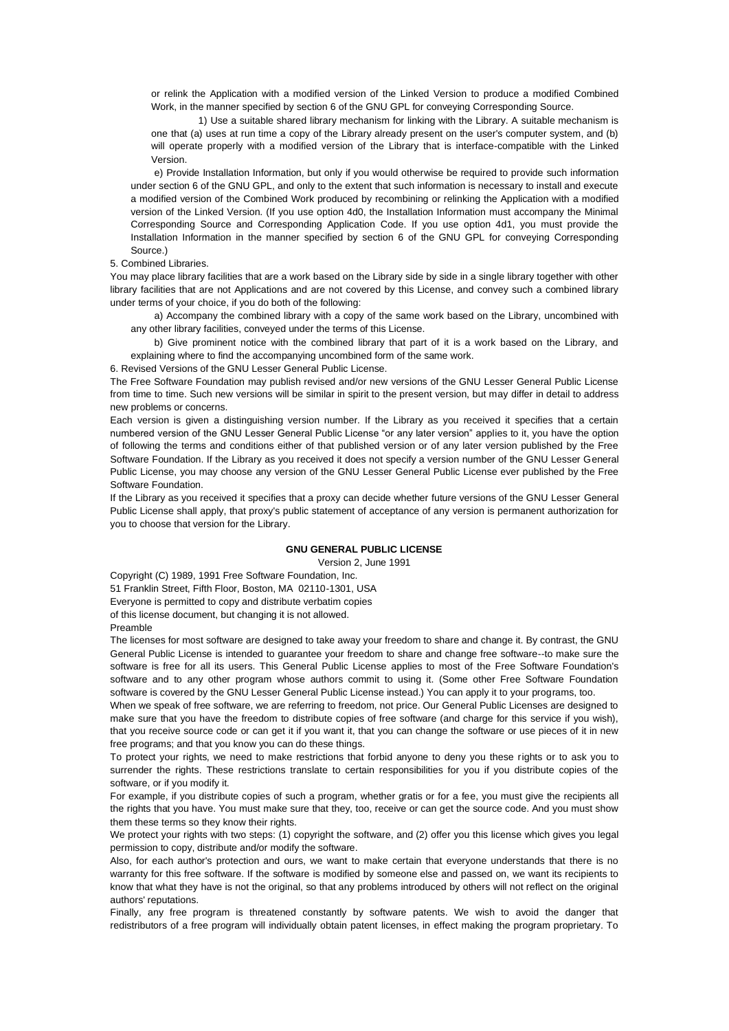or relink the Application with a modified version of the Linked Version to produce a modified Combined Work, in the manner specified by section 6 of the GNU GPL for conveying Corresponding Source.

1) Use a suitable shared library mechanism for linking with the Library. A suitable mechanism is one that (a) uses at run time a copy of the Library already present on the user's computer system, and (b) will operate properly with a modified version of the Library that is interface-compatible with the Linked Version.

e) Provide Installation Information, but only if you would otherwise be required to provide such information under section 6 of the GNU GPL, and only to the extent that such information is necessary to install and execute a modified version of the Combined Work produced by recombining or relinking the Application with a modified version of the Linked Version. (If you use option 4d0, the Installation Information must accompany the Minimal Corresponding Source and Corresponding Application Code. If you use option 4d1, you must provide the Installation Information in the manner specified by section 6 of the GNU GPL for conveying Corresponding Source.)

5. Combined Libraries.

You may place library facilities that are a work based on the Library side by side in a single library together with other library facilities that are not Applications and are not covered by this License, and convey such a combined library under terms of your choice, if you do both of the following:

a) Accompany the combined library with a copy of the same work based on the Library, uncombined with any other library facilities, conveyed under the terms of this License.

b) Give prominent notice with the combined library that part of it is a work based on the Library, and explaining where to find the accompanying uncombined form of the same work.

6. Revised Versions of the GNU Lesser General Public License.

The Free Software Foundation may publish revised and/or new versions of the GNU Lesser General Public License from time to time. Such new versions will be similar in spirit to the present version, but may differ in detail to address new problems or concerns.

Each version is given a distinguishing version number. If the Library as you received it specifies that a certain numbered version of the GNU Lesser General Public License "or any later version" applies to it, you have the option of following the terms and conditions either of that published version or of any later version published by the Free Software Foundation. If the Library as you received it does not specify a version number of the GNU Lesser General Public License, you may choose any version of the GNU Lesser General Public License ever published by the Free Software Foundation.

If the Library as you received it specifies that a proxy can decide whether future versions of the GNU Lesser General Public License shall apply, that proxy's public statement of acceptance of any version is permanent authorization for you to choose that version for the Library.

## GNU GENERAL PUBLIC LICENSE

Version 2, June 1991

Copyright (C) 1989, 1991 Free Software Foundation, Inc.
51 Franklin Street, Fifth Floor, Boston, MA 02110-1301, USA
Everyone is permitted to copy and distribute verbatim copies
of this license document, but changing it is not allowed.

Preamble

The licenses for most software are designed to take away your freedom to share and change it. By contrast, the GNU General Public License is intended to guarantee your freedom to share and change free software--to make sure the software is free for all its users. This General Public License applies to most of the Free Software Foundation's software and to any other program whose authors commit to using it. (Some other Free Software Foundation software is covered by the GNU Lesser General Public License instead.) You can apply it to your programs, too.

When we speak of free software, we are referring to freedom, not price. Our General Public Licenses are designed to make sure that you have the freedom to distribute copies of free software (and charge for this service if you wish), that you receive source code or can get it if you want it, that you can change the software or use pieces of it in new free programs; and that you know you can do these things.

To protect your rights, we need to make restrictions that forbid anyone to deny you these rights or to ask you to surrender the rights. These restrictions translate to certain responsibilities for you if you distribute copies of the software, or if you modify it.

For example, if you distribute copies of such a program, whether gratis or for a fee, you must give the recipients all the rights that you have. You must make sure that they, too, receive or can get the source code. And you must show them these terms so they know their rights.

We protect your rights with two steps: (1) copyright the software, and (2) offer you this license which gives you legal permission to copy, distribute and/or modify the software.

Also, for each author's protection and ours, we want to make certain that everyone understands that there is no warranty for this free software. If the software is modified by someone else and passed on, we want its recipients to know that what they have is not the original, so that any problems introduced by others will not reflect on the original authors' reputations.

Finally, any free program is threatened constantly by software patents. We wish to avoid the danger that redistributors of a free program will individually obtain patent licenses, in effect making the program proprietary. To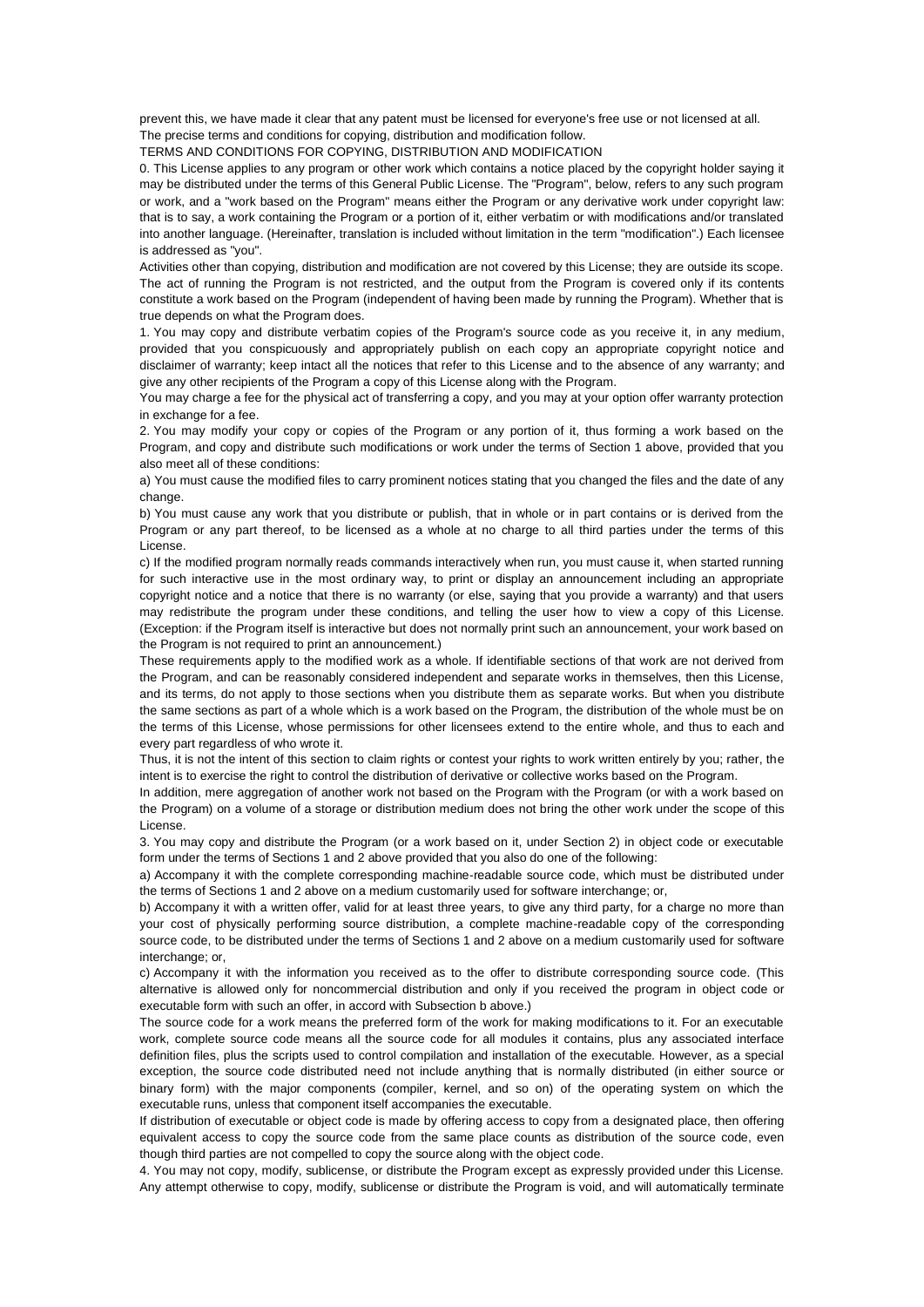prevent this, we have made it clear that any patent must be licensed for everyone's free use or not licensed at all.

The precise terms and conditions for copying, distribution and modification follow.

TERMS AND CONDITIONS FOR COPYING, DISTRIBUTION AND MODIFICATION

0. This License applies to any program or other work which contains a notice placed by the copyright holder saying it may be distributed under the terms of this General Public License. The "Program", below, refers to any such program or work, and a "work based on the Program" means either the Program or any derivative work under copyright law: that is to say, a work containing the Program or a portion of it, either verbatim or with modifications and/or translated into another language. (Hereinafter, translation is included without limitation in the term "modification".) Each licensee is addressed as "you".

Activities other than copying, distribution and modification are not covered by this License; they are outside its scope. The act of running the Program is not restricted, and the output from the Program is covered only if its contents constitute a work based on the Program (independent of having been made by running the Program). Whether that is true depends on what the Program does.

1. You may copy and distribute verbatim copies of the Program's source code as you receive it, in any medium, provided that you conspicuously and appropriately publish on each copy an appropriate copyright notice and disclaimer of warranty; keep intact all the notices that refer to this License and to the absence of any warranty; and give any other recipients of the Program a copy of this License along with the Program.

You may charge a fee for the physical act of transferring a copy, and you may at your option offer warranty protection in exchange for a fee.

2. You may modify your copy or copies of the Program or any portion of it, thus forming a work based on the Program, and copy and distribute such modifications or work under the terms of Section 1 above, provided that you also meet all of these conditions:

a) You must cause the modified files to carry prominent notices stating that you changed the files and the date of any change.

b) You must cause any work that you distribute or publish, that in whole or in part contains or is derived from the Program or any part thereof, to be licensed as a whole at no charge to all third parties under the terms of this License.

c) If the modified program normally reads commands interactively when run, you must cause it, when started running for such interactive use in the most ordinary way, to print or display an announcement including an appropriate copyright notice and a notice that there is no warranty (or else, saying that you provide a warranty) and that users may redistribute the program under these conditions, and telling the user how to view a copy of this License. (Exception: if the Program itself is interactive but does not normally print such an announcement, your work based on the Program is not required to print an announcement.)

These requirements apply to the modified work as a whole. If identifiable sections of that work are not derived from the Program, and can be reasonably considered independent and separate works in themselves, then this License, and its terms, do not apply to those sections when you distribute them as separate works. But when you distribute the same sections as part of a whole which is a work based on the Program, the distribution of the whole must be on the terms of this License, whose permissions for other licensees extend to the entire whole, and thus to each and every part regardless of who wrote it.

Thus, it is not the intent of this section to claim rights or contest your rights to work written entirely by you; rather, the intent is to exercise the right to control the distribution of derivative or collective works based on the Program.

In addition, mere aggregation of another work not based on the Program with the Program (or with a work based on the Program) on a volume of a storage or distribution medium does not bring the other work under the scope of this License.

3. You may copy and distribute the Program (or a work based on it, under Section 2) in object code or executable form under the terms of Sections 1 and 2 above provided that you also do one of the following:

a) Accompany it with the complete corresponding machine-readable source code, which must be distributed under the terms of Sections 1 and 2 above on a medium customarily used for software interchange; or,

b) Accompany it with a written offer, valid for at least three years, to give any third party, for a charge no more than your cost of physically performing source distribution, a complete machine-readable copy of the corresponding source code, to be distributed under the terms of Sections 1 and 2 above on a medium customarily used for software interchange; or,

c) Accompany it with the information you received as to the offer to distribute corresponding source code. (This alternative is allowed only for noncommercial distribution and only if you received the program in object code or executable form with such an offer, in accord with Subsection b above.)

The source code for a work means the preferred form of the work for making modifications to it. For an executable work, complete source code means all the source code for all modules it contains, plus any associated interface definition files, plus the scripts used to control compilation and installation of the executable. However, as a special exception, the source code distributed need not include anything that is normally distributed (in either source or binary form) with the major components (compiler, kernel, and so on) of the operating system on which the executable runs, unless that component itself accompanies the executable.

If distribution of executable or object code is made by offering access to copy from a designated place, then offering equivalent access to copy the source code from the same place counts as distribution of the source code, even though third parties are not compelled to copy the source along with the object code.

4. You may not copy, modify, sublicense, or distribute the Program except as expressly provided under this License. Any attempt otherwise to copy, modify, sublicense or distribute the Program is void, and will automatically terminate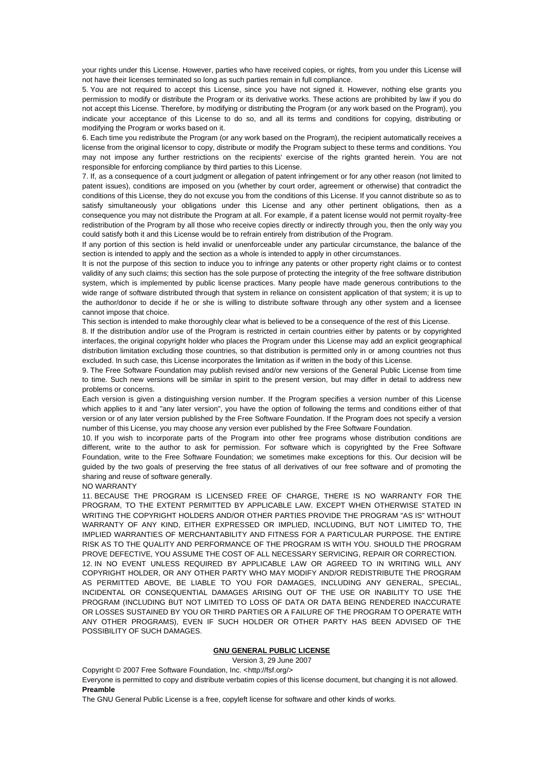your rights under this License. However, parties who have received copies, or rights, from you under this License will not have their licenses terminated so long as such parties remain in full compliance.

5. You are not required to accept this License, since you have not signed it. However, nothing else grants you permission to modify or distribute the Program or its derivative works. These actions are prohibited by law if you do not accept this License. Therefore, by modifying or distributing the Program (or any work based on the Program), you indicate your acceptance of this License to do so, and all its terms and conditions for copying, distributing or modifying the Program or works based on it.

6. Each time you redistribute the Program (or any work based on the Program), the recipient automatically receives a license from the original licensor to copy, distribute or modify the Program subject to these terms and conditions. You may not impose any further restrictions on the recipients' exercise of the rights granted herein. You are not responsible for enforcing compliance by third parties to this License.

7. If, as a consequence of a court judgment or allegation of patent infringement or for any other reason (not limited to patent issues), conditions are imposed on you (whether by court order, agreement or otherwise) that contradict the conditions of this License, they do not excuse you from the conditions of this License. If you cannot distribute so as to satisfy simultaneously your obligations under this License and any other pertinent obligations, then as a consequence you may not distribute the Program at all. For example, if a patent license would not permit royalty-free redistribution of the Program by all those who receive copies directly or indirectly through you, then the only way you could satisfy both it and this License would be to refrain entirely from distribution of the Program.

If any portion of this section is held invalid or unenforceable under any particular circumstance, the balance of the section is intended to apply and the section as a whole is intended to apply in other circumstances.

It is not the purpose of this section to induce you to infringe any patents or other property right claims or to contest validity of any such claims; this section has the sole purpose of protecting the integrity of the free software distribution system, which is implemented by public license practices. Many people have made generous contributions to the wide range of software distributed through that system in reliance on consistent application of that system; it is up to the author/donor to decide if he or she is willing to distribute software through any other system and a licensee cannot impose that choice.

This section is intended to make thoroughly clear what is believed to be a consequence of the rest of this License.

8. If the distribution and/or use of the Program is restricted in certain countries either by patents or by copyrighted interfaces, the original copyright holder who places the Program under this License may add an explicit geographical distribution limitation excluding those countries, so that distribution is permitted only in or among countries not thus excluded. In such case, this License incorporates the limitation as if written in the body of this License.

9. The Free Software Foundation may publish revised and/or new versions of the General Public License from time to time. Such new versions will be similar in spirit to the present version, but may differ in detail to address new problems or concerns.

Each version is given a distinguishing version number. If the Program specifies a version number of this License which applies to it and "any later version", you have the option of following the terms and conditions either of that version or of any later version published by the Free Software Foundation. If the Program does not specify a version number of this License, you may choose any version ever published by the Free Software Foundation.

10. If you wish to incorporate parts of the Program into other free programs whose distribution conditions are different, write to the author to ask for permission. For software which is copyrighted by the Free Software Foundation, write to the Free Software Foundation; we sometimes make exceptions for this. Our decision will be guided by the two goals of preserving the free status of all derivatives of our free software and of promoting the sharing and reuse of software generally.

NO WARRANTY

11. BECAUSE THE PROGRAM IS LICENSED FREE OF CHARGE, THERE IS NO WARRANTY FOR THE PROGRAM, TO THE EXTENT PERMITTED BY APPLICABLE LAW. EXCEPT WHEN OTHERWISE STATED IN WRITING THE COPYRIGHT HOLDERS AND/OR OTHER PARTIES PROVIDE THE PROGRAM "AS IS" WITHOUT WARRANTY OF ANY KIND, EITHER EXPRESSED OR IMPLIED, INCLUDING, BUT NOT LIMITED TO, THE IMPLIED WARRANTIES OF MERCHANTABILITY AND FITNESS FOR A PARTICULAR PURPOSE. THE ENTIRE RISK AS TO THE QUALITY AND PERFORMANCE OF THE PROGRAM IS WITH YOU. SHOULD THE PROGRAM PROVE DEFECTIVE, YOU ASSUME THE COST OF ALL NECESSARY SERVICING, REPAIR OR CORRECTION.

12. IN NO EVENT UNLESS REQUIRED BY APPLICABLE LAW OR AGREED TO IN WRITING WILL ANY COPYRIGHT HOLDER, OR ANY OTHER PARTY WHO MAY MODIFY AND/OR REDISTRIBUTE THE PROGRAM AS PERMITTED ABOVE, BE LIABLE TO YOU FOR DAMAGES, INCLUDING ANY GENERAL, SPECIAL, INCIDENTAL OR CONSEQUENTIAL DAMAGES ARISING OUT OF THE USE OR INABILITY TO USE THE PROGRAM (INCLUDING BUT NOT LIMITED TO LOSS OF DATA OR DATA BEING RENDERED INACCURATE OR LOSSES SUSTAINED BY YOU OR THIRD PARTIES OR A FAILURE OF THE PROGRAM TO OPERATE WITH ANY OTHER PROGRAMS), EVEN IF SUCH HOLDER OR OTHER PARTY HAS BEEN ADVISED OF THE POSSIBILITY OF SUCH DAMAGES.

## GNU GENERAL PUBLIC LICENSE

Version 3, 29 June 2007

Copyright © 2007 Free Software Foundation, Inc. <http://fsf.org/>

Everyone is permitted to copy and distribute verbatim copies of this license document, but changing it is not allowed.

**Preamble**

The GNU General Public License is a free, copyleft license for software and other kinds of works.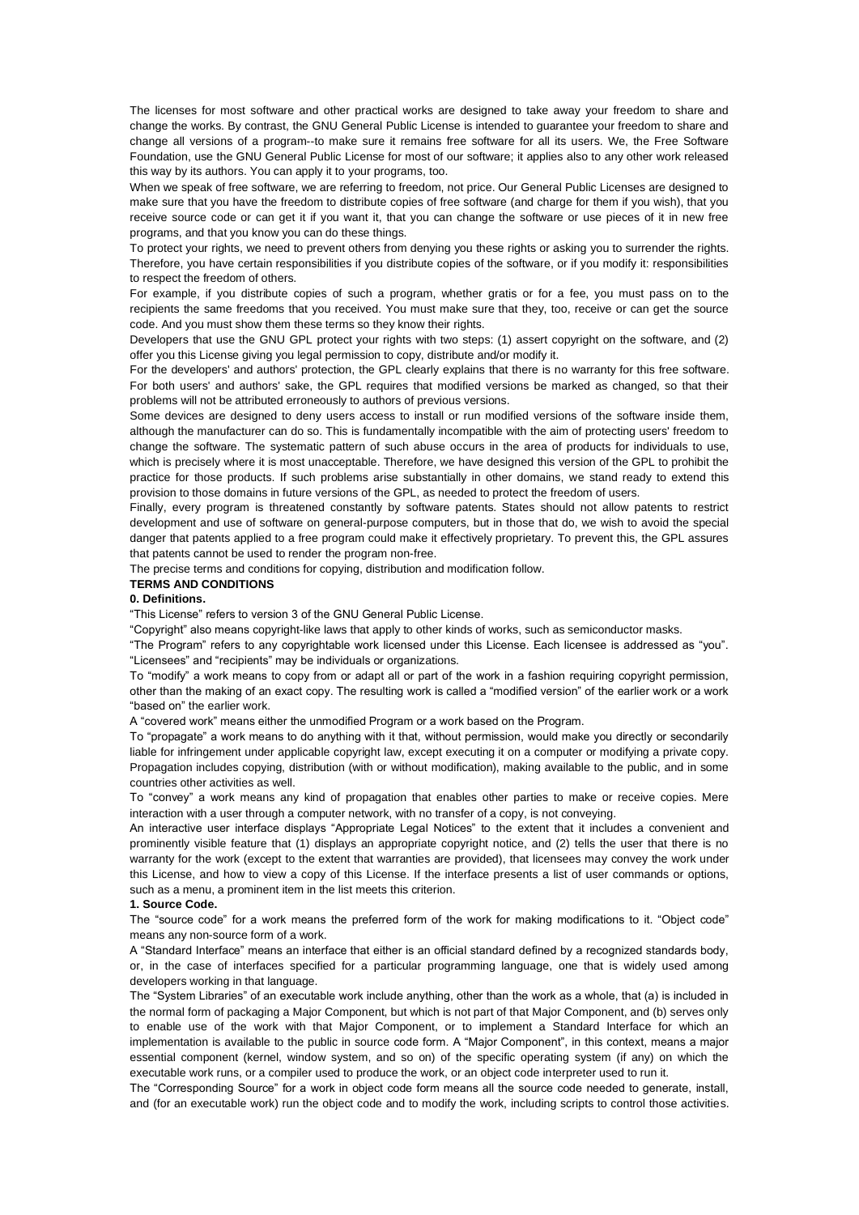The licenses for most software and other practical works are designed to take away your freedom to share and change the works. By contrast, the GNU General Public License is intended to guarantee your freedom to share and change all versions of a program--to make sure it remains free software for all its users. We, the Free Software Foundation, use the GNU General Public License for most of our software; it applies also to any other work released this way by its authors. You can apply it to your programs, too.

When we speak of free software, we are referring to freedom, not price. Our General Public Licenses are designed to make sure that you have the freedom to distribute copies of free software (and charge for them if you wish), that you receive source code or can get it if you want it, that you can change the software or use pieces of it in new free programs, and that you know you can do these things.

To protect your rights, we need to prevent others from denying you these rights or asking you to surrender the rights. Therefore, you have certain responsibilities if you distribute copies of the software, or if you modify it: responsibilities to respect the freedom of others.

For example, if you distribute copies of such a program, whether gratis or for a fee, you must pass on to the recipients the same freedoms that you received. You must make sure that they, too, receive or can get the source code. And you must show them these terms so they know their rights.

Developers that use the GNU GPL protect your rights with two steps: (1) assert copyright on the software, and (2) offer you this License giving you legal permission to copy, distribute and/or modify it.

For the developers' and authors' protection, the GPL clearly explains that there is no warranty for this free software. For both users' and authors' sake, the GPL requires that modified versions be marked as changed, so that their problems will not be attributed erroneously to authors of previous versions.

Some devices are designed to deny users access to install or run modified versions of the software inside them, although the manufacturer can do so. This is fundamentally incompatible with the aim of protecting users' freedom to change the software. The systematic pattern of such abuse occurs in the area of products for individuals to use, which is precisely where it is most unacceptable. Therefore, we have designed this version of the GPL to prohibit the practice for those products. If such problems arise substantially in other domains, we stand ready to extend this provision to those domains in future versions of the GPL, as needed to protect the freedom of users.

Finally, every program is threatened constantly by software patents. States should not allow patents to restrict development and use of software on general-purpose computers, but in those that do, we wish to avoid the special danger that patents applied to a free program could make it effectively proprietary. To prevent this, the GPL assures that patents cannot be used to render the program non-free.

The precise terms and conditions for copying, distribution and modification follow.

**TERMS AND CONDITIONS**

**0. Definitions.**

“This License” refers to version 3 of the GNU General Public License.

“Copyright” also means copyright-like laws that apply to other kinds of works, such as semiconductor masks.

“The Program” refers to any copyrightable work licensed under this License. Each licensee is addressed as “you”. “Licensees” and “recipients” may be individuals or organizations.

To “modify” a work means to copy from or adapt all or part of the work in a fashion requiring copyright permission, other than the making of an exact copy. The resulting work is called a “modified version” of the earlier work or a work “based on” the earlier work.

A “covered work” means either the unmodified Program or a work based on the Program.

To “propagate” a work means to do anything with it that, without permission, would make you directly or secondarily liable for infringement under applicable copyright law, except executing it on a computer or modifying a private copy. Propagation includes copying, distribution (with or without modification), making available to the public, and in some countries other activities as well.

To “convey” a work means any kind of propagation that enables other parties to make or receive copies. Mere interaction with a user through a computer network, with no transfer of a copy, is not conveying.

An interactive user interface displays “Appropriate Legal Notices” to the extent that it includes a convenient and prominently visible feature that (1) displays an appropriate copyright notice, and (2) tells the user that there is no warranty for the work (except to the extent that warranties are provided), that licensees may convey the work under this License, and how to view a copy of this License. If the interface presents a list of user commands or options, such as a menu, a prominent item in the list meets this criterion.

**1. Source Code.**

The “source code” for a work means the preferred form of the work for making modifications to it. “Object code” means any non-source form of a work.

A “Standard Interface” means an interface that either is an official standard defined by a recognized standards body, or, in the case of interfaces specified for a particular programming language, one that is widely used among developers working in that language.

The “System Libraries” of an executable work include anything, other than the work as a whole, that (a) is included in the normal form of packaging a Major Component, but which is not part of that Major Component, and (b) serves only to enable use of the work with that Major Component, or to implement a Standard Interface for which an implementation is available to the public in source code form. A “Major Component”, in this context, means a major essential component (kernel, window system, and so on) of the specific operating system (if any) on which the executable work runs, or a compiler used to produce the work, or an object code interpreter used to run it.

The “Corresponding Source” for a work in object code form means all the source code needed to generate, install, and (for an executable work) run the object code and to modify the work, including scripts to control those activities.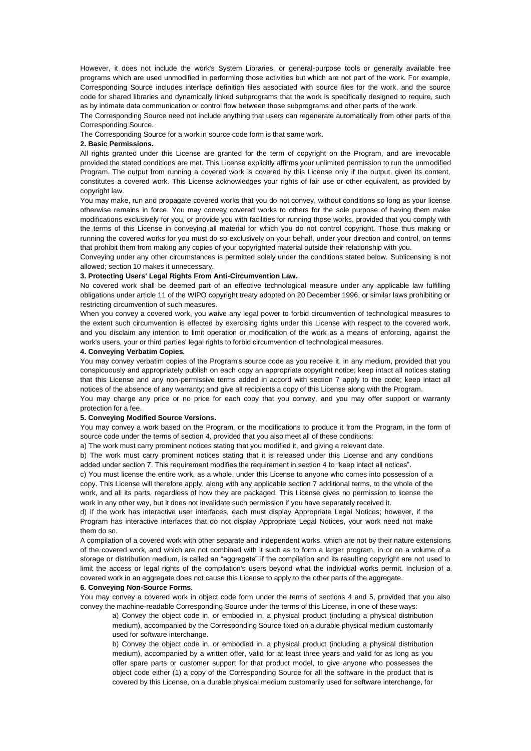However, it does not include the work's System Libraries, or general-purpose tools or generally available free programs which are used unmodified in performing those activities but which are not part of the work. For example, Corresponding Source includes interface definition files associated with source files for the work, and the source code for shared libraries and dynamically linked subprograms that the work is specifically designed to require, such as by intimate data communication or control flow between those subprograms and other parts of the work.

The Corresponding Source need not include anything that users can regenerate automatically from other parts of the Corresponding Source.

The Corresponding Source for a work in source code form is that same work.

**2. Basic Permissions.**

All rights granted under this License are granted for the term of copyright on the Program, and are irrevocable provided the stated conditions are met. This License explicitly affirms your unlimited permission to run the unmodified Program. The output from running a covered work is covered by this License only if the output, given its content, constitutes a covered work. This License acknowledges your rights of fair use or other equivalent, as provided by copyright law.

You may make, run and propagate covered works that you do not convey, without conditions so long as your license otherwise remains in force. You may convey covered works to others for the sole purpose of having them make modifications exclusively for you, or provide you with facilities for running those works, provided that you comply with the terms of this License in conveying all material for which you do not control copyright. Those thus making or running the covered works for you must do so exclusively on your behalf, under your direction and control, on terms that prohibit them from making any copies of your copyrighted material outside their relationship with you.

Conveying under any other circumstances is permitted solely under the conditions stated below. Sublicensing is not allowed; section 10 makes it unnecessary.

**3. Protecting Users' Legal Rights From Anti-Circumvention Law.**

No covered work shall be deemed part of an effective technological measure under any applicable law fulfilling obligations under article 11 of the WIPO copyright treaty adopted on 20 December 1996, or similar laws prohibiting or restricting circumvention of such measures.

When you convey a covered work, you waive any legal power to forbid circumvention of technological measures to the extent such circumvention is effected by exercising rights under this License with respect to the covered work, and you disclaim any intention to limit operation or modification of the work as a means of enforcing, against the work's users, your or third parties' legal rights to forbid circumvention of technological measures.

**4. Conveying Verbatim Copies.**

You may convey verbatim copies of the Program's source code as you receive it, in any medium, provided that you conspicuously and appropriately publish on each copy an appropriate copyright notice; keep intact all notices stating that this License and any non-permissive terms added in accord with section 7 apply to the code; keep intact all notices of the absence of any warranty; and give all recipients a copy of this License along with the Program.

You may charge any price or no price for each copy that you convey, and you may offer support or warranty protection for a fee.

**5. Conveying Modified Source Versions.**

You may convey a work based on the Program, or the modifications to produce it from the Program, in the form of source code under the terms of section 4, provided that you also meet all of these conditions:

a) The work must carry prominent notices stating that you modified it, and giving a relevant date.

b) The work must carry prominent notices stating that it is released under this License and any conditions added under section 7. This requirement modifies the requirement in section 4 to "keep intact all notices".

c) You must license the entire work, as a whole, under this License to anyone who comes into possession of a copy. This License will therefore apply, along with any applicable section 7 additional terms, to the whole of the work, and all its parts, regardless of how they are packaged. This License gives no permission to license the work in any other way, but it does not invalidate such permission if you have separately received it.

d) If the work has interactive user interfaces, each must display Appropriate Legal Notices; however, if the Program has interactive interfaces that do not display Appropriate Legal Notices, your work need not make them do so.

A compilation of a covered work with other separate and independent works, which are not by their nature extensions of the covered work, and which are not combined with it such as to form a larger program, in or on a volume of a storage or distribution medium, is called an "aggregate" if the compilation and its resulting copyright are not used to limit the access or legal rights of the compilation's users beyond what the individual works permit. Inclusion of a covered work in an aggregate does not cause this License to apply to the other parts of the aggregate.

**6. Conveying Non-Source Forms.**

You may convey a covered work in object code form under the terms of sections 4 and 5, provided that you also convey the machine-readable Corresponding Source under the terms of this License, in one of these ways:

a) Convey the object code in, or embodied in, a physical product (including a physical distribution medium), accompanied by the Corresponding Source fixed on a durable physical medium customarily used for software interchange.

b) Convey the object code in, or embodied in, a physical product (including a physical distribution medium), accompanied by a written offer, valid for at least three years and valid for as long as you offer spare parts or customer support for that product model, to give anyone who possesses the object code either (1) a copy of the Corresponding Source for all the software in the product that is covered by this License, on a durable physical medium customarily used for software interchange, for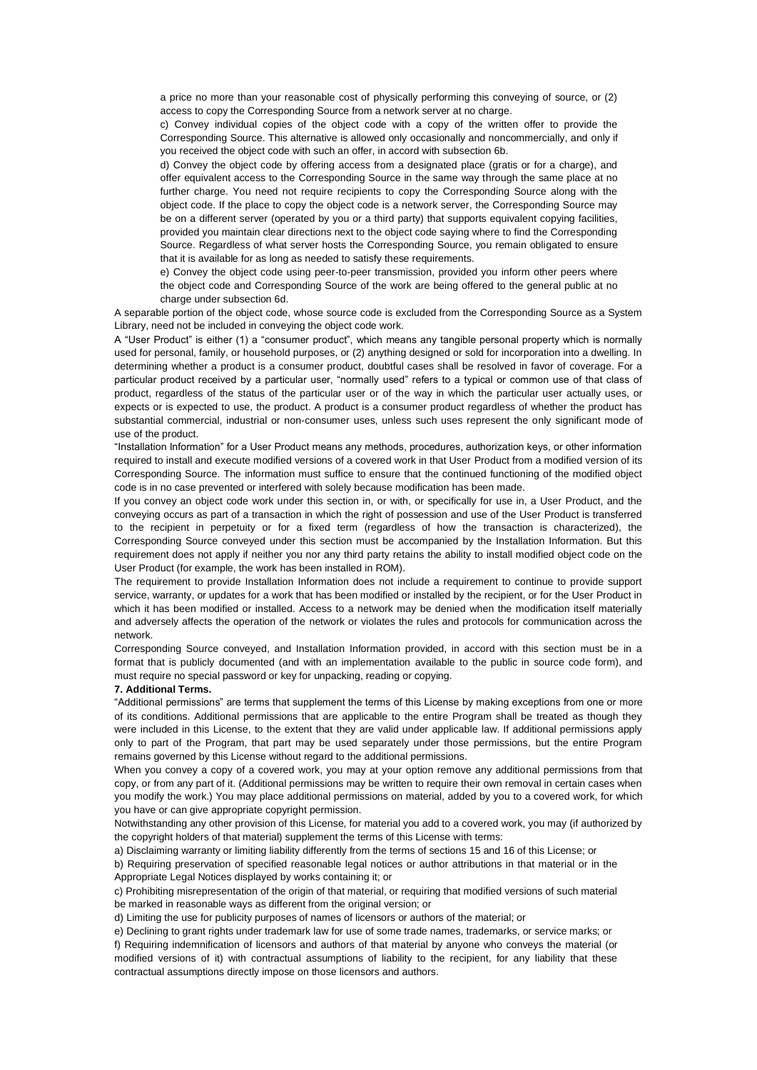a price no more than your reasonable cost of physically performing this conveying of source, or (2) access to copy the Corresponding Source from a network server at no charge.

c) Convey individual copies of the object code with a copy of the written offer to provide the Corresponding Source. This alternative is allowed only occasionally and noncommercially, and only if you received the object code with such an offer, in accord with subsection 6b.

d) Convey the object code by offering access from a designated place (gratis or for a charge), and offer equivalent access to the Corresponding Source in the same way through the same place at no further charge. You need not require recipients to copy the Corresponding Source along with the object code. If the place to copy the object code is a network server, the Corresponding Source may be on a different server (operated by you or a third party) that supports equivalent copying facilities, provided you maintain clear directions next to the object code saying where to find the Corresponding Source. Regardless of what server hosts the Corresponding Source, you remain obligated to ensure that it is available for as long as needed to satisfy these requirements.

e) Convey the object code using peer-to-peer transmission, provided you inform other peers where the object code and Corresponding Source of the work are being offered to the general public at no charge under subsection 6d.

A separable portion of the object code, whose source code is excluded from the Corresponding Source as a System Library, need not be included in conveying the object code work.

A "User Product" is either (1) a "consumer product", which means any tangible personal property which is normally used for personal, family, or household purposes, or (2) anything designed or sold for incorporation into a dwelling. In determining whether a product is a consumer product, doubtful cases shall be resolved in favor of coverage. For a particular product received by a particular user, "normally used" refers to a typical or common use of that class of product, regardless of the status of the particular user or of the way in which the particular user actually uses, or expects or is expected to use, the product. A product is a consumer product regardless of whether the product has substantial commercial, industrial or non-consumer uses, unless such uses represent the only significant mode of use of the product.

"Installation Information" for a User Product means any methods, procedures, authorization keys, or other information required to install and execute modified versions of a covered work in that User Product from a modified version of its Corresponding Source. The information must suffice to ensure that the continued functioning of the modified object code is in no case prevented or interfered with solely because modification has been made.

If you convey an object code work under this section in, or with, or specifically for use in, a User Product, and the conveying occurs as part of a transaction in which the right of possession and use of the User Product is transferred to the recipient in perpetuity or for a fixed term (regardless of how the transaction is characterized), the Corresponding Source conveyed under this section must be accompanied by the Installation Information. But this requirement does not apply if neither you nor any third party retains the ability to install modified object code on the User Product (for example, the work has been installed in ROM).

The requirement to provide Installation Information does not include a requirement to continue to provide support service, warranty, or updates for a work that has been modified or installed by the recipient, or for the User Product in which it has been modified or installed. Access to a network may be denied when the modification itself materially and adversely affects the operation of the network or violates the rules and protocols for communication across the network.

Corresponding Source conveyed, and Installation Information provided, in accord with this section must be in a format that is publicly documented (and with an implementation available to the public in source code form), and must require no special password or key for unpacking, reading or copying.

**7. Additional Terms.**

"Additional permissions" are terms that supplement the terms of this License by making exceptions from one or more of its conditions. Additional permissions that are applicable to the entire Program shall be treated as though they were included in this License, to the extent that they are valid under applicable law. If additional permissions apply only to part of the Program, that part may be used separately under those permissions, but the entire Program remains governed by this License without regard to the additional permissions.

When you convey a copy of a covered work, you may at your option remove any additional permissions from that copy, or from any part of it. (Additional permissions may be written to require their own removal in certain cases when you modify the work.) You may place additional permissions on material, added by you to a covered work, for which you have or can give appropriate copyright permission.

Notwithstanding any other provision of this License, for material you add to a covered work, you may (if authorized by the copyright holders of that material) supplement the terms of this License with terms:

a) Disclaiming warranty or limiting liability differently from the terms of sections 15 and 16 of this License; or

b) Requiring preservation of specified reasonable legal notices or author attributions in that material or in the Appropriate Legal Notices displayed by works containing it; or

c) Prohibiting misrepresentation of the origin of that material, or requiring that modified versions of such material be marked in reasonable ways as different from the original version; or

d) Limiting the use for publicity purposes of names of licensors or authors of the material; or

e) Declining to grant rights under trademark law for use of some trade names, trademarks, or service marks; or

f) Requiring indemnification of licensors and authors of that material by anyone who conveys the material (or modified versions of it) with contractual assumptions of liability to the recipient, for any liability that these contractual assumptions directly impose on those licensors and authors.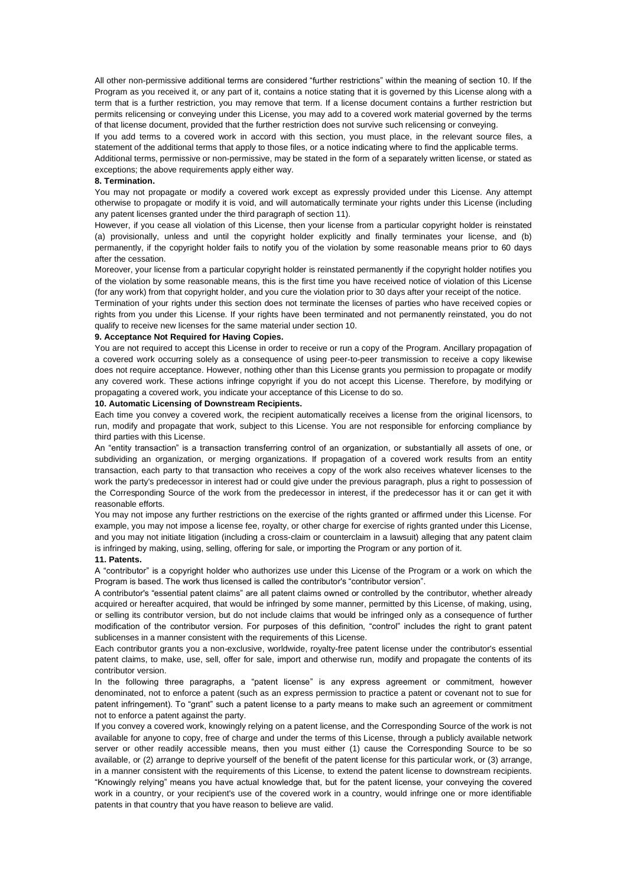All other non-permissive additional terms are considered “further restrictions” within the meaning of section 10. If the Program as you received it, or any part of it, contains a notice stating that it is governed by this License along with a term that is a further restriction, you may remove that term. If a license document contains a further restriction but permits relicensing or conveying under this License, you may add to a covered work material governed by the terms of that license document, provided that the further restriction does not survive such relicensing or conveying.

If you add terms to a covered work in accord with this section, you must place, in the relevant source files, a statement of the additional terms that apply to those files, or a notice indicating where to find the applicable terms.

Additional terms, permissive or non-permissive, may be stated in the form of a separately written license, or stated as exceptions; the above requirements apply either way.

**8. Termination.**

You may not propagate or modify a covered work except as expressly provided under this License. Any attempt otherwise to propagate or modify it is void, and will automatically terminate your rights under this License (including any patent licenses granted under the third paragraph of section 11).

However, if you cease all violation of this License, then your license from a particular copyright holder is reinstated (a) provisionally, unless and until the copyright holder explicitly and finally terminates your license, and (b) permanently, if the copyright holder fails to notify you of the violation by some reasonable means prior to 60 days after the cessation.

Moreover, your license from a particular copyright holder is reinstated permanently if the copyright holder notifies you of the violation by some reasonable means, this is the first time you have received notice of violation of this License (for any work) from that copyright holder, and you cure the violation prior to 30 days after your receipt of the notice.

Termination of your rights under this section does not terminate the licenses of parties who have received copies or rights from you under this License. If your rights have been terminated and not permanently reinstated, you do not qualify to receive new licenses for the same material under section 10.

**9. Acceptance Not Required for Having Copies.**

You are not required to accept this License in order to receive or run a copy of the Program. Ancillary propagation of a covered work occurring solely as a consequence of using peer-to-peer transmission to receive a copy likewise does not require acceptance. However, nothing other than this License grants you permission to propagate or modify any covered work. These actions infringe copyright if you do not accept this License. Therefore, by modifying or propagating a covered work, you indicate your acceptance of this License to do so.

**10. Automatic Licensing of Downstream Recipients.**

Each time you convey a covered work, the recipient automatically receives a license from the original licensors, to run, modify and propagate that work, subject to this License. You are not responsible for enforcing compliance by third parties with this License.

An “entity transaction” is a transaction transferring control of an organization, or substantially all assets of one, or subdividing an organization, or merging organizations. If propagation of a covered work results from an entity transaction, each party to that transaction who receives a copy of the work also receives whatever licenses to the work the party's predecessor in interest had or could give under the previous paragraph, plus a right to possession of the Corresponding Source of the work from the predecessor in interest, if the predecessor has it or can get it with reasonable efforts.

You may not impose any further restrictions on the exercise of the rights granted or affirmed under this License. For example, you may not impose a license fee, royalty, or other charge for exercise of rights granted under this License, and you may not initiate litigation (including a cross-claim or counterclaim in a lawsuit) alleging that any patent claim is infringed by making, using, selling, offering for sale, or importing the Program or any portion of it.

**11. Patents.**

A “contributor” is a copyright holder who authorizes use under this License of the Program or a work on which the Program is based. The work thus licensed is called the contributor's “contributor version”.

A contributor's “essential patent claims” are all patent claims owned or controlled by the contributor, whether already acquired or hereafter acquired, that would be infringed by some manner, permitted by this License, of making, using, or selling its contributor version, but do not include claims that would be infringed only as a consequence of further modification of the contributor version. For purposes of this definition, “control” includes the right to grant patent sublicenses in a manner consistent with the requirements of this License.

Each contributor grants you a non-exclusive, worldwide, royalty-free patent license under the contributor's essential patent claims, to make, use, sell, offer for sale, import and otherwise run, modify and propagate the contents of its contributor version.

In the following three paragraphs, a “patent license” is any express agreement or commitment, however denominated, not to enforce a patent (such as an express permission to practice a patent or covenant not to sue for patent infringement). To “grant” such a patent license to a party means to make such an agreement or commitment not to enforce a patent against the party.

If you convey a covered work, knowingly relying on a patent license, and the Corresponding Source of the work is not available for anyone to copy, free of charge and under the terms of this License, through a publicly available network server or other readily accessible means, then you must either (1) cause the Corresponding Source to be so available, or (2) arrange to deprive yourself of the benefit of the patent license for this particular work, or (3) arrange, in a manner consistent with the requirements of this License, to extend the patent license to downstream recipients. “Knowingly relying” means you have actual knowledge that, but for the patent license, your conveying the covered work in a country, or your recipient's use of the covered work in a country, would infringe one or more identifiable patents in that country that you have reason to believe are valid.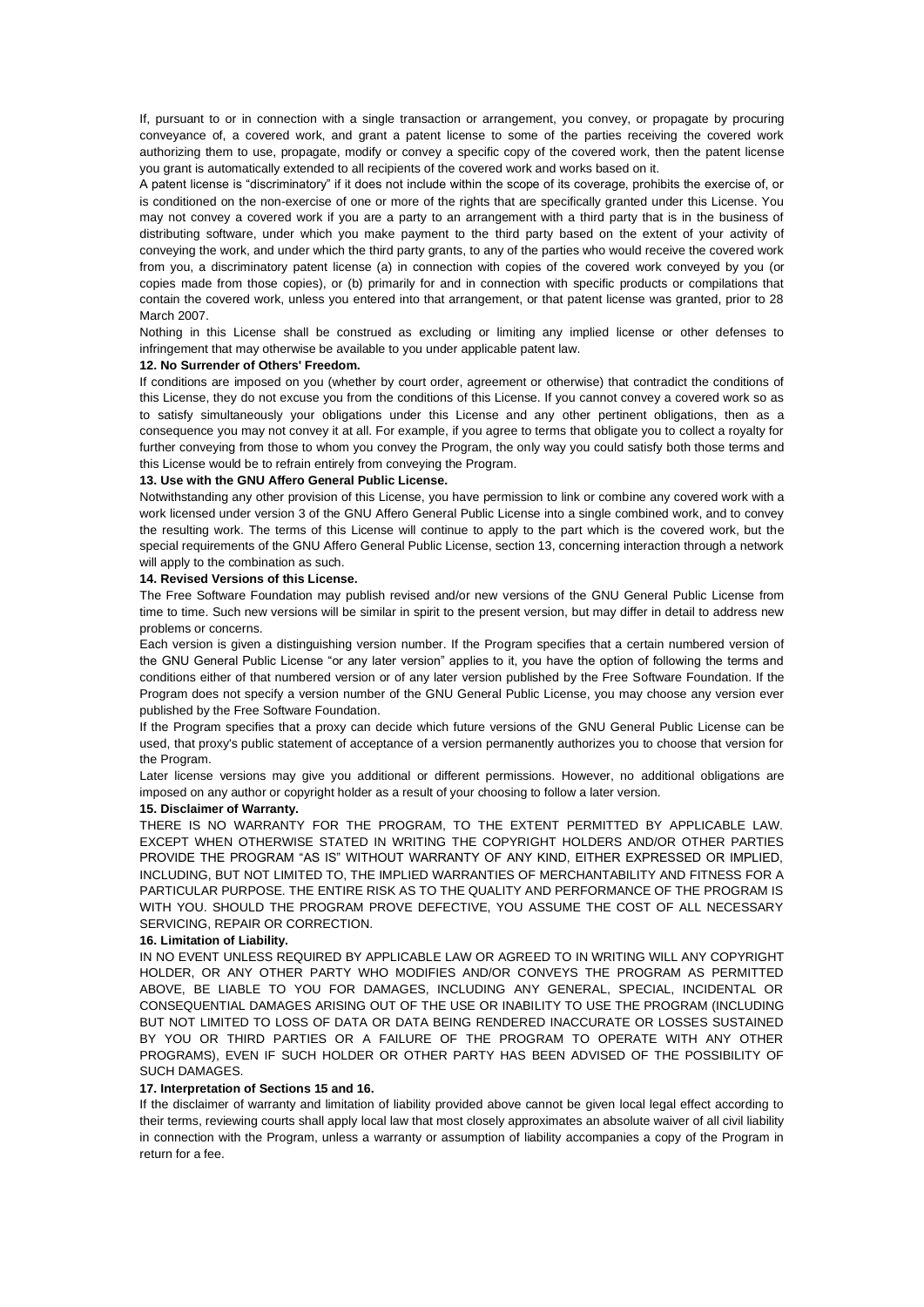If, pursuant to or in connection with a single transaction or arrangement, you convey, or propagate by procuring conveyance of, a covered work, and grant a patent license to some of the parties receiving the covered work authorizing them to use, propagate, modify or convey a specific copy of the covered work, then the patent license you grant is automatically extended to all recipients of the covered work and works based on it.

A patent license is "discriminatory" if it does not include within the scope of its coverage, prohibits the exercise of, or is conditioned on the non-exercise of one or more of the rights that are specifically granted under this License. You may not convey a covered work if you are a party to an arrangement with a third party that is in the business of distributing software, under which you make payment to the third party based on the extent of your activity of conveying the work, and under which the third party grants, to any of the parties who would receive the covered work from you, a discriminatory patent license (a) in connection with copies of the covered work conveyed by you (or copies made from those copies), or (b) primarily for and in connection with specific products or compilations that contain the covered work, unless you entered into that arrangement, or that patent license was granted, prior to 28 March 2007.

Nothing in this License shall be construed as excluding or limiting any implied license or other defenses to infringement that may otherwise be available to you under applicable patent law.

**12. No Surrender of Others' Freedom.**

If conditions are imposed on you (whether by court order, agreement or otherwise) that contradict the conditions of this License, they do not excuse you from the conditions of this License. If you cannot convey a covered work so as to satisfy simultaneously your obligations under this License and any other pertinent obligations, then as a consequence you may not convey it at all. For example, if you agree to terms that obligate you to collect a royalty for further conveying from those to whom you convey the Program, the only way you could satisfy both those terms and this License would be to refrain entirely from conveying the Program.

**13. Use with the GNU Affero General Public License.**

Notwithstanding any other provision of this License, you have permission to link or combine any covered work with a work licensed under version 3 of the GNU Affero General Public License into a single combined work, and to convey the resulting work. The terms of this License will continue to apply to the part which is the covered work, but the special requirements of the GNU Affero General Public License, section 13, concerning interaction through a network will apply to the combination as such.

**14. Revised Versions of this License.**

The Free Software Foundation may publish revised and/or new versions of the GNU General Public License from time to time. Such new versions will be similar in spirit to the present version, but may differ in detail to address new problems or concerns.

Each version is given a distinguishing version number. If the Program specifies that a certain numbered version of the GNU General Public License "or any later version" applies to it, you have the option of following the terms and conditions either of that numbered version or of any later version published by the Free Software Foundation. If the Program does not specify a version number of the GNU General Public License, you may choose any version ever published by the Free Software Foundation.

If the Program specifies that a proxy can decide which future versions of the GNU General Public License can be used, that proxy's public statement of acceptance of a version permanently authorizes you to choose that version for the Program.

Later license versions may give you additional or different permissions. However, no additional obligations are imposed on any author or copyright holder as a result of your choosing to follow a later version.

**15. Disclaimer of Warranty.**

THERE IS NO WARRANTY FOR THE PROGRAM, TO THE EXTENT PERMITTED BY APPLICABLE LAW. EXCEPT WHEN OTHERWISE STATED IN WRITING THE COPYRIGHT HOLDERS AND/OR OTHER PARTIES PROVIDE THE PROGRAM "AS IS" WITHOUT WARRANTY OF ANY KIND, EITHER EXPRESSED OR IMPLIED, INCLUDING, BUT NOT LIMITED TO, THE IMPLIED WARRANTIES OF MERCHANTABILITY AND FITNESS FOR A PARTICULAR PURPOSE. THE ENTIRE RISK AS TO THE QUALITY AND PERFORMANCE OF THE PROGRAM IS WITH YOU. SHOULD THE PROGRAM PROVE DEFECTIVE, YOU ASSUME THE COST OF ALL NECESSARY SERVICING, REPAIR OR CORRECTION.

**16. Limitation of Liability.**

IN NO EVENT UNLESS REQUIRED BY APPLICABLE LAW OR AGREED TO IN WRITING WILL ANY COPYRIGHT HOLDER, OR ANY OTHER PARTY WHO MODIFIES AND/OR CONVEYS THE PROGRAM AS PERMITTED ABOVE, BE LIABLE TO YOU FOR DAMAGES, INCLUDING ANY GENERAL, SPECIAL, INCIDENTAL OR CONSEQUENTIAL DAMAGES ARISING OUT OF THE USE OR INABILITY TO USE THE PROGRAM (INCLUDING BUT NOT LIMITED TO LOSS OF DATA OR DATA BEING RENDERED INACCURATE OR LOSSES SUSTAINED BY YOU OR THIRD PARTIES OR A FAILURE OF THE PROGRAM TO OPERATE WITH ANY OTHER PROGRAMS), EVEN IF SUCH HOLDER OR OTHER PARTY HAS BEEN ADVISED OF THE POSSIBILITY OF SUCH DAMAGES.

**17. Interpretation of Sections 15 and 16.**

If the disclaimer of warranty and limitation of liability provided above cannot be given local legal effect according to their terms, reviewing courts shall apply local law that most closely approximates an absolute waiver of all civil liability in connection with the Program, unless a warranty or assumption of liability accompanies a copy of the Program in return for a fee.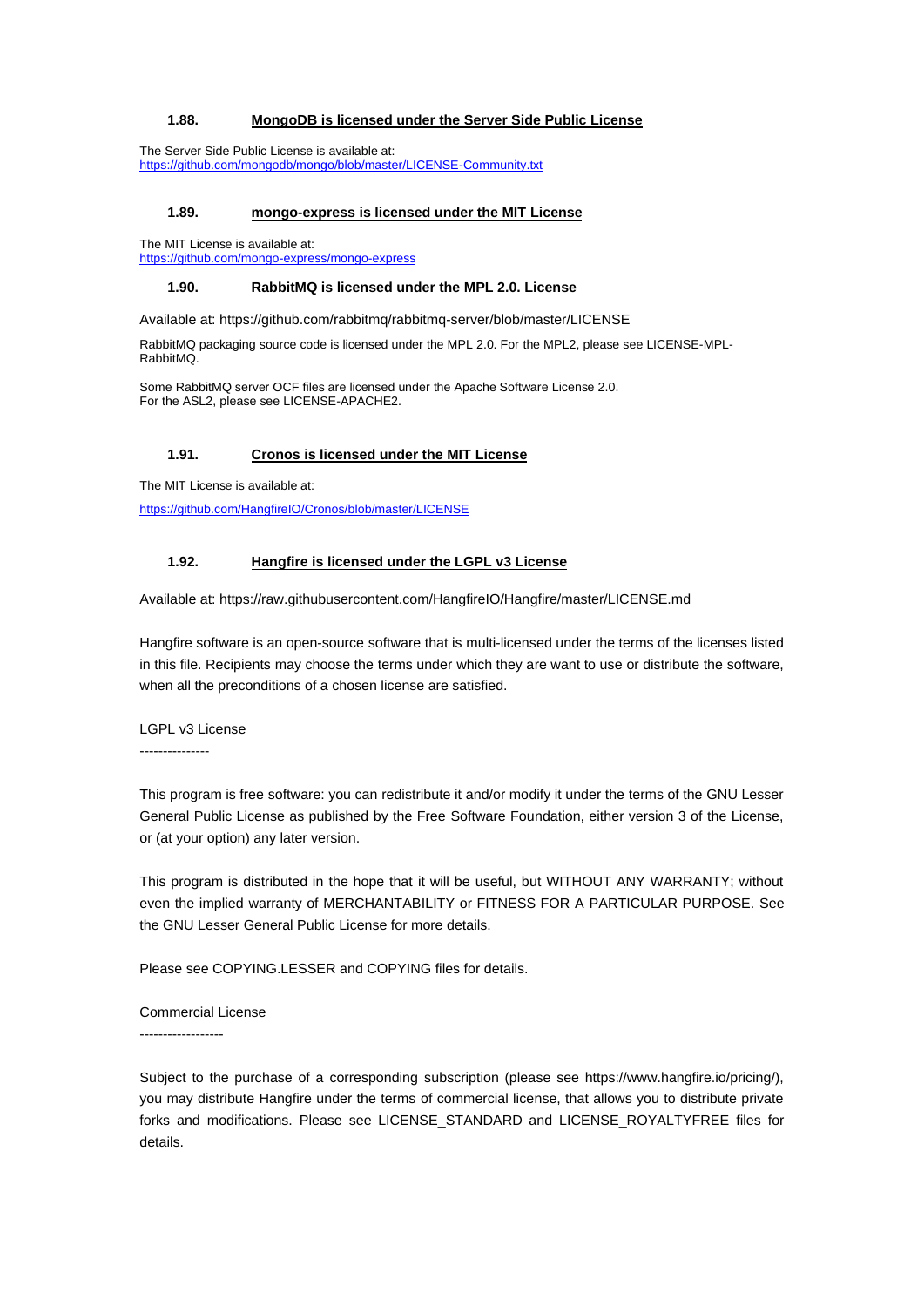### 1.88. MongoDB is licensed under the Server Side Public License

The Server Side Public License is available at:
https://github.com/mongodb/mongo/blob/master/LICENSE-Community.txt

### 1.89. mongo-express is licensed under the MIT License

The MIT License is available at:
https://github.com/mongo-express/mongo-express

### 1.90. RabbitMQ is licensed under the MPL 2.0. License

Available at: https://github.com/rabbitmq/rabbitmq-server/blob/master/LICENSE

RabbitMQ packaging source code is licensed under the MPL 2.0. For the MPL2, please see LICENSE-MPL-RabbitMQ.

Some RabbitMQ server OCF files are licensed under the Apache Software License 2.0.
For the ASL2, please see LICENSE-APACHE2.

### 1.91. Cronos is licensed under the MIT License

The MIT License is available at:

https://github.com/HangfireIO/Cronos/blob/master/LICENSE

### 1.92. Hangfire is licensed under the LGPL v3 License

Available at: https://raw.githubusercontent.com/HangfireIO/Hangfire/master/LICENSE.md

Hangfire software is an open-source software that is multi-licensed under the terms of the licenses listed in this file. Recipients may choose the terms under which they are want to use or distribute the software, when all the preconditions of a chosen license are satisfied.

LGPL v3 License

---------------

This program is free software: you can redistribute it and/or modify it under the terms of the GNU Lesser General Public License as published by the Free Software Foundation, either version 3 of the License, or (at your option) any later version.

This program is distributed in the hope that it will be useful, but WITHOUT ANY WARRANTY; without even the implied warranty of MERCHANTABILITY or FITNESS FOR A PARTICULAR PURPOSE. See the GNU Lesser General Public License for more details.

Please see COPYING.LESSER and COPYING files for details.

Commercial License

------------------

Subject to the purchase of a corresponding subscription (please see https://www.hangfire.io/pricing/), you may distribute Hangfire under the terms of commercial license, that allows you to distribute private forks and modifications. Please see LICENSE_STANDARD and LICENSE_ROYALTYFREE files for details.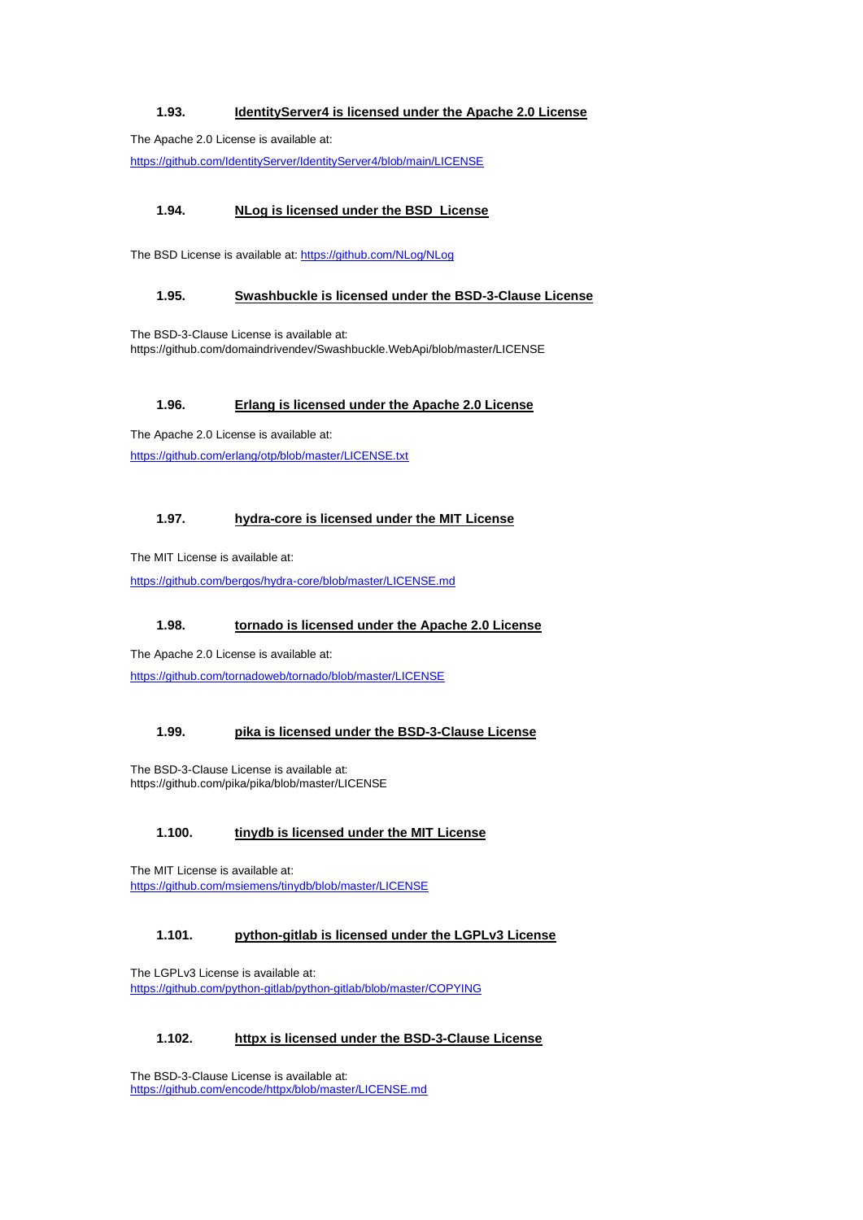### 1.93. IdentityServer4 is licensed under the Apache 2.0 License

The Apache 2.0 License is available at:

https://github.com/IdentityServer/IdentityServer4/blob/main/LICENSE

### 1.94. NLog is licensed under the BSD License

The BSD License is available at: https://github.com/NLog/NLog

### 1.95. Swashbuckle is licensed under the BSD-3-Clause License

The BSD-3-Clause License is available at:
https://github.com/domaindrivendev/Swashbuckle.WebApi/blob/master/LICENSE

### 1.96. Erlang is licensed under the Apache 2.0 License

The Apache 2.0 License is available at:

https://github.com/erlang/otp/blob/master/LICENSE.txt

### 1.97. hydra-core is licensed under the MIT License

The MIT License is available at:

https://github.com/bergos/hydra-core/blob/master/LICENSE.md

### 1.98. tornado is licensed under the Apache 2.0 License

The Apache 2.0 License is available at:

https://github.com/tornadoweb/tornado/blob/master/LICENSE

### 1.99. pika is licensed under the BSD-3-Clause License

The BSD-3-Clause License is available at:
https://github.com/pika/pika/blob/master/LICENSE

### 1.100. tinydb is licensed under the MIT License

The MIT License is available at:
https://github.com/msiemens/tinydb/blob/master/LICENSE

### 1.101. python-gitlab is licensed under the LGPLv3 License

The LGPLv3 License is available at:
https://github.com/python-gitlab/python-gitlab/blob/master/COPYING

### 1.102. httpx is licensed under the BSD-3-Clause License

The BSD-3-Clause License is available at:
https://github.com/encode/httpx/blob/master/LICENSE.md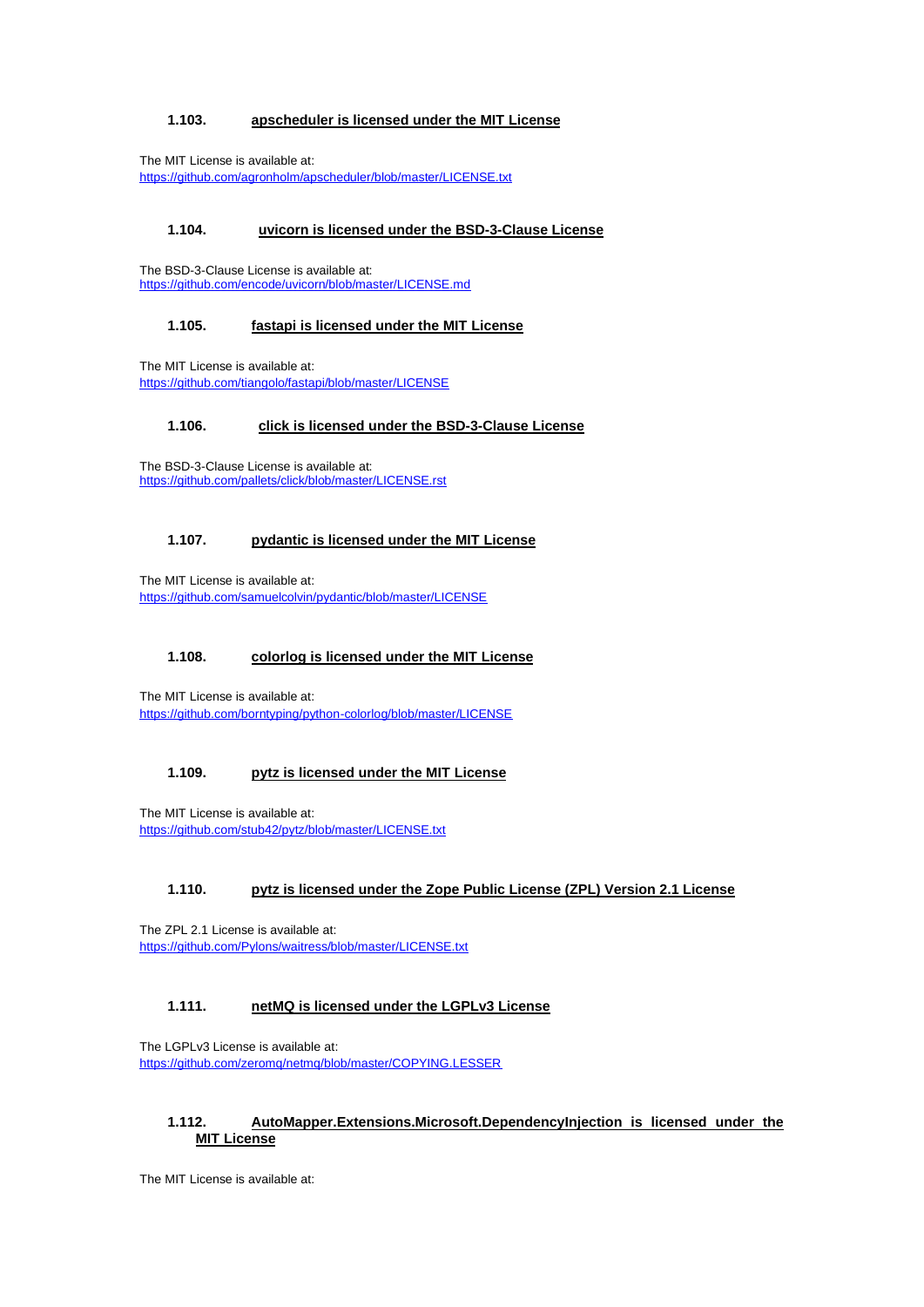### 1.103. apscheduler is licensed under the MIT License

The MIT License is available at:
https://github.com/agronholm/apscheduler/blob/master/LICENSE.txt

### 1.104. uvicorn is licensed under the BSD-3-Clause License

The BSD-3-Clause License is available at:
https://github.com/encode/uvicorn/blob/master/LICENSE.md

### 1.105. fastapi is licensed under the MIT License

The MIT License is available at:
https://github.com/tiangolo/fastapi/blob/master/LICENSE

### 1.106. click is licensed under the BSD-3-Clause License

The BSD-3-Clause License is available at:
https://github.com/pallets/click/blob/master/LICENSE.rst

### 1.107. pydantic is licensed under the MIT License

The MIT License is available at:
https://github.com/samuelcolvin/pydantic/blob/master/LICENSE

### 1.108. colorlog is licensed under the MIT License

The MIT License is available at:
https://github.com/borntyping/python-colorlog/blob/master/LICENSE

### 1.109. pytz is licensed under the MIT License

The MIT License is available at:
https://github.com/stub42/pytz/blob/master/LICENSE.txt

### 1.110. pytz is licensed under the Zope Public License (ZPL) Version 2.1 License

The ZPL 2.1 License is available at:
https://github.com/Pylons/waitress/blob/master/LICENSE.txt

### 1.111. netMQ is licensed under the LGPLv3 License

The LGPLv3 License is available at:
https://github.com/zeromq/netmq/blob/master/COPYING.LESSER

### 1.112. AutoMapper.Extensions.Microsoft.DependencyInjection is licensed under the MIT License

The MIT License is available at: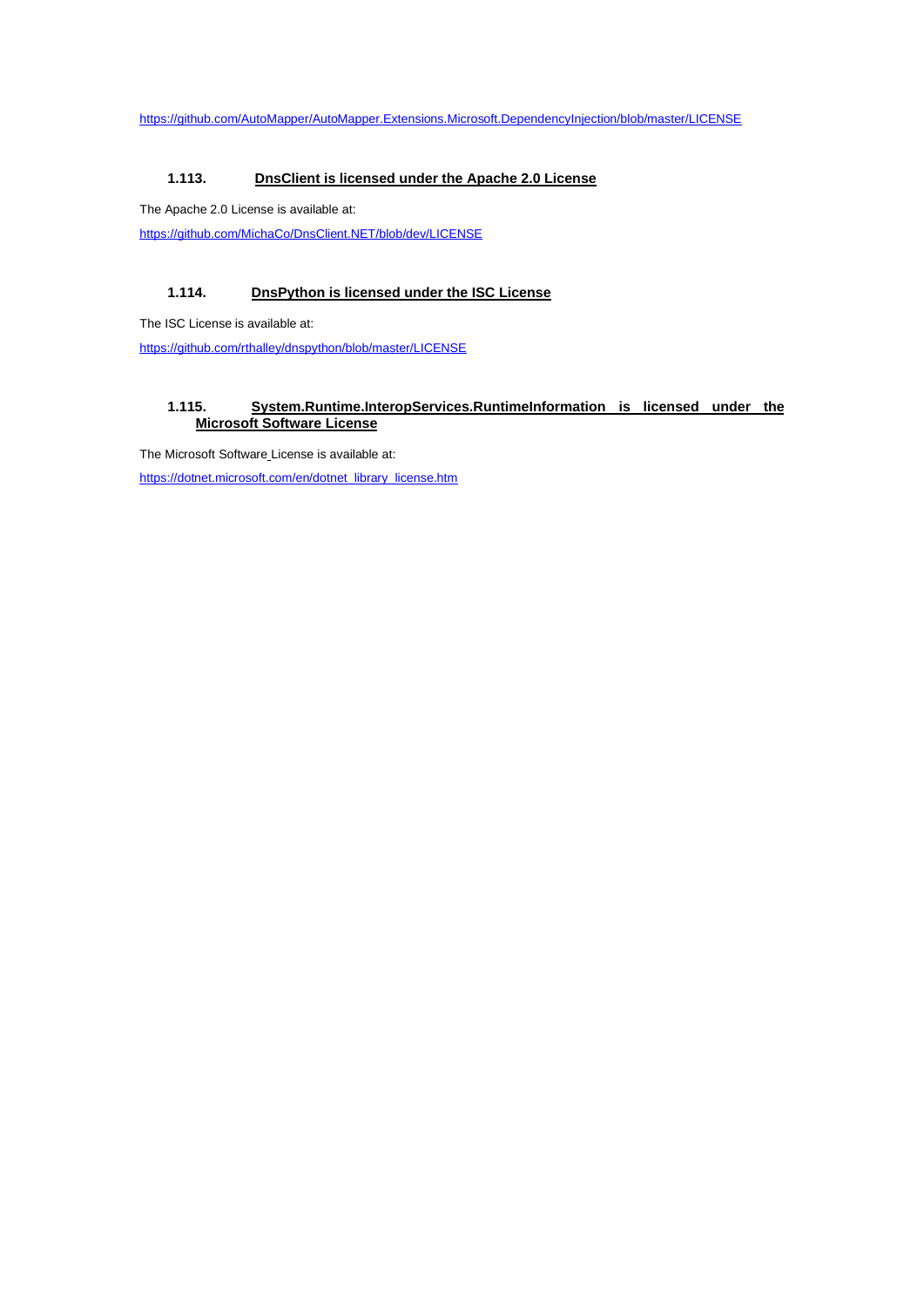https://github.com/AutoMapper/AutoMapper.Extensions.Microsoft.DependencyInjection/blob/master/LICENSE

### 1.113. DnsClient is licensed under the Apache 2.0 License

The Apache 2.0 License is available at:

https://github.com/MichaCo/DnsClient.NET/blob/dev/LICENSE

### 1.114. DnsPython is licensed under the ISC License

The ISC License is available at:

https://github.com/rthalley/dnspython/blob/master/LICENSE

### 1.115. System.Runtime.InteropServices.RuntimeInformation is licensed under the Microsoft Software License

The Microsoft Software License is available at:

https://dotnet.microsoft.com/en/dotnet_library_license.htm